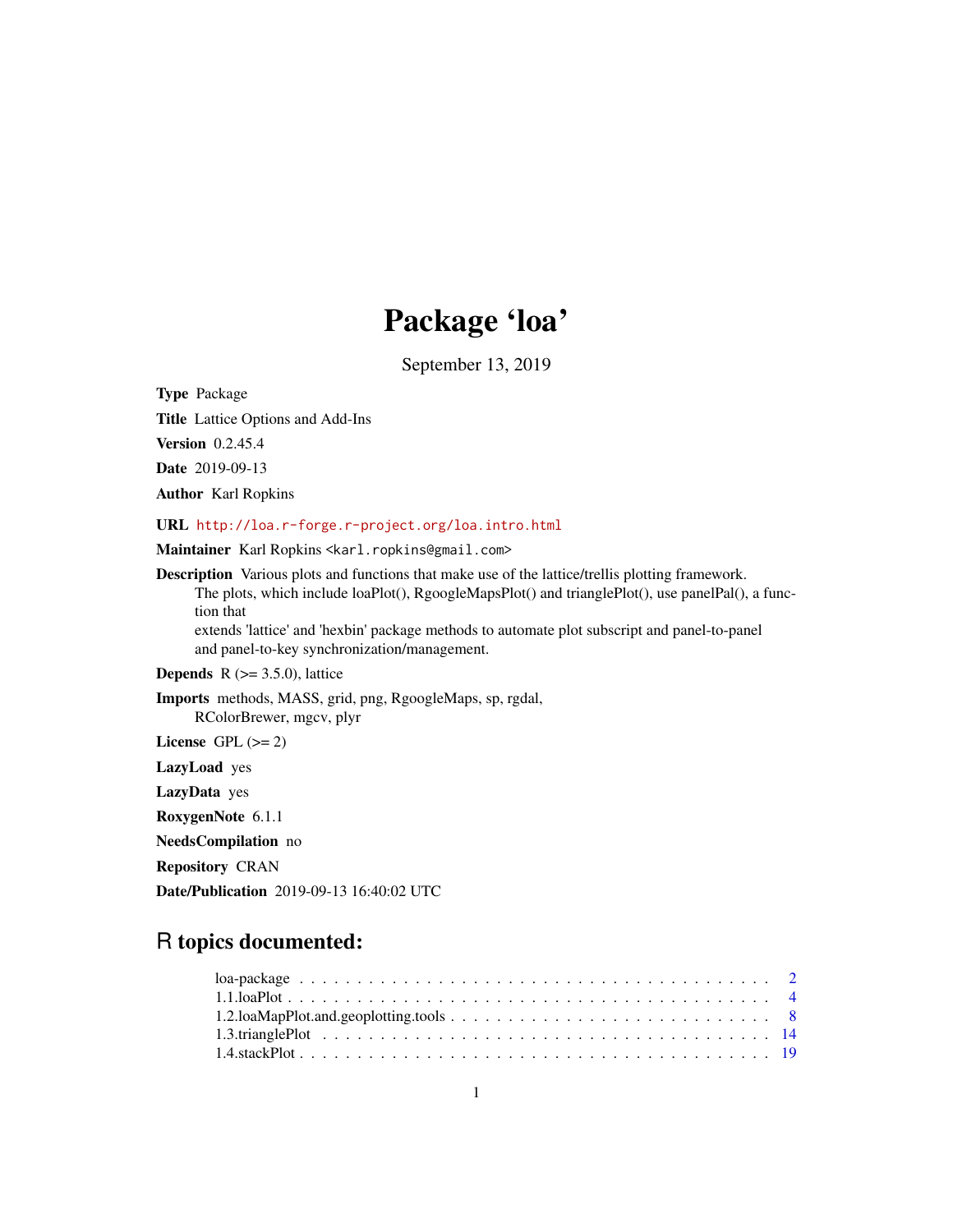# Package 'loa'

September 13, 2019

**Type** Package

**Title** Lattice Options and Add-Ins

**Version** 0.2.45.4

**Date** 2019-09-13

**Author** Karl Ropkins

**URL** http://loa.r-forge.r-project.org/loa.intro.html

**Maintainer** Karl Ropkins <karl.ropkins@gmail.com>

**Description** Various plots and functions that make use of the lattice/trellis plotting framework. The plots, which include loaPlot(), RgoogleMapsPlot() and trianglePlot(), use panelPal(), a function that extends 'lattice' and 'hexbin' package methods to automate plot subscript and panel-to-panel and panel-to-key synchronization/management.

**Depends** R (>= 3.5.0), lattice

**Imports** methods, MASS, grid, png, RgoogleMaps, sp, rgdal, RColorBrewer, mgcv, plyr

**License** GPL (>= 2)

**LazyLoad** yes

**LazyData** yes

**RoxygenNote** 6.1.1

**NeedsCompilation** no

**Repository** CRAN

**Date/Publication** 2019-09-13 16:40:02 UTC

## R topics documented:

- loa-package . . . . . . . . . . . . . . . . . . . . . . . . . . . . . . . . . . . . . . . . 2
- 1.1.loaPlot . . . . . . . . . . . . . . . . . . . . . . . . . . . . . . . . . . . . . . . . 4
- 1.2.loaMapPlot.and.geoplotting.tools . . . . . . . . . . . . . . . . . . . . . . . . . . . . 8
- 1.3.trianglePlot . . . . . . . . . . . . . . . . . . . . . . . . . . . . . . . . . . . . . 14
- 1.4.stackPlot . . . . . . . . . . . . . . . . . . . . . . . . . . . . . . . . . . . . . . . 19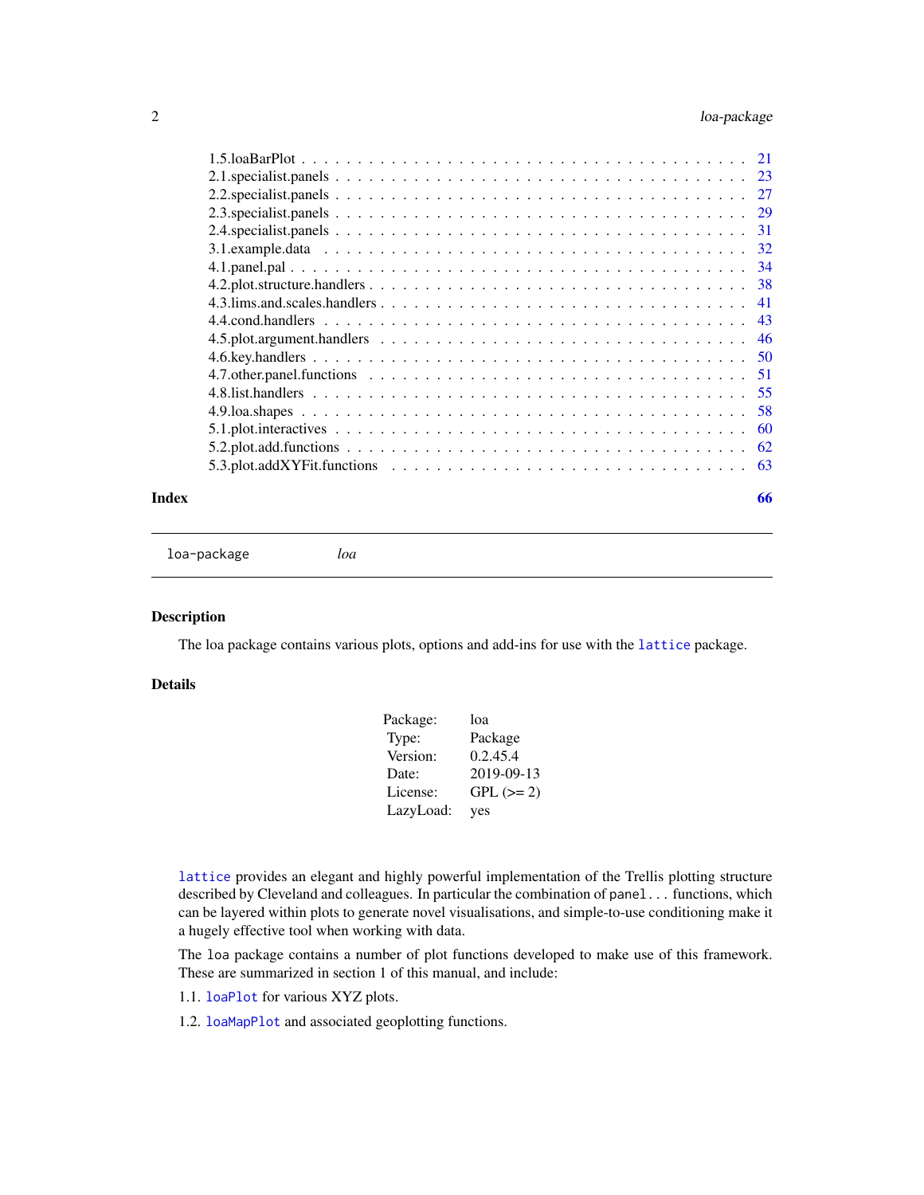| | |
|---|---|
| 1.5.loaBarPlot | 21 |
| 2.1.specialist.panels | 23 |
| 2.2.specialist.panels | 27 |
| 2.3.specialist.panels | 29 |
| 2.4.specialist.panels | 31 |
| 3.1.example.data | 32 |
| 4.1.panel.pal | 34 |
| 4.2.plot.structure.handlers | 38 |
| 4.3.lims.and.scales.handlers | 41 |
| 4.4.cond.handlers | 43 |
| 4.5.plot.argument.handlers | 46 |
| 4.6.key.handlers | 50 |
| 4.7.other.panel.functions | 51 |
| 4.8.list.handlers | 55 |
| 4.9.loa.shapes | 58 |
| 5.1.plot.interactives | 60 |
| 5.2.plot.add.functions | 62 |
| 5.3.plot.addXYFit.functions | 63 |

**Index** **66**

---

`loa-package` *loa*

---

## Description

The loa package contains various plots, options and add-ins for use with the `lattice` package.

## Details

| | |
|---|---|
| Package: | loa |
| Type: | Package |
| Version: | 0.2.45.4 |
| Date: | 2019-09-13 |
| License: | GPL (>= 2) |
| LazyLoad: | yes |

`lattice` provides an elegant and highly powerful implementation of the Trellis plotting structure described by Cleveland and colleagues. In particular the combination of `panel...` functions, which can be layered within plots to generate novel visualisations, and simple-to-use conditioning make it a hugely effective tool when working with data.

The `loa` package contains a number of plot functions developed to make use of this framework. These are summarized in section 1 of this manual, and include:

1.1. `loaPlot` for various XYZ plots.

1.2. `loaMapPlot` and associated geoplotting functions.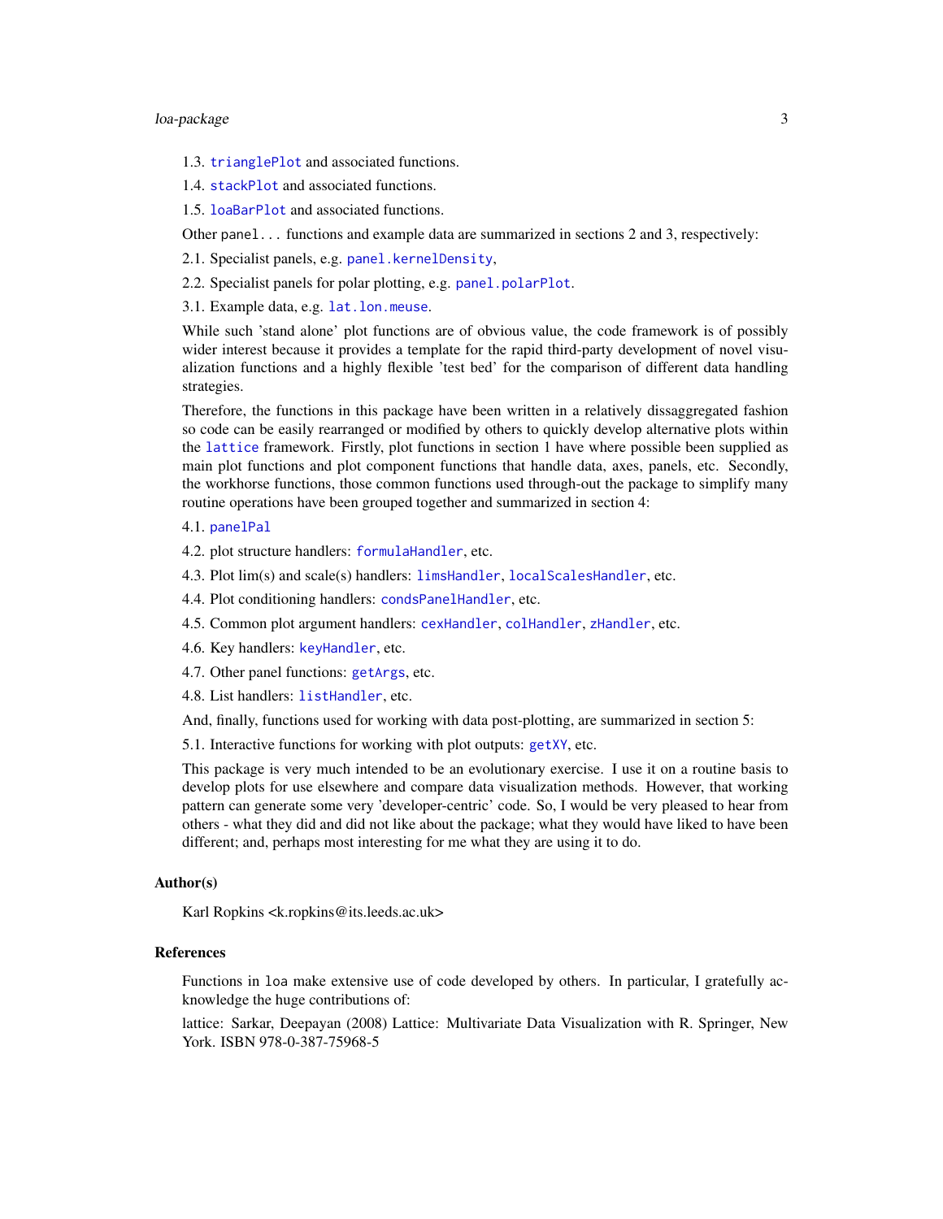1.3. `trianglePlot` and associated functions.

1.4. `stackPlot` and associated functions.

1.5. `loaBarPlot` and associated functions.

Other `panel...` functions and example data are summarized in sections 2 and 3, respectively:

2.1. Specialist panels, e.g. `panel.kernelDensity`,

2.2. Specialist panels for polar plotting, e.g. `panel.polarPlot`.

3.1. Example data, e.g. `lat.lon.meuse`.

While such 'stand alone' plot functions are of obvious value, the code framework is of possibly wider interest because it provides a template for the rapid third-party development of novel visualization functions and a highly flexible 'test bed' for the comparison of different data handling strategies.

Therefore, the functions in this package have been written in a relatively dissaggregated fashion so code can be easily rearranged or modified by others to quickly develop alternative plots within the `lattice` framework. Firstly, plot functions in section 1 have where possible been supplied as main plot functions and plot component functions that handle data, axes, panels, etc. Secondly, the workhorse functions, those common functions used through-out the package to simplify many routine operations have been grouped together and summarized in section 4:

4.1. `panelPal`

4.2. plot structure handlers: `formulaHandler`, etc.

4.3. Plot lim(s) and scale(s) handlers: `limsHandler`, `localScalesHandler`, etc.

4.4. Plot conditioning handlers: `condsPanelHandler`, etc.

4.5. Common plot argument handlers: `cexHandler`, `colHandler`, `zHandler`, etc.

4.6. Key handlers: `keyHandler`, etc.

4.7. Other panel functions: `getArgs`, etc.

4.8. List handlers: `listHandler`, etc.

And, finally, functions used for working with data post-plotting, are summarized in section 5:

5.1. Interactive functions for working with plot outputs: `getXY`, etc.

This package is very much intended to be an evolutionary exercise. I use it on a routine basis to develop plots for use elsewhere and compare data visualization methods. However, that working pattern can generate some very 'developer-centric' code. So, I would be very pleased to hear from others - what they did and did not like about the package; what they would have liked to have been different; and, perhaps most interesting for me what they are using it to do.

### Author(s)

Karl Ropkins <k.ropkins@its.leeds.ac.uk>

### References

Functions in `loa` make extensive use of code developed by others. In particular, I gratefully acknowledge the huge contributions of:

lattice: Sarkar, Deepayan (2008) Lattice: Multivariate Data Visualization with R. Springer, New York. ISBN 978-0-387-75968-5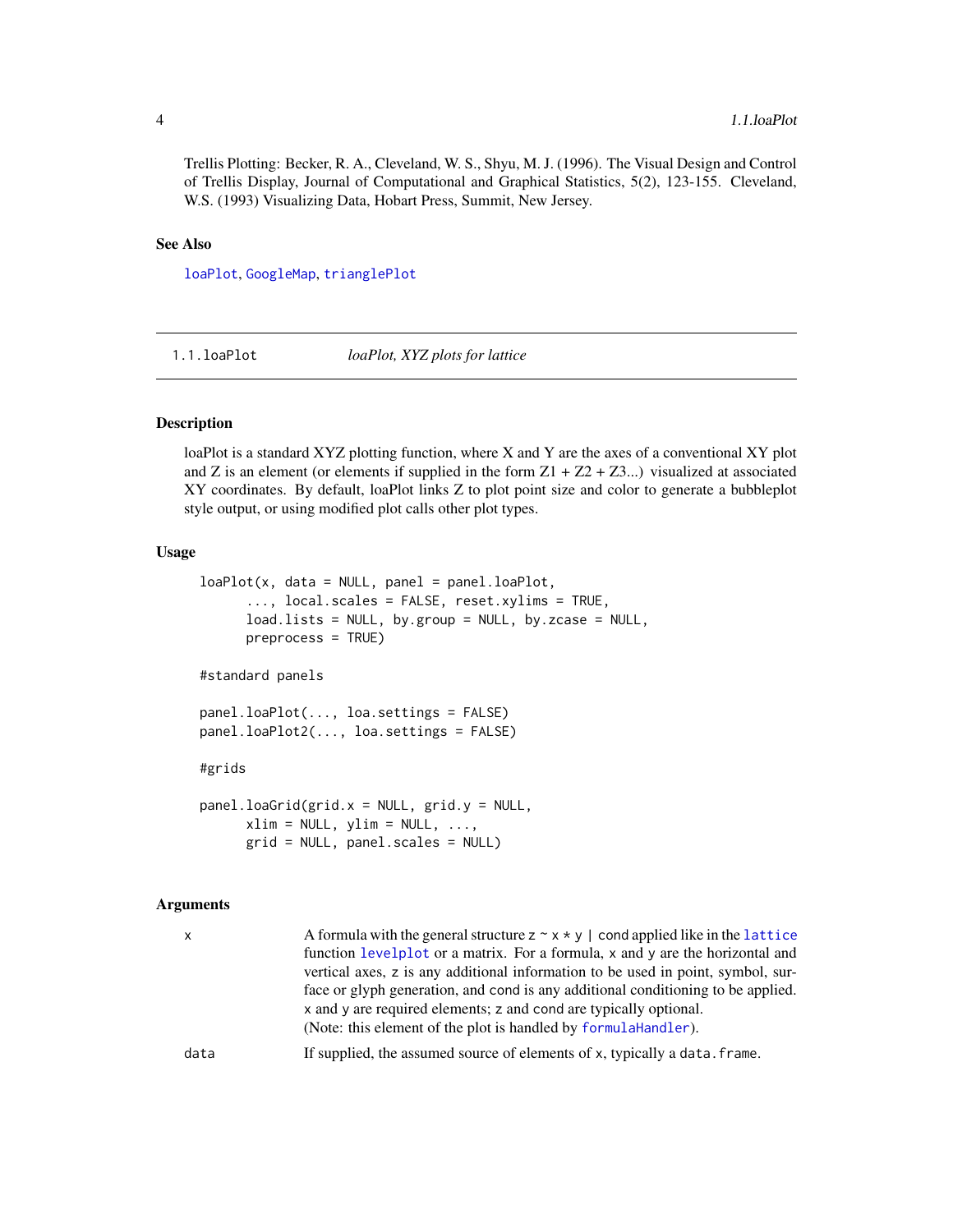Trellis Plotting: Becker, R. A., Cleveland, W. S., Shyu, M. J. (1996). The Visual Design and Control of Trellis Display, Journal of Computational and Graphical Statistics, 5(2), 123-155. Cleveland, W.S. (1993) Visualizing Data, Hobart Press, Summit, New Jersey.

### See Also

loaPlot, GoogleMap, trianglePlot

---

## 1.1.loaPlot — *loaPlot, XYZ plots for lattice*

### Description

loaPlot is a standard XYZ plotting function, where X and Y are the axes of a conventional XY plot and Z is an element (or elements if supplied in the form Z1 + Z2 + Z3...) visualized at associated XY coordinates. By default, loaPlot links Z to plot point size and color to generate a bubbleplot style output, or using modified plot calls other plot types.

### Usage

```
loaPlot(x, data = NULL, panel = panel.loaPlot,
      ..., local.scales = FALSE, reset.xylims = TRUE,
      load.lists = NULL, by.group = NULL, by.zcase = NULL,
      preprocess = TRUE)

#standard panels

panel.loaPlot(..., loa.settings = FALSE)
panel.loaPlot2(..., loa.settings = FALSE)

#grids

panel.loaGrid(grid.x = NULL, grid.y = NULL,
      xlim = NULL, ylim = NULL, ...,
      grid = NULL, panel.scales = NULL)
```

### Arguments

| | |
|---|---|
| `x` | A formula with the general structure `z ~ x * y | cond` applied like in the `lattice` function `levelplot` or a matrix. For a formula, `x` and `y` are the horizontal and vertical axes, `z` is any additional information to be used in point, symbol, surface or glyph generation, and `cond` is any additional conditioning to be applied. `x` and `y` are required elements; `z` and `cond` are typically optional. (Note: this element of the plot is handled by `formulaHandler`). |
| `data` | If supplied, the assumed source of elements of `x`, typically a `data.frame`. |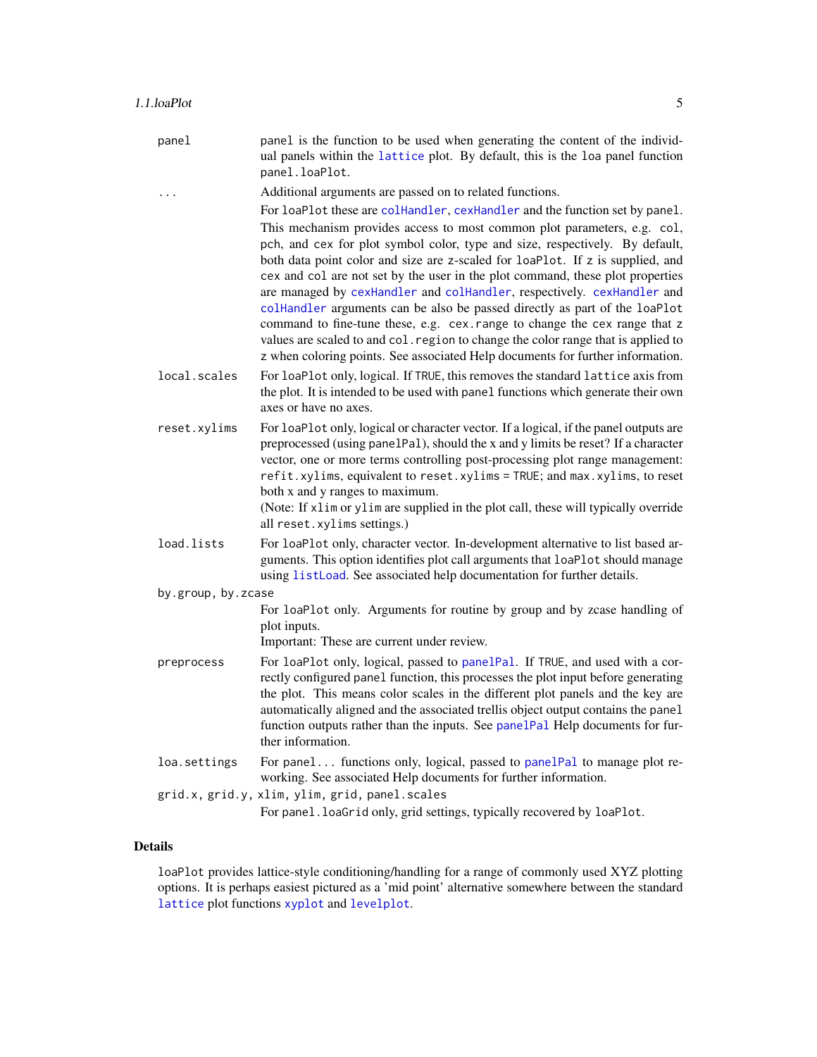`panel` panel is the function to be used when generating the content of the individual panels within the lattice plot. By default, this is the loa panel function panel.loaPlot.

`...` Additional arguments are passed on to related functions.

For loaPlot these are colHandler, cexHandler and the function set by panel.

This mechanism provides access to most common plot parameters, e.g. col, pch, and cex for plot symbol color, type and size, respectively. By default, both data point color and size are z-scaled for loaPlot. If z is supplied, and cex and col are not set by the user in the plot command, these plot properties are managed by cexHandler and colHandler, respectively. cexHandler and colHandler arguments can be also be passed directly as part of the loaPlot command to fine-tune these, e.g. cex.range to change the cex range that z values are scaled to and col.region to change the color range that is applied to z when coloring points. See associated Help documents for further information.

`local.scales` For loaPlot only, logical. If TRUE, this removes the standard lattice axis from the plot. It is intended to be used with panel functions which generate their own axes or have no axes.

`reset.xylims` For loaPlot only, logical or character vector. If a logical, if the panel outputs are preprocessed (using panelPal), should the x and y limits be reset? If a character vector, one or more terms controlling post-processing plot range management: refit.xylims, equivalent to reset.xylims = TRUE; and max.xylims, to reset both x and y ranges to maximum.
(Note: If xlim or ylim are supplied in the plot call, these will typically override all reset.xylims settings.)

`load.lists` For loaPlot only, character vector. In-development alternative to list based arguments. This option identifies plot call arguments that loaPlot should manage using listLoad. See associated help documentation for further details.

`by.group, by.zcase`
For loaPlot only. Arguments for routine by group and by zcase handling of plot inputs.
Important: These are current under review.

`preprocess` For loaPlot only, logical, passed to panelPal. If TRUE, and used with a correctly configured panel function, this processes the plot input before generating the plot. This means color scales in the different plot panels and the key are automatically aligned and the associated trellis object output contains the panel function outputs rather than the inputs. See panelPal Help documents for further information.

`loa.settings` For panel... functions only, logical, passed to panelPal to manage plot reworking. See associated Help documents for further information.

`grid.x, grid.y, xlim, ylim, grid, panel.scales`
For panel.loaGrid only, grid settings, typically recovered by loaPlot.

## Details

loaPlot provides lattice-style conditioning/handling for a range of commonly used XYZ plotting options. It is perhaps easiest pictured as a 'mid point' alternative somewhere between the standard lattice plot functions xyplot and levelplot.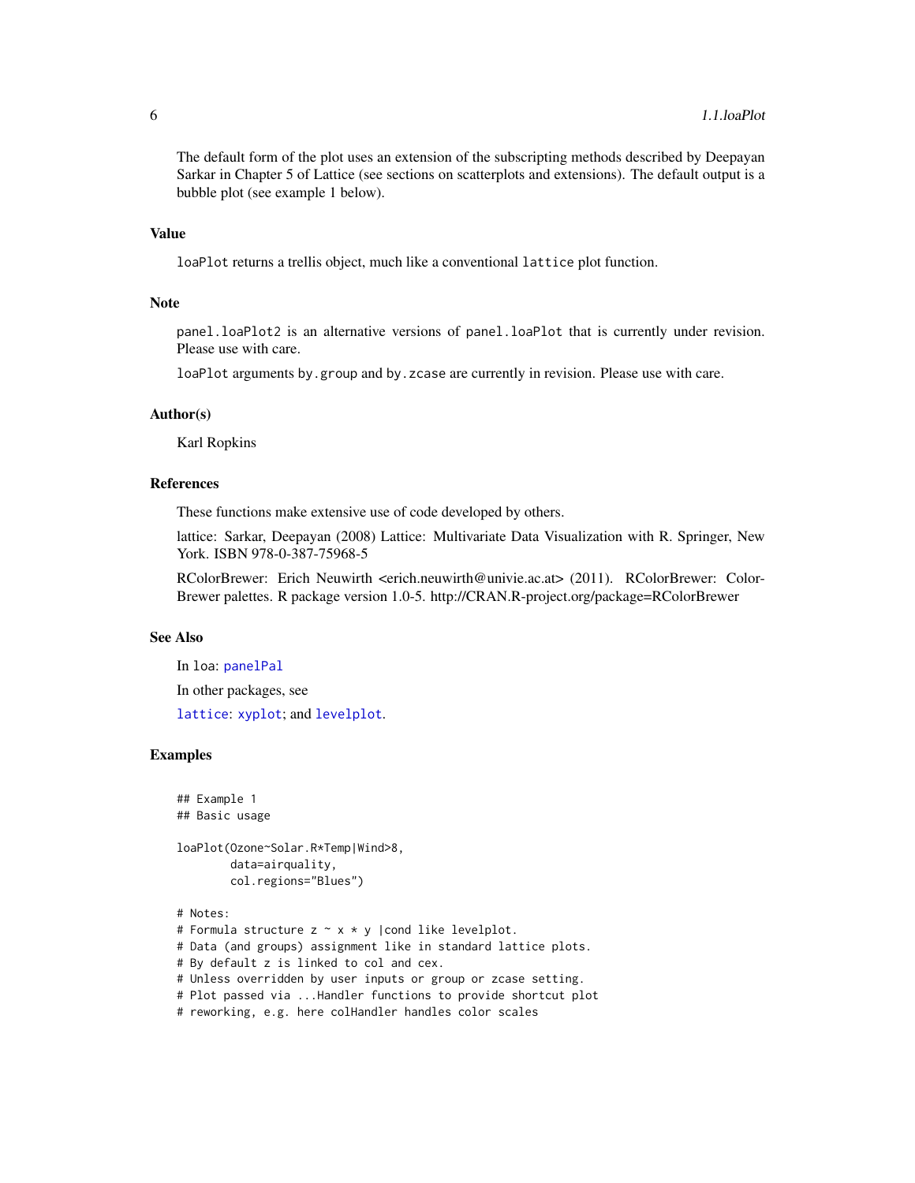The default form of the plot uses an extension of the subscripting methods described by Deepayan Sarkar in Chapter 5 of Lattice (see sections on scatterplots and extensions). The default output is a bubble plot (see example 1 below).

## Value

`loaPlot` returns a trellis object, much like a conventional `lattice` plot function.

## Note

`panel.loaPlot2` is an alternative versions of `panel.loaPlot` that is currently under revision. Please use with care.

`loaPlot` arguments `by.group` and `by.zcase` are currently in revision. Please use with care.

## Author(s)

Karl Ropkins

## References

These functions make extensive use of code developed by others.

lattice: Sarkar, Deepayan (2008) Lattice: Multivariate Data Visualization with R. Springer, New York. ISBN 978-0-387-75968-5

RColorBrewer: Erich Neuwirth <erich.neuwirth@univie.ac.at> (2011). RColorBrewer: ColorBrewer palettes. R package version 1.0-5. http://CRAN.R-project.org/package=RColorBrewer

## See Also

In `loa`: `panelPal`

In other packages, see

`lattice`: `xyplot`; and `levelplot`.

## Examples

```
## Example 1
## Basic usage

loaPlot(Ozone~Solar.R*Temp|Wind>8,
        data=airquality,
        col.regions="Blues")

# Notes:
# Formula structure z ~ x * y |cond like levelplot.
# Data (and groups) assignment like in standard lattice plots.
# By default z is linked to col and cex.
# Unless overridden by user inputs or group or zcase setting.
# Plot passed via ...Handler functions to provide shortcut plot
# reworking, e.g. here colHandler handles color scales
```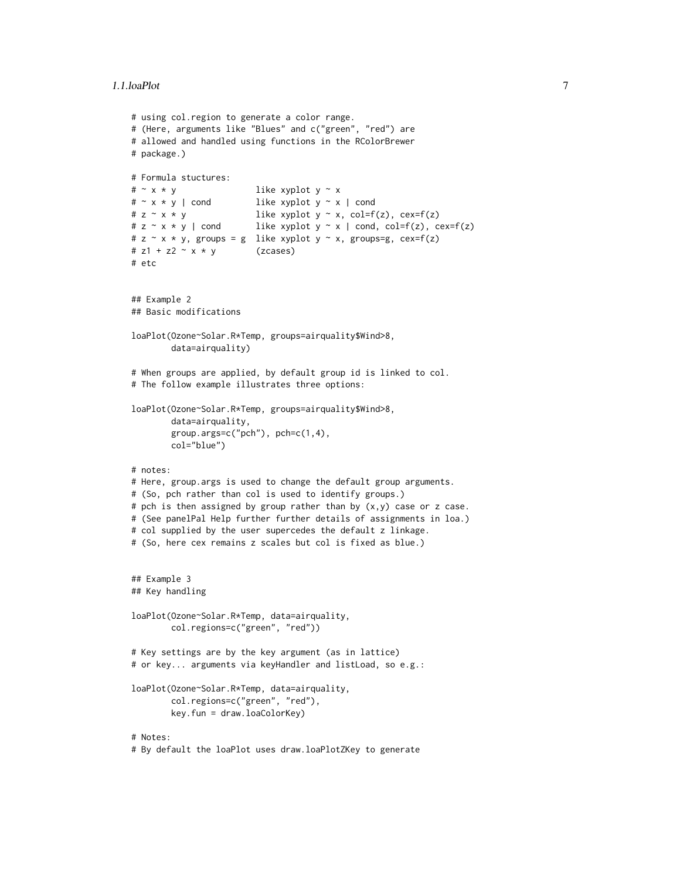```
# using col.region to generate a color range.
# (Here, arguments like "Blues" and c("green", "red") are
# allowed and handled using functions in the RColorBrewer
# package.)

# Formula stuctures:
# ~ x * y                like xyplot y ~ x
# ~ x * y | cond         like xyplot y ~ x | cond
# z ~ x * y              like xyplot y ~ x, col=f(z), cex=f(z)
# z ~ x * y | cond       like xyplot y ~ x | cond, col=f(z), cex=f(z)
# z ~ x * y, groups = g  like xyplot y ~ x, groups=g, cex=f(z)
# z1 + z2 ~ x * y        (zcases)
# etc


## Example 2
## Basic modifications

loaPlot(Ozone~Solar.R*Temp, groups=airquality$Wind>8,
        data=airquality)

# When groups are applied, by default group id is linked to col.
# The follow example illustrates three options:

loaPlot(Ozone~Solar.R*Temp, groups=airquality$Wind>8,
        data=airquality,
        group.args=c("pch"), pch=c(1,4),
        col="blue")

# notes:
# Here, group.args is used to change the default group arguments.
# (So, pch rather than col is used to identify groups.)
# pch is then assigned by group rather than by (x,y) case or z case.
# (See panelPal Help further further details of assignments in loa.)
# col supplied by the user supercedes the default z linkage.
# (So, here cex remains z scales but col is fixed as blue.)


## Example 3
## Key handling

loaPlot(Ozone~Solar.R*Temp, data=airquality,
        col.regions=c("green", "red"))

# Key settings are by the key argument (as in lattice)
# or key... arguments via keyHandler and listLoad, so e.g.:

loaPlot(Ozone~Solar.R*Temp, data=airquality,
        col.regions=c("green", "red"),
        key.fun = draw.loaColorKey)

# Notes:
# By default the loaPlot uses draw.loaPlotZKey to generate
```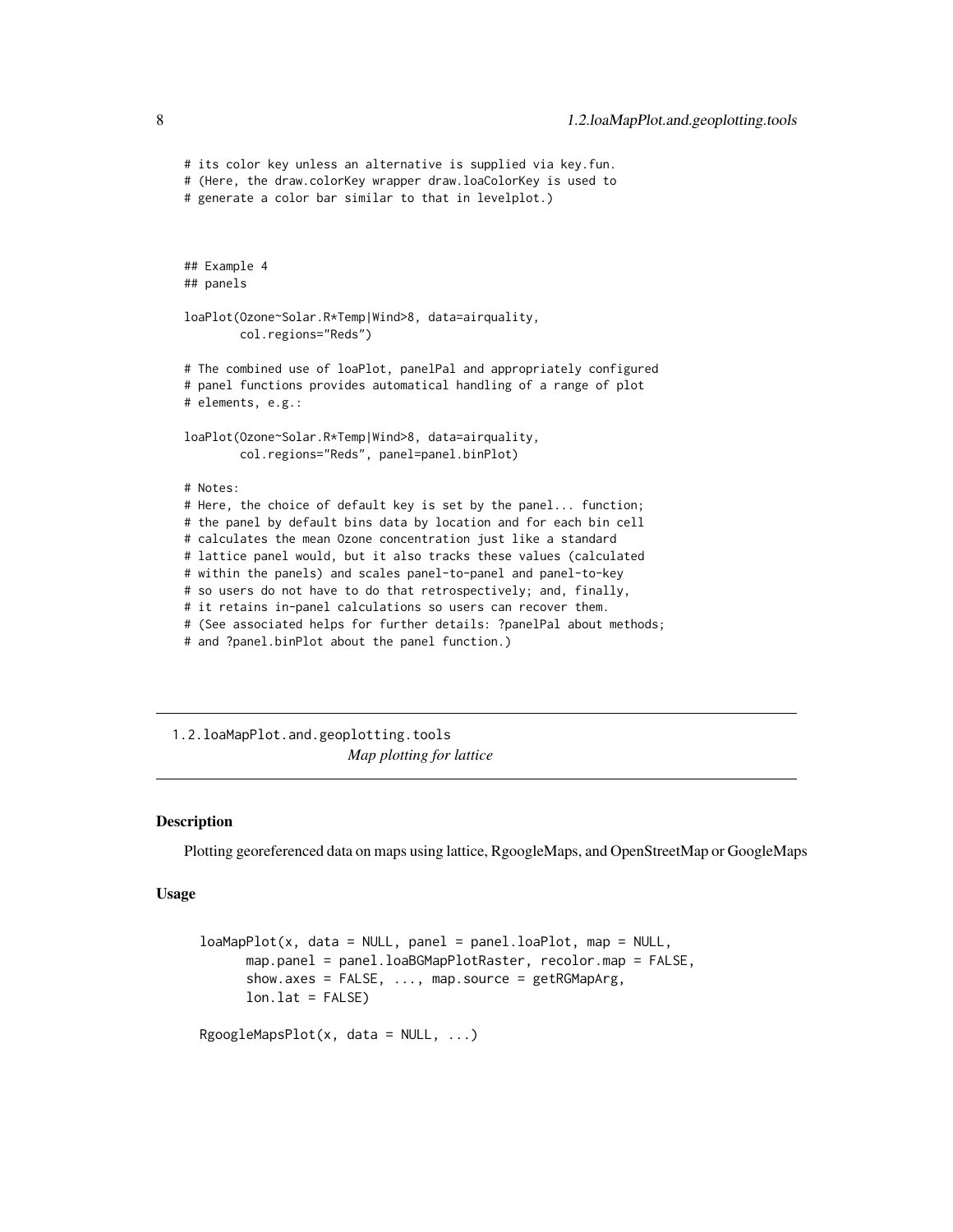```
# its color key unless an alternative is supplied via key.fun.
# (Here, the draw.colorKey wrapper draw.loaColorKey is used to
# generate a color bar similar to that in levelplot.)



## Example 4
## panels

loaPlot(Ozone~Solar.R*Temp|Wind>8, data=airquality,
        col.regions="Reds")

# The combined use of loaPlot, panelPal and appropriately configured
# panel functions provides automatical handling of a range of plot
# elements, e.g.:

loaPlot(Ozone~Solar.R*Temp|Wind>8, data=airquality,
        col.regions="Reds", panel=panel.binPlot)

# Notes:
# Here, the choice of default key is set by the panel... function;
# the panel by default bins data by location and for each bin cell
# calculates the mean Ozone concentration just like a standard
# lattice panel would, but it also tracks these values (calculated
# within the panels) and scales panel-to-panel and panel-to-key
# so users do not have to do that retrospectively; and, finally,
# it retains in-panel calculations so users can recover them.
# (See associated helps for further details: ?panelPal about methods;
# and ?panel.binPlot about the panel function.)
```

---

## 1.2.loaMapPlot.and.geoplotting.tools

*Map plotting for lattice*

---

### Description

Plotting georeferenced data on maps using lattice, RgoogleMaps, and OpenStreetMap or GoogleMaps

### Usage

```
loaMapPlot(x, data = NULL, panel = panel.loaPlot, map = NULL,
      map.panel = panel.loaBGMapPlotRaster, recolor.map = FALSE,
      show.axes = FALSE, ..., map.source = getRGMapArg,
      lon.lat = FALSE)

RgoogleMapsPlot(x, data = NULL, ...)
```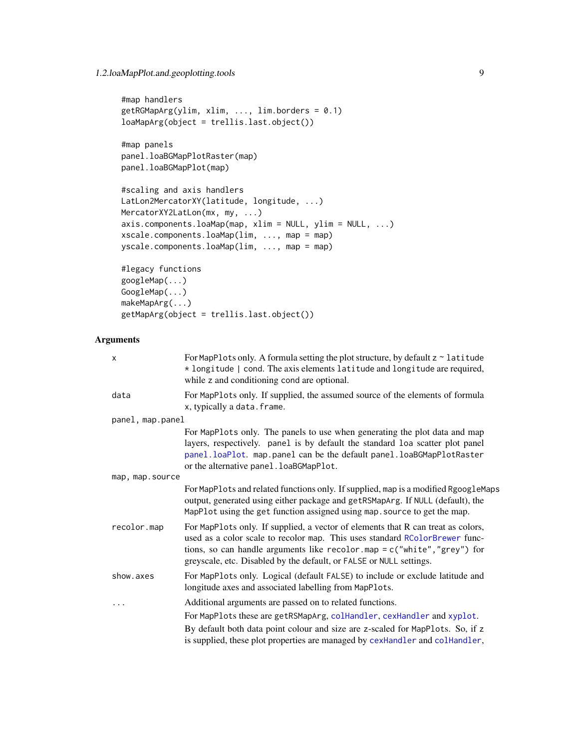```
#map handlers
getRGMapArg(ylim, xlim, ..., lim.borders = 0.1)
loaMapArg(object = trellis.last.object())

#map panels
panel.loaBGMapPlotRaster(map)
panel.loaBGMapPlot(map)

#scaling and axis handlers
LatLon2MercatorXY(latitude, longitude, ...)
MercatorXY2LatLon(mx, my, ...)
axis.components.loaMap(map, xlim = NULL, ylim = NULL, ...)
xscale.components.loaMap(lim, ..., map = map)
yscale.components.loaMap(lim, ..., map = map)

#legacy functions
googleMap(...)
GoogleMap(...)
makeMapArg(...)
getMapArg(object = trellis.last.object())
```

## Arguments

**x** For `MapPlots` only. A formula setting the plot structure, by default `z ~ latitude * longitude | cond`. The axis elements `latitude` and `longitude` are required, while `z` and conditioning `cond` are optional.

**data** For `MapPlots` only. If supplied, the assumed source of the elements of formula `x`, typically a `data.frame`.

**panel, map.panel** For `MapPlots` only. The panels to use when generating the plot data and map layers, respectively. `panel` is by default the standard `loa` scatter plot panel `panel.loaPlot`. `map.panel` can be the default `panel.loaBGMapPlotRaster` or the alternative `panel.loaBGMapPlot`.

**map, map.source** For `MapPlots` and related functions only. If supplied, `map` is a modified `RgoogleMaps` output, generated using either package and `getRSMapArg`. If `NULL` (default), the `MapPlot` using the `get` function assigned using `map.source` to get the map.

**recolor.map** For `MapPlots` only. If supplied, a vector of elements that R can treat as colors, used as a color scale to recolor `map`. This uses standard `RColorBrewer` functions, so can handle arguments like `recolor.map = c("white","grey")` for greyscale, etc. Disabled by the default, or `FALSE` or `NULL` settings.

**show.axes** For `MapPlots` only. Logical (default `FALSE`) to include or exclude latitude and longitude axes and associated labelling from `MapPlots`.

**...** Additional arguments are passed on to related functions.

For `MapPlots` these are `getRSMapArg`, `colHandler`, `cexHandler` and `xyplot`.

By default both data point colour and size are z-scaled for `MapPlots`. So, if `z` is supplied, these plot properties are managed by `cexHandler` and `colHandler`,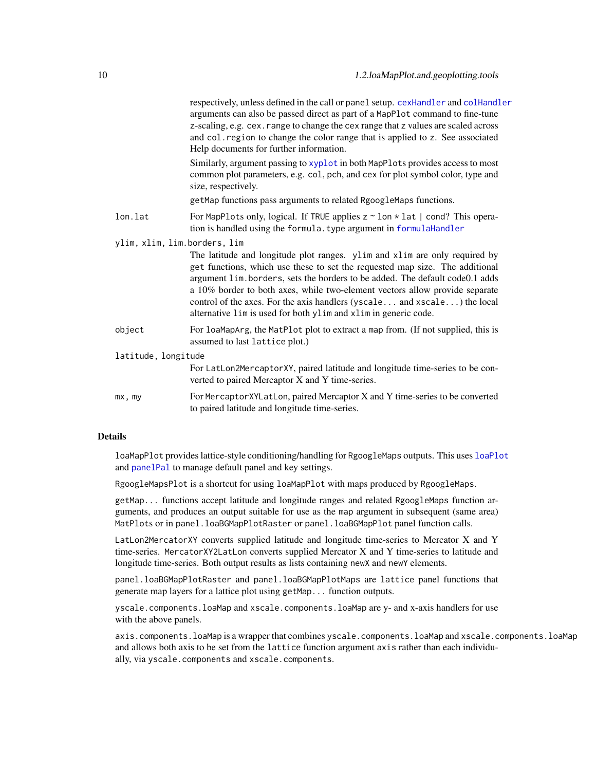respectively, unless defined in the call or panel setup. cexHandler and colHandler arguments can also be passed direct as part of a MapPlot command to fine-tune z-scaling, e.g. cex.range to change the cex range that z values are scaled across and col.region to change the color range that is applied to z. See associated Help documents for further information.

Similarly, argument passing to xyplot in both MapPlots provides access to most common plot parameters, e.g. col, pch, and cex for plot symbol color, type and size, respectively.

getMap functions pass arguments to related RgoogleMaps functions.

**lon.lat**
For MapPlots only, logical. If TRUE applies z ~ lon * lat | cond? This operation is handled using the formula.type argument in formulaHandler

**ylim, xlim, lim.borders, lim**
The latitude and longitude plot ranges. ylim and xlim are only required by get functions, which use these to set the requested map size. The additional argument lim.borders, sets the borders to be added. The default code0.1 adds a 10% border to both axes, while two-element vectors allow provide separate control of the axes. For the axis handlers (yscale... and xscale...) the local alternative lim is used for both ylim and xlim in generic code.

**object**
For loaMapArg, the MatPlot plot to extract a map from. (If not supplied, this is assumed to last lattice plot.)

**latitude, longitude**
For LatLon2MercaptorXY, paired latitude and longitude time-series to be converted to paired Mercaptor X and Y time-series.

**mx, my**
For MercaptorXYLatLon, paired Mercaptor X and Y time-series to be converted to paired latitude and longitude time-series.

## Details

loaMapPlot provides lattice-style conditioning/handling for RgoogleMaps outputs. This uses loaPlot and panelPal to manage default panel and key settings.

RgoogleMapsPlot is a shortcut for using loaMapPlot with maps produced by RgoogleMaps.

getMap... functions accept latitude and longitude ranges and related RgoogleMaps function arguments, and produces an output suitable for use as the map argument in subsequent (same area) MatPlots or in panel.loaBGMapPlotRaster or panel.loaBGMapPlot panel function calls.

LatLon2MercatorXY converts supplied latitude and longitude time-series to Mercator X and Y time-series. MercatorXY2LatLon converts supplied Mercator X and Y time-series to latitude and longitude time-series. Both output results as lists containing newX and newY elements.

panel.loaBGMapPlotRaster and panel.loaBGMapPlotMaps are lattice panel functions that generate map layers for a lattice plot using getMap... function outputs.

yscale.components.loaMap and xscale.components.loaMap are y- and x-axis handlers for use with the above panels.

axis.components.loaMap is a wrapper that combines yscale.components.loaMap and xscale.components.loaMap and allows both axis to be set from the lattice function argument axis rather than each individually, via yscale.components and xscale.components.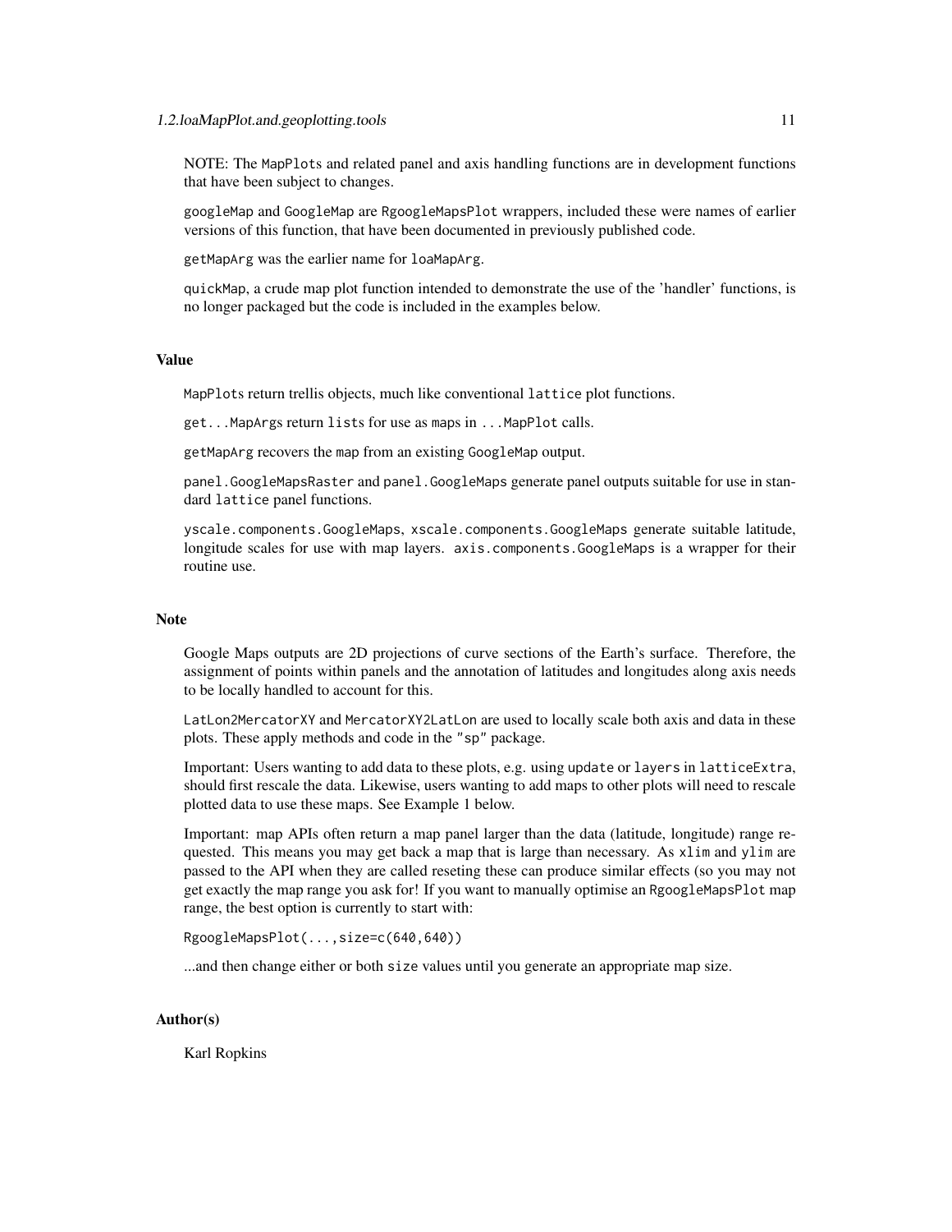NOTE: The `MapPlots` and related panel and axis handling functions are in development functions that have been subject to changes.

`googleMap` and `GoogleMap` are `RgoogleMapsPlot` wrappers, included these were names of earlier versions of this function, that have been documented in previously published code.

`getMapArg` was the earlier name for `loaMapArg`.

`quickMap`, a crude map plot function intended to demonstrate the use of the 'handler' functions, is no longer packaged but the code is included in the examples below.

### Value

`MapPlots` return trellis objects, much like conventional `lattice` plot functions.

`get...MapArgs` return `lists` for use as `maps` in `...MapPlot` calls.

`getMapArg` recovers the `map` from an existing `GoogleMap` output.

`panel.GoogleMapsRaster` and `panel.GoogleMaps` generate panel outputs suitable for use in standard `lattice` panel functions.

`yscale.components.GoogleMaps`, `xscale.components.GoogleMaps` generate suitable latitude, longitude scales for use with map layers. `axis.components.GoogleMaps` is a wrapper for their routine use.

### Note

Google Maps outputs are 2D projections of curve sections of the Earth's surface. Therefore, the assignment of points within panels and the annotation of latitudes and longitudes along axis needs to be locally handled to account for this.

`LatLon2MercatorXY` and `MercatorXY2LatLon` are used to locally scale both axis and data in these plots. These apply methods and code in the `"sp"` package.

Important: Users wanting to add data to these plots, e.g. using `update` or `layers` in `latticeExtra`, should first rescale the data. Likewise, users wanting to add maps to other plots will need to rescale plotted data to use these maps. See Example 1 below.

Important: map APIs often return a map panel larger than the data (latitude, longitude) range requested. This means you may get back a map that is large than necessary. As `xlim` and `ylim` are passed to the API when they are called reseting these can produce similar effects (so you may not get exactly the map range you ask for! If you want to manually optimise an `RgoogleMapsPlot` map range, the best option is currently to start with:

```
RgoogleMapsPlot(...,size=c(640,640))
```

...and then change either or both `size` values until you generate an appropriate map size.

### Author(s)

Karl Ropkins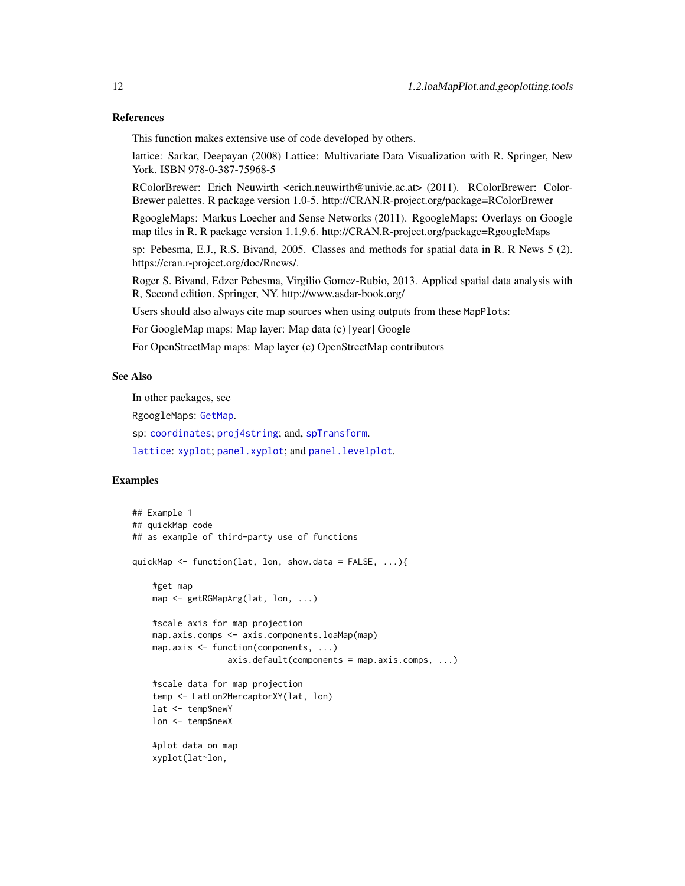### References

This function makes extensive use of code developed by others.

lattice: Sarkar, Deepayan (2008) Lattice: Multivariate Data Visualization with R. Springer, New York. ISBN 978-0-387-75968-5

RColorBrewer: Erich Neuwirth <erich.neuwirth@univie.ac.at> (2011). RColorBrewer: ColorBrewer palettes. R package version 1.0-5. http://CRAN.R-project.org/package=RColorBrewer

RgoogleMaps: Markus Loecher and Sense Networks (2011). RgoogleMaps: Overlays on Google map tiles in R. R package version 1.1.9.6. http://CRAN.R-project.org/package=RgoogleMaps

sp: Pebesma, E.J., R.S. Bivand, 2005. Classes and methods for spatial data in R. R News 5 (2). https://cran.r-project.org/doc/Rnews/.

Roger S. Bivand, Edzer Pebesma, Virgilio Gomez-Rubio, 2013. Applied spatial data analysis with R, Second edition. Springer, NY. http://www.asdar-book.org/

Users should also always cite map sources when using outputs from these `MapPlots`:

For GoogleMap maps: Map layer: Map data (c) [year] Google

For OpenStreetMap maps: Map layer (c) OpenStreetMap contributors

### See Also

In other packages, see

`RgoogleMaps`: `GetMap`.

`sp`: `coordinates`; `proj4string`; and, `spTransform`.

`lattice`: `xyplot`; `panel.xyplot`; and `panel.levelplot`.

### Examples

```
## Example 1
## quickMap code
## as example of third-party use of functions

quickMap <- function(lat, lon, show.data = FALSE, ...){

    #get map
    map <- getRGMapArg(lat, lon, ...)

    #scale axis for map projection
    map.axis.comps <- axis.components.loaMap(map)
    map.axis <- function(components, ...)
                   axis.default(components = map.axis.comps, ...)

    #scale data for map projection
    temp <- LatLon2MercaptorXY(lat, lon)
    lat <- temp$newY
    lon <- temp$newX

    #plot data on map
    xyplot(lat~lon,
```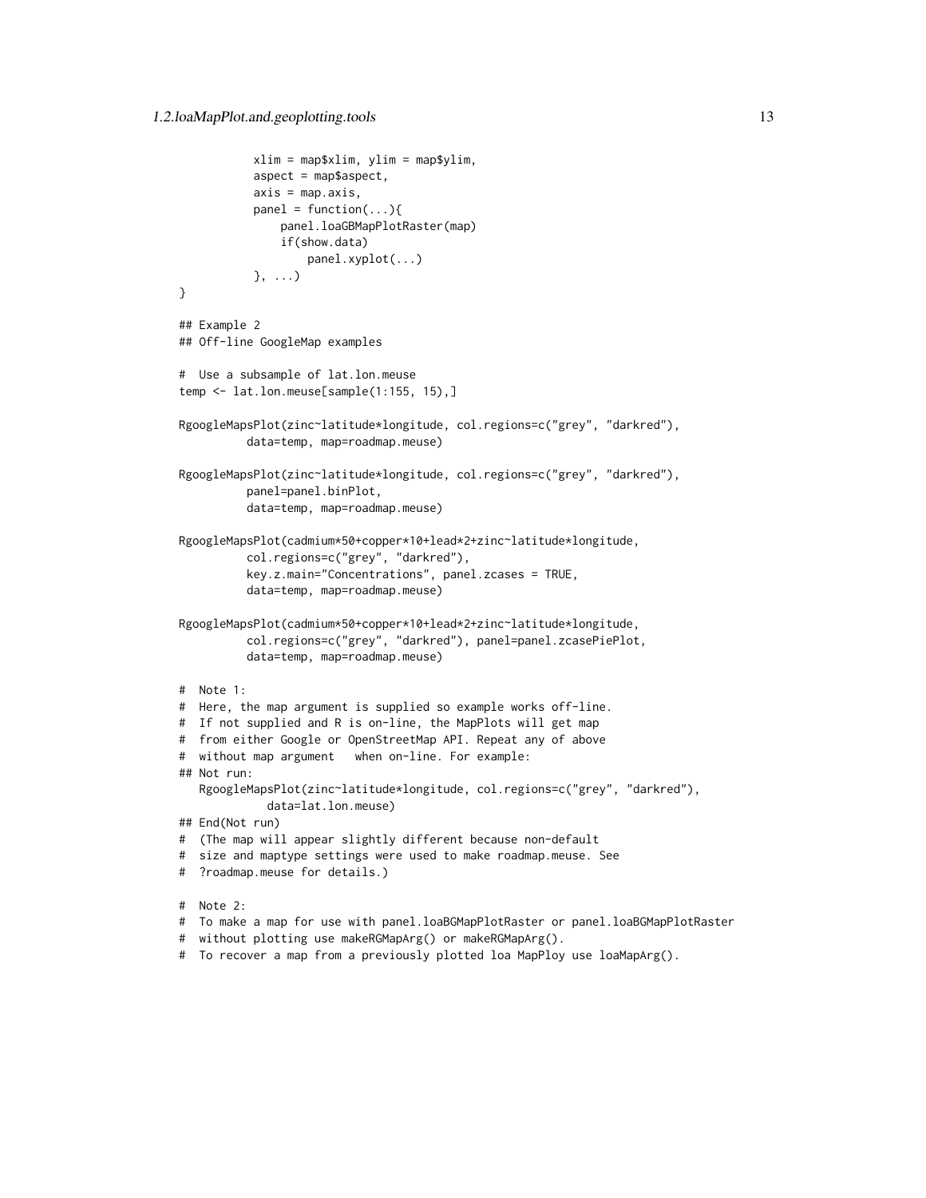```
            xlim = map$xlim, ylim = map$ylim,
            aspect = map$aspect,
            axis = map.axis,
            panel = function(...){
                panel.loaGBMapPlotRaster(map)
                if(show.data)
                    panel.xyplot(...)
            }, ...)
}

## Example 2
## Off-line GoogleMap examples

#  Use a subsample of lat.lon.meuse
temp <- lat.lon.meuse[sample(1:155, 15),]

RgoogleMapsPlot(zinc~latitude*longitude, col.regions=c("grey", "darkred"),
          data=temp, map=roadmap.meuse)

RgoogleMapsPlot(zinc~latitude*longitude, col.regions=c("grey", "darkred"),
          panel=panel.binPlot,
          data=temp, map=roadmap.meuse)

RgoogleMapsPlot(cadmium*50+copper*10+lead*2+zinc~latitude*longitude,
          col.regions=c("grey", "darkred"),
          key.z.main="Concentrations", panel.zcases = TRUE,
          data=temp, map=roadmap.meuse)

RgoogleMapsPlot(cadmium*50+copper*10+lead*2+zinc~latitude*longitude,
          col.regions=c("grey", "darkred"), panel=panel.zcasePiePlot,
          data=temp, map=roadmap.meuse)

#  Note 1:
#  Here, the map argument is supplied so example works off-line.
#  If not supplied and R is on-line, the MapPlots will get map
#  from either Google or OpenStreetMap API. Repeat any of above
#  without map argument   when on-line. For example:
## Not run:
   RgoogleMapsPlot(zinc~latitude*longitude, col.regions=c("grey", "darkred"),
             data=lat.lon.meuse)
## End(Not run)
#  (The map will appear slightly different because non-default
#  size and maptype settings were used to make roadmap.meuse. See
#  ?roadmap.meuse for details.)

#  Note 2:
#  To make a map for use with panel.loaBGMapPlotRaster or panel.loaBGMapPlotRaster
#  without plotting use makeRGMapArg() or makeRGMapArg().
#  To recover a map from a previously plotted loa MapPloy use loaMapArg().
```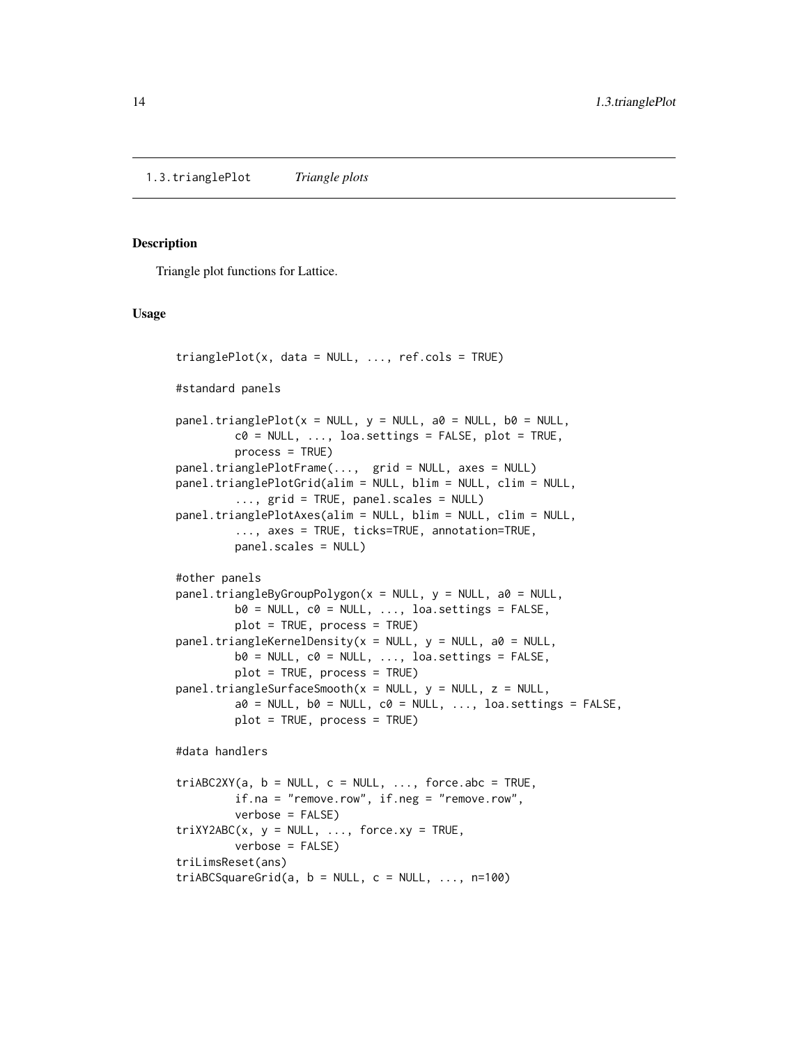1.3.trianglePlot *Triangle plots*

## Description

Triangle plot functions for Lattice.

## Usage

```
trianglePlot(x, data = NULL, ..., ref.cols = TRUE)

#standard panels

panel.trianglePlot(x = NULL, y = NULL, a0 = NULL, b0 = NULL,
         c0 = NULL, ..., loa.settings = FALSE, plot = TRUE,
         process = TRUE)
panel.trianglePlotFrame(...,  grid = NULL, axes = NULL)
panel.trianglePlotGrid(alim = NULL, blim = NULL, clim = NULL,
         ..., grid = TRUE, panel.scales = NULL)
panel.trianglePlotAxes(alim = NULL, blim = NULL, clim = NULL,
         ..., axes = TRUE, ticks=TRUE, annotation=TRUE,
         panel.scales = NULL)

#other panels
panel.triangleByGroupPolygon(x = NULL, y = NULL, a0 = NULL,
         b0 = NULL, c0 = NULL, ..., loa.settings = FALSE,
         plot = TRUE, process = TRUE)
panel.triangleKernelDensity(x = NULL, y = NULL, a0 = NULL,
         b0 = NULL, c0 = NULL, ..., loa.settings = FALSE,
         plot = TRUE, process = TRUE)
panel.triangleSurfaceSmooth(x = NULL, y = NULL, z = NULL,
         a0 = NULL, b0 = NULL, c0 = NULL, ..., loa.settings = FALSE,
         plot = TRUE, process = TRUE)

#data handlers

triABC2XY(a, b = NULL, c = NULL, ..., force.abc = TRUE,
         if.na = "remove.row", if.neg = "remove.row",
         verbose = FALSE)
triXY2ABC(x, y = NULL, ..., force.xy = TRUE,
         verbose = FALSE)
triLimsReset(ans)
triABCSquareGrid(a, b = NULL, c = NULL, ..., n=100)
```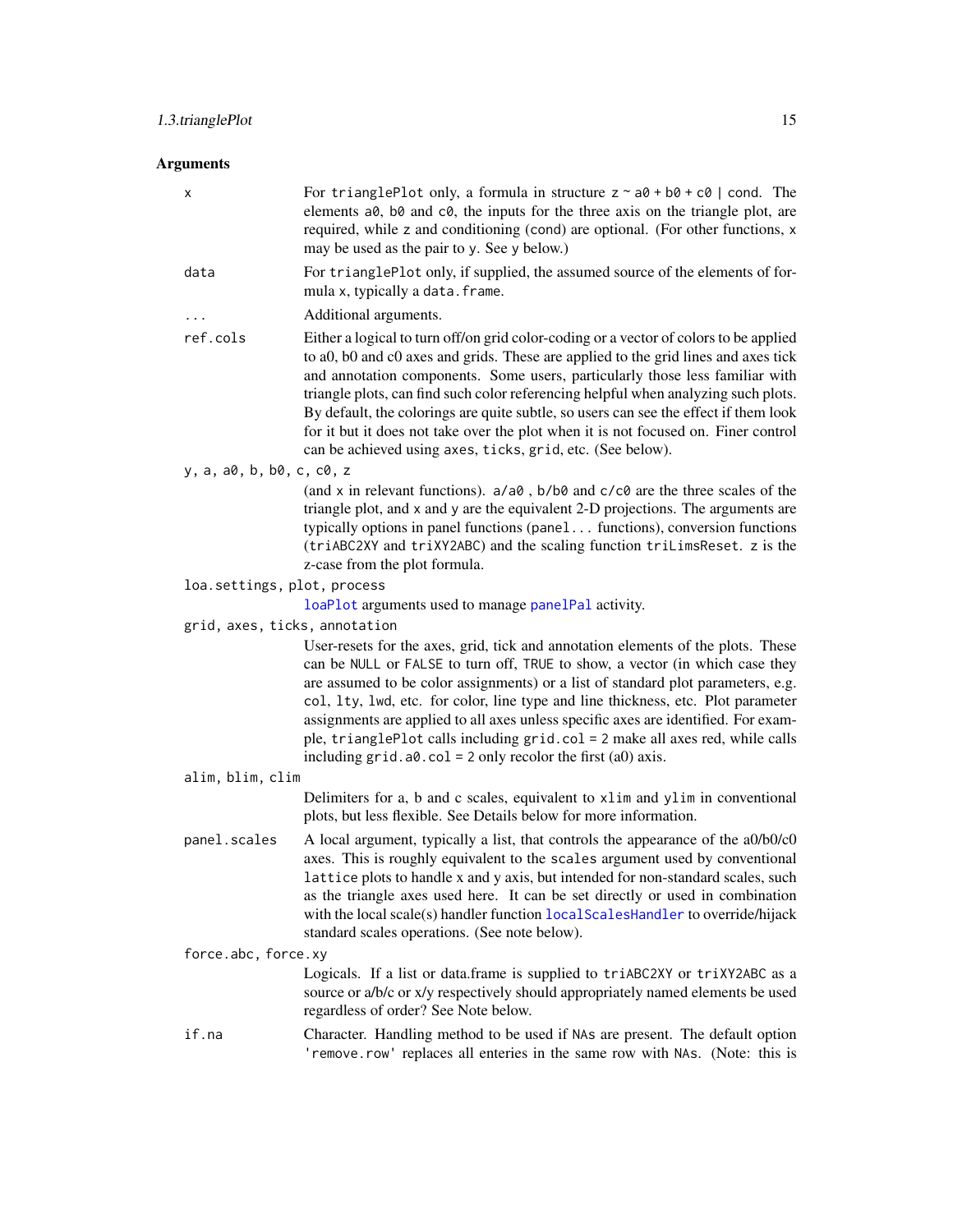## Arguments

`x`
: For `trianglePlot` only, a formula in structure `z ~ a0 + b0 + c0 | cond`. The elements `a0`, `b0` and `c0`, the inputs for the three axis on the triangle plot, are required, while `z` and conditioning (`cond`) are optional. (For other functions, `x` may be used as the pair to `y`. See `y` below.)

`data`
: For `trianglePlot` only, if supplied, the assumed source of the elements of formula `x`, typically a `data.frame`.

`...`
: Additional arguments.

`ref.cols`
: Either a logical to turn off/on grid color-coding or a vector of colors to be applied to a0, b0 and c0 axes and grids. These are applied to the grid lines and axes tick and annotation components. Some users, particularly those less familiar with triangle plots, can find such color referencing helpful when analyzing such plots. By default, the colorings are quite subtle, so users can see the effect if them look for it but it does not take over the plot when it is not focused on. Finer control can be achieved using `axes`, `ticks`, `grid`, etc. (See below).

`y, a, a0, b, b0, c, c0, z`
: (and `x` in relevant functions). `a/a0` , `b/b0` and `c/c0` are the three scales of the triangle plot, and `x` and `y` are the equivalent 2-D projections. The arguments are typically options in panel functions (`panel...` functions), conversion functions (`triABC2XY` and `triXY2ABC`) and the scaling function `triLimsReset`. `z` is the z-case from the plot formula.

`loa.settings, plot, process`
: `loaPlot` arguments used to manage `panelPal` activity.

`grid, axes, ticks, annotation`
: User-resets for the axes, grid, tick and annotation elements of the plots. These can be `NULL` or `FALSE` to turn off, `TRUE` to show, a vector (in which case they are assumed to be color assignments) or a list of standard plot parameters, e.g. `col`, `lty`, `lwd`, etc. for color, line type and line thickness, etc. Plot parameter assignments are applied to all axes unless specific axes are identified. For example, `trianglePlot` calls including `grid.col = 2` make all axes red, while calls including `grid.a0.col = 2` only recolor the first (a0) axis.

`alim, blim, clim`
: Delimiters for a, b and c scales, equivalent to `xlim` and `ylim` in conventional plots, but less flexible. See Details below for more information.

`panel.scales`
: A local argument, typically a list, that controls the appearance of the a0/b0/c0 axes. This is roughly equivalent to the `scales` argument used by conventional `lattice` plots to handle x and y axis, but intended for non-standard scales, such as the triangle axes used here. It can be set directly or used in combination with the local scale(s) handler function `localScalesHandler` to override/hijack standard scales operations. (See note below).

`force.abc, force.xy`
: Logicals. If a list or data.frame is supplied to `triABC2XY` or `triXY2ABC` as a source or a/b/c or x/y respectively should appropriately named elements be used regardless of order? See Note below.

`if.na`
: Character. Handling method to be used if `NA`s are present. The default option `'remove.row'` replaces all enteries in the same row with `NA`s. (Note: this is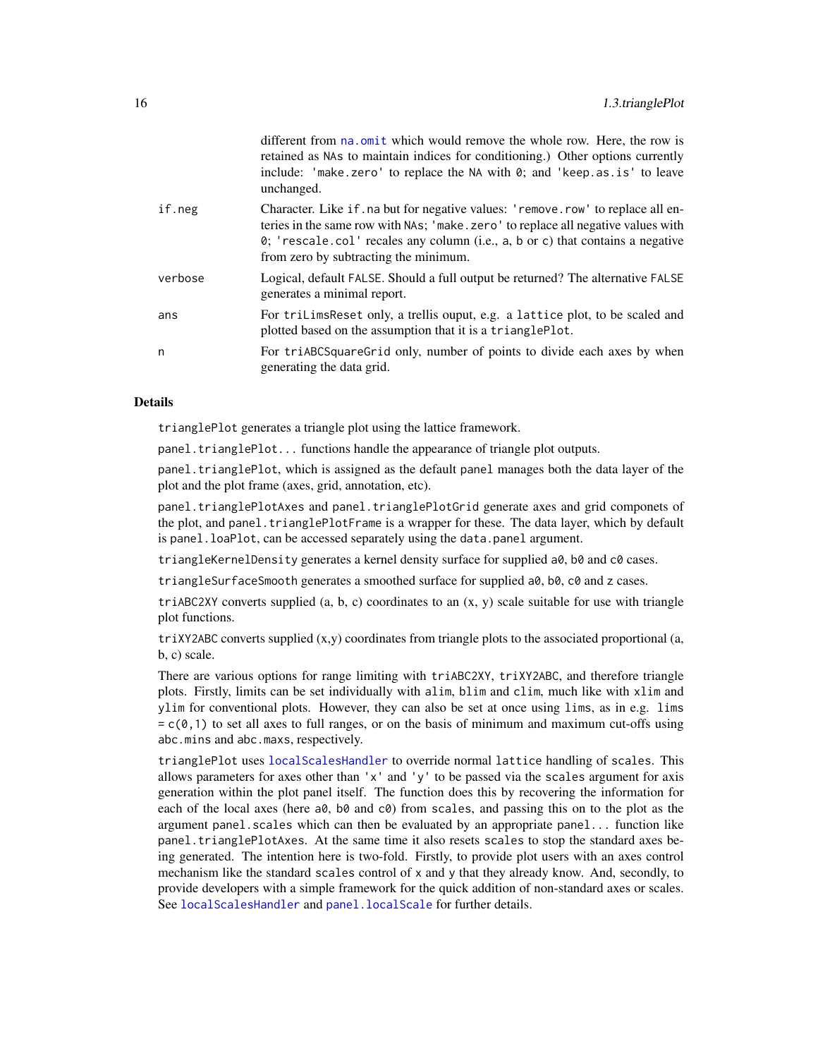different from na.omit which would remove the whole row. Here, the row is retained as NAs to maintain indices for conditioning.) Other options currently include: 'make.zero' to replace the NA with 0; and 'keep.as.is' to leave unchanged.

| | |
|---|---|
| `if.neg` | Character. Like `if.na` but for negative values: `'remove.row'` to replace all enteries in the same row with NAs; `'make.zero'` to replace all negative values with 0; `'rescale.col'` recales any column (i.e., a, b or c) that contains a negative from zero by subtracting the minimum. |
| `verbose` | Logical, default FALSE. Should a full output be returned? The alternative FALSE generates a minimal report. |
| `ans` | For `triLimsReset` only, a trellis ouput, e.g. a `lattice` plot, to be scaled and plotted based on the assumption that it is a `trianglePlot`. |
| `n` | For `triABCSquareGrid` only, number of points to divide each axes by when generating the data grid. |

## Details

`trianglePlot` generates a triangle plot using the lattice framework.

`panel.trianglePlot...` functions handle the appearance of triangle plot outputs.

`panel.trianglePlot`, which is assigned as the default `panel` manages both the data layer of the plot and the plot frame (axes, grid, annotation, etc).

`panel.trianglePlotAxes` and `panel.trianglePlotGrid` generate axes and grid componets of the plot, and `panel.trianglePlotFrame` is a wrapper for these. The data layer, which by default is `panel.loaPlot`, can be accessed separately using the `data.panel` argument.

`triangleKernelDensity` generates a kernel density surface for supplied `a0`, `b0` and `c0` cases.

`triangleSurfaceSmooth` generates a smoothed surface for supplied `a0`, `b0`, `c0` and `z` cases.

`triABC2XY` converts supplied (a, b, c) coordinates to an (x, y) scale suitable for use with triangle plot functions.

`triXY2ABC` converts supplied (x,y) coordinates from triangle plots to the associated proportional (a, b, c) scale.

There are various options for range limiting with `triABC2XY`, `triXY2ABC`, and therefore triangle plots. Firstly, limits can be set individually with `alim`, `blim` and `clim`, much like with `xlim` and `ylim` for conventional plots. However, they can also be set at once using `lims`, as in e.g. `lims = c(0,1)` to set all axes to full ranges, or on the basis of minimum and maximum cut-offs using `abc.mins` and `abc.maxs`, respectively.

`trianglePlot` uses `localScalesHandler` to override normal `lattice` handling of `scales`. This allows parameters for axes other than `'x'` and `'y'` to be passed via the `scales` argument for axis generation within the plot panel itself. The function does this by recovering the information for each of the local axes (here `a0`, `b0` and `c0`) from `scales`, and passing this on to the plot as the argument `panel.scales` which can then be evaluated by an appropriate `panel...` function like `panel.trianglePlotAxes`. At the same time it also resets `scales` to stop the standard axes being generated. The intention here is two-fold. Firstly, to provide plot users with an axes control mechanism like the standard `scales` control of `x` and `y` that they already know. And, secondly, to provide developers with a simple framework for the quick addition of non-standard axes or scales. See `localScalesHandler` and `panel.localScale` for further details.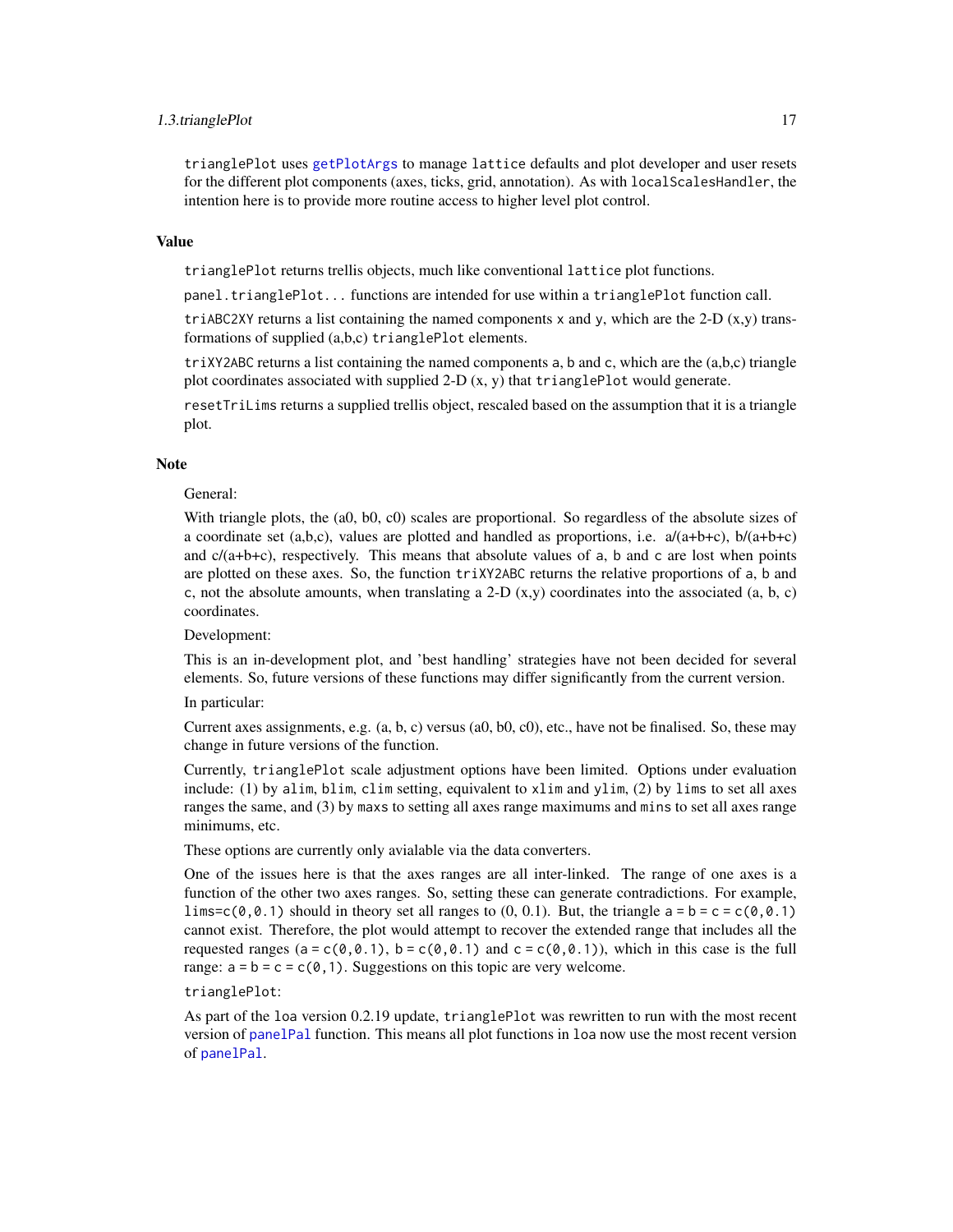`trianglePlot` uses `getPlotArgs` to manage `lattice` defaults and plot developer and user resets for the different plot components (axes, ticks, grid, annotation). As with `localScalesHandler`, the intention here is to provide more routine access to higher level plot control.

### Value

`trianglePlot` returns trellis objects, much like conventional `lattice` plot functions.

`panel.trianglePlot...` functions are intended for use within a `trianglePlot` function call.

`triABC2XY` returns a list containing the named components `x` and `y`, which are the 2-D (x,y) transformations of supplied (a,b,c) `trianglePlot` elements.

`triXY2ABC` returns a list containing the named components `a`, `b` and `c`, which are the (a,b,c) triangle plot coordinates associated with supplied 2-D (x, y) that `trianglePlot` would generate.

`resetTriLims` returns a supplied trellis object, rescaled based on the assumption that it is a triangle plot.

### Note

General:

With triangle plots, the (a0, b0, c0) scales are proportional. So regardless of the absolute sizes of a coordinate set (a,b,c), values are plotted and handled as proportions, i.e. a/(a+b+c), b/(a+b+c) and c/(a+b+c), respectively. This means that absolute values of `a`, `b` and `c` are lost when points are plotted on these axes. So, the function `triXY2ABC` returns the relative proportions of `a`, `b` and `c`, not the absolute amounts, when translating a 2-D (x,y) coordinates into the associated (a, b, c) coordinates.

Development:

This is an in-development plot, and 'best handling' strategies have not been decided for several elements. So, future versions of these functions may differ significantly from the current version.

In particular:

Current axes assignments, e.g. (a, b, c) versus (a0, b0, c0), etc., have not be finalised. So, these may change in future versions of the function.

Currently, `trianglePlot` scale adjustment options have been limited. Options under evaluation include: (1) by `alim`, `blim`, `clim` setting, equivalent to `xlim` and `ylim`, (2) by `lims` to set all axes ranges the same, and (3) by `maxs` to setting all axes range maximums and `mins` to set all axes range minimums, etc.

These options are currently only avialable via the data converters.

One of the issues here is that the axes ranges are all inter-linked. The range of one axes is a function of the other two axes ranges. So, setting these can generate contradictions. For example, `lims=c(0,0.1)` should in theory set all ranges to (0, 0.1). But, the triangle `a = b = c = c(0,0.1)` cannot exist. Therefore, the plot would attempt to recover the extended range that includes all the requested ranges (`a = c(0,0.1)`, `b = c(0,0.1)` and `c = c(0,0.1)`), which in this case is the full range: `a = b = c = c(0,1)`. Suggestions on this topic are very welcome.

`trianglePlot`:

As part of the `loa` version 0.2.19 update, `trianglePlot` was rewritten to run with the most recent version of `panelPal` function. This means all plot functions in `loa` now use the most recent version of `panelPal`.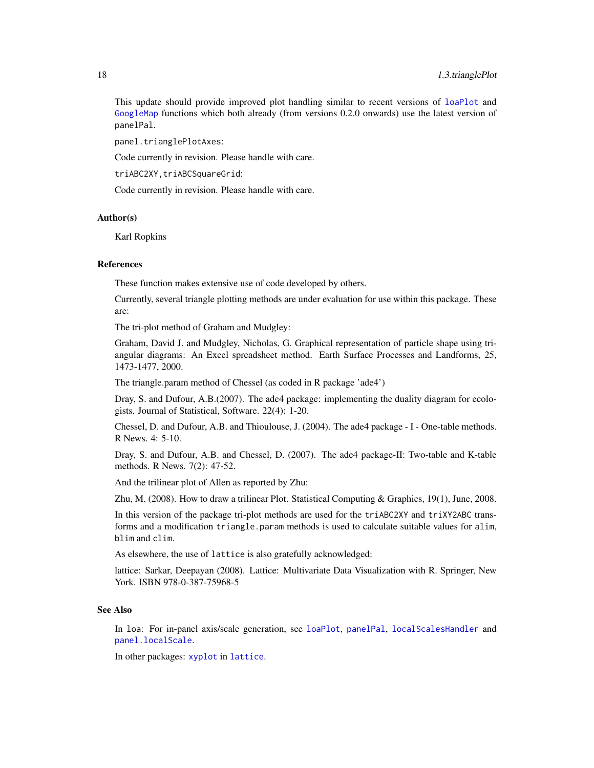This update should provide improved plot handling similar to recent versions of `loaPlot` and `GoogleMap` functions which both already (from versions 0.2.0 onwards) use the latest version of `panelPal`.

`panel.trianglePlotAxes`:

Code currently in revision. Please handle with care.

`triABC2XY,triABCSquareGrid`:

Code currently in revision. Please handle with care.

## Author(s)

Karl Ropkins

## References

These function makes extensive use of code developed by others.

Currently, several triangle plotting methods are under evaluation for use within this package. These are:

The tri-plot method of Graham and Mudgley:

Graham, David J. and Mudgley, Nicholas, G. Graphical representation of particle shape using triangular diagrams: An Excel spreadsheet method. Earth Surface Processes and Landforms, 25, 1473-1477, 2000.

The triangle.param method of Chessel (as coded in R package 'ade4')

Dray, S. and Dufour, A.B.(2007). The ade4 package: implementing the duality diagram for ecologists. Journal of Statistical, Software. 22(4): 1-20.

Chessel, D. and Dufour, A.B. and Thioulouse, J. (2004). The ade4 package - I - One-table methods. R News. 4: 5-10.

Dray, S. and Dufour, A.B. and Chessel, D. (2007). The ade4 package-II: Two-table and K-table methods. R News. 7(2): 47-52.

And the trilinear plot of Allen as reported by Zhu:

Zhu, M. (2008). How to draw a trilinear Plot. Statistical Computing & Graphics, 19(1), June, 2008.

In this version of the package tri-plot methods are used for the `triABC2XY` and `triXY2ABC` transforms and a modification `triangle.param` methods is used to calculate suitable values for `alim`, `blim` and `clim`.

As elsewhere, the use of `lattice` is also gratefully acknowledged:

lattice: Sarkar, Deepayan (2008). Lattice: Multivariate Data Visualization with R. Springer, New York. ISBN 978-0-387-75968-5

## See Also

In `loa`: For in-panel axis/scale generation, see `loaPlot`, `panelPal`, `localScalesHandler` and `panel.localScale`.

In other packages: `xyplot` in `lattice`.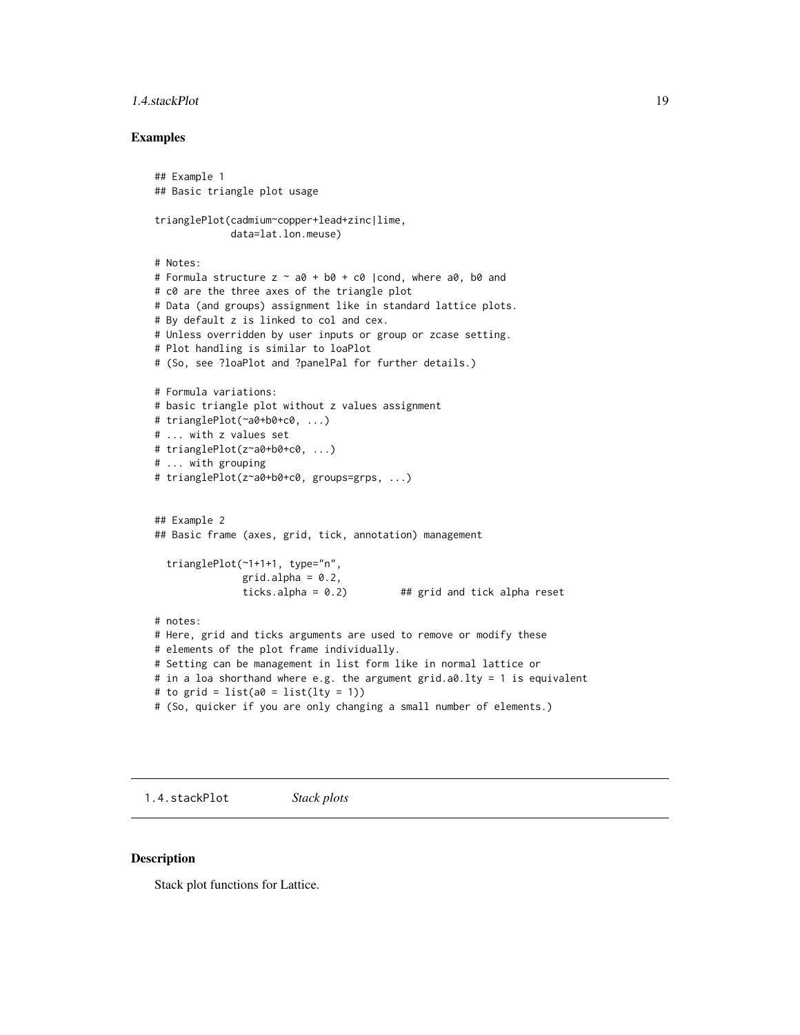## Examples

```
## Example 1
## Basic triangle plot usage

trianglePlot(cadmium~copper+lead+zinc|lime,
             data=lat.lon.meuse)

# Notes:
# Formula structure z ~ a0 + b0 + c0 |cond, where a0, b0 and
# c0 are the three axes of the triangle plot
# Data (and groups) assignment like in standard lattice plots.
# By default z is linked to col and cex.
# Unless overridden by user inputs or group or zcase setting.
# Plot handling is similar to loaPlot
# (So, see ?loaPlot and ?panelPal for further details.)

# Formula variations:
# basic triangle plot without z values assignment
# trianglePlot(~a0+b0+c0, ...)
# ... with z values set
# trianglePlot(z~a0+b0+c0, ...)
# ... with grouping
# trianglePlot(z~a0+b0+c0, groups=grps, ...)


## Example 2
## Basic frame (axes, grid, tick, annotation) management

  trianglePlot(~1+1+1, type="n",
               grid.alpha = 0.2,
               ticks.alpha = 0.2)         ## grid and tick alpha reset

# notes:
# Here, grid and ticks arguments are used to remove or modify these
# elements of the plot frame individually.
# Setting can be management in list form like in normal lattice or
# in a loa shorthand where e.g. the argument grid.a0.lty = 1 is equivalent
# to grid = list(a0 = list(lty = 1))
# (So, quicker if you are only changing a small number of elements.)
```

---

## 1.4.stackPlot *Stack plots*

---

### Description

Stack plot functions for Lattice.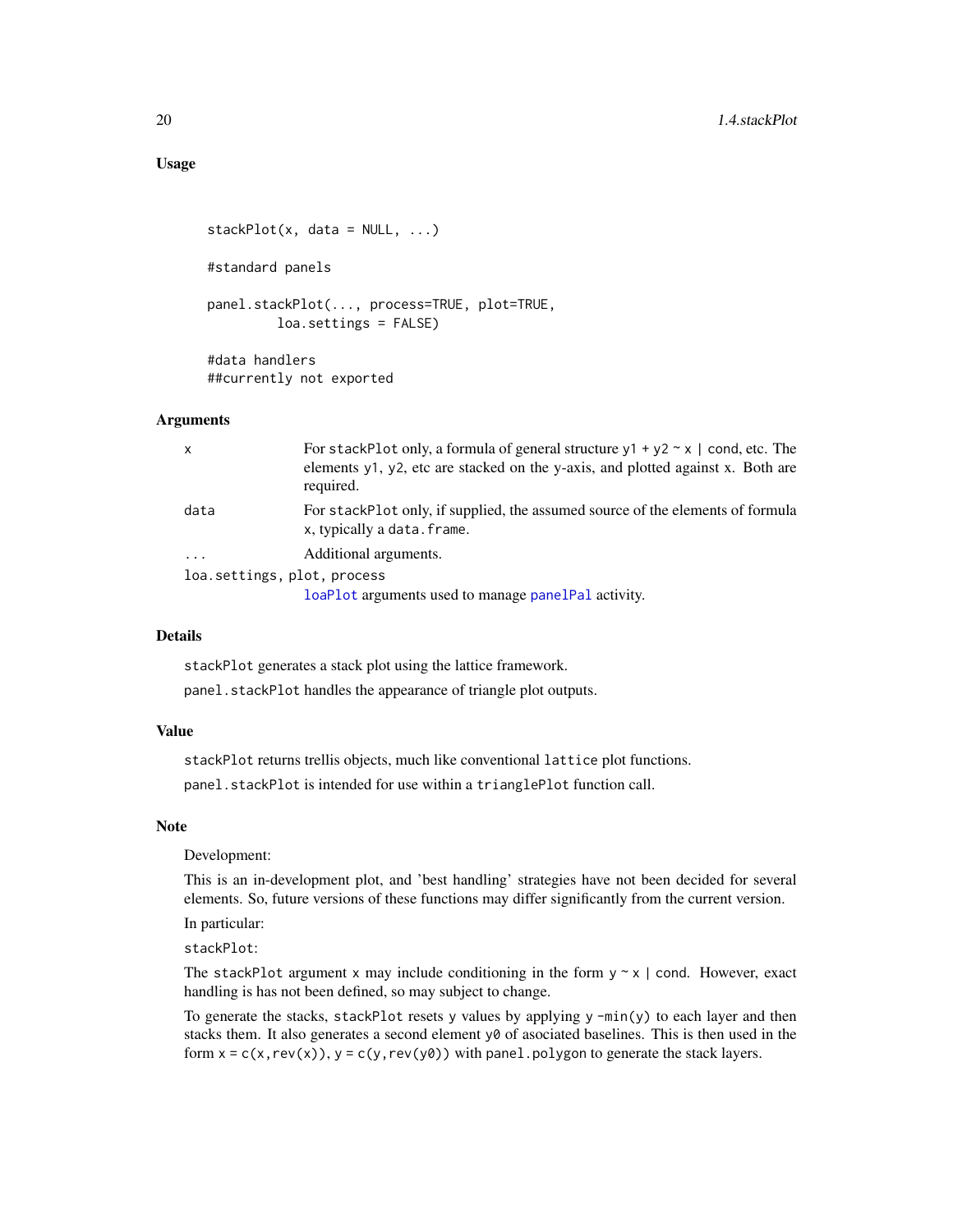### Usage

```
stackPlot(x, data = NULL, ...)

#standard panels

panel.stackPlot(..., process=TRUE, plot=TRUE,
         loa.settings = FALSE)

#data handlers
##currently not exported
```

### Arguments

| | |
|---|---|
| `x` | For `stackPlot` only, a formula of general structure `y1 + y2 ~ x | cond`, etc. The elements `y1`, `y2`, etc are stacked on the y-axis, and plotted against `x`. Both are required. |
| `data` | For `stackPlot` only, if supplied, the assumed source of the elements of formula `x`, typically a `data.frame`. |
| `...` | Additional arguments. |
| `loa.settings, plot, process` | `loaPlot` arguments used to manage `panelPal` activity. |

### Details

`stackPlot` generates a stack plot using the lattice framework.

`panel.stackPlot` handles the appearance of triangle plot outputs.

### Value

`stackPlot` returns trellis objects, much like conventional `lattice` plot functions.

`panel.stackPlot` is intended for use within a `trianglePlot` function call.

### Note

Development:

This is an in-development plot, and 'best handling' strategies have not been decided for several elements. So, future versions of these functions may differ significantly from the current version.

In particular:

`stackPlot`:

The `stackPlot` argument `x` may include conditioning in the form `y ~ x | cond`. However, exact handling is has not been defined, so may subject to change.

To generate the stacks, `stackPlot` resets `y` values by applying `y -min(y)` to each layer and then stacks them. It also generates a second element `y0` of asociated baselines. This is then used in the form `x = c(x,rev(x))`, `y = c(y,rev(y0))` with `panel.polygon` to generate the stack layers.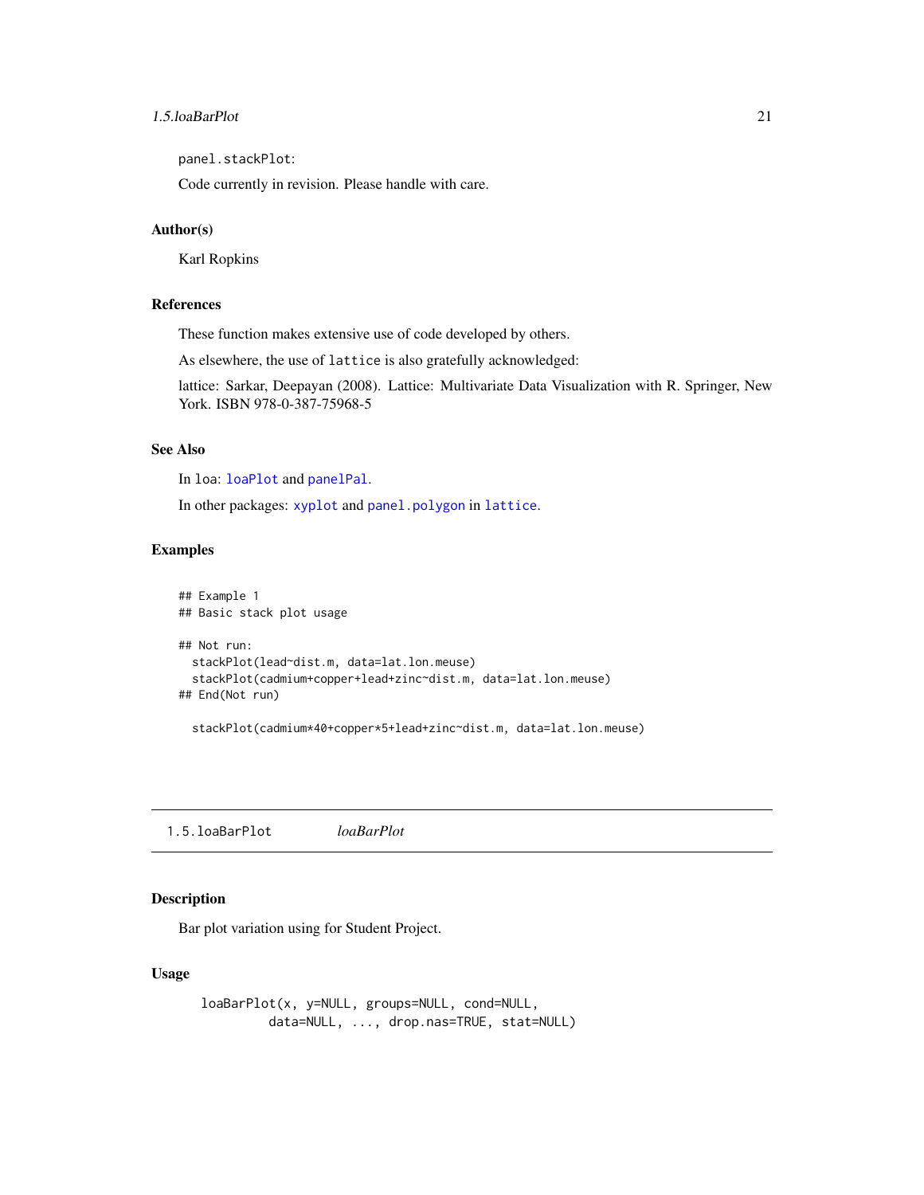`panel.stackPlot`:

Code currently in revision. Please handle with care.

### Author(s)

Karl Ropkins

### References

These function makes extensive use of code developed by others.

As elsewhere, the use of `lattice` is also gratefully acknowledged:

lattice: Sarkar, Deepayan (2008). Lattice: Multivariate Data Visualization with R. Springer, New York. ISBN 978-0-387-75968-5

### See Also

In `loa`: `loaPlot` and `panelPal`.

In other packages: `xyplot` and `panel.polygon` in `lattice`.

### Examples

```
## Example 1
## Basic stack plot usage

## Not run:
  stackPlot(lead~dist.m, data=lat.lon.meuse)
  stackPlot(cadmium+copper+lead+zinc~dist.m, data=lat.lon.meuse)
## End(Not run)

  stackPlot(cadmium*40+copper*5+lead+zinc~dist.m, data=lat.lon.meuse)
```

---

## 1.5.loaBarPlot *loaBarPlot*

### Description

Bar plot variation using for Student Project.

### Usage

```
loaBarPlot(x, y=NULL, groups=NULL, cond=NULL,
        data=NULL, ..., drop.nas=TRUE, stat=NULL)
```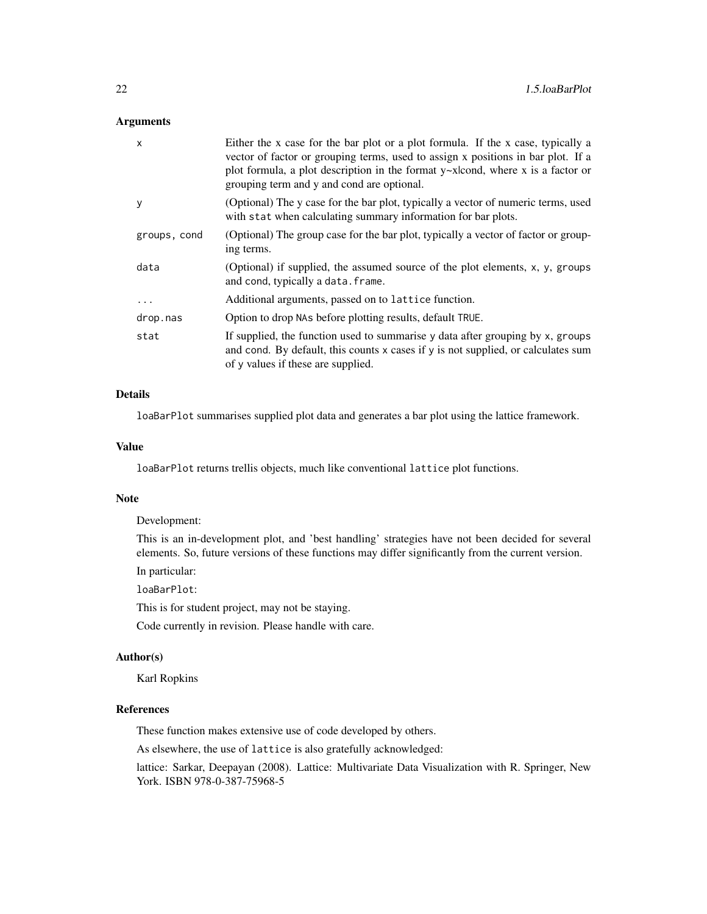## Arguments

| | |
|---|---|
| `x` | Either the x case for the bar plot or a plot formula. If the x case, typically a vector of factor or grouping terms, used to assign x positions in bar plot. If a plot formula, a plot description in the format y~x\|cond, where x is a factor or grouping term and y and cond are optional. |
| `y` | (Optional) The y case for the bar plot, typically a vector of numeric terms, used with `stat` when calculating summary information for bar plots. |
| `groups, cond` | (Optional) The group case for the bar plot, typically a vector of factor or grouping terms. |
| `data` | (Optional) if supplied, the assumed source of the plot elements, `x`, `y`, `groups` and `cond`, typically a `data.frame`. |
| `...` | Additional arguments, passed on to `lattice` function. |
| `drop.nas` | Option to drop `NA`s before plotting results, default `TRUE`. |
| `stat` | If supplied, the function used to summarise `y` data after grouping by `x`, `groups` and `cond`. By default, this counts `x` cases if `y` is not supplied, or calculates sum of `y` values if these are supplied. |

## Details

`loaBarPlot` summarises supplied plot data and generates a bar plot using the lattice framework.

## Value

`loaBarPlot` returns trellis objects, much like conventional `lattice` plot functions.

## Note

Development:

This is an in-development plot, and 'best handling' strategies have not been decided for several elements. So, future versions of these functions may differ significantly from the current version.

In particular:

`loaBarPlot`:

This is for student project, may not be staying.

Code currently in revision. Please handle with care.

## Author(s)

Karl Ropkins

## References

These function makes extensive use of code developed by others.

As elsewhere, the use of `lattice` is also gratefully acknowledged:

lattice: Sarkar, Deepayan (2008). Lattice: Multivariate Data Visualization with R. Springer, New York. ISBN 978-0-387-75968-5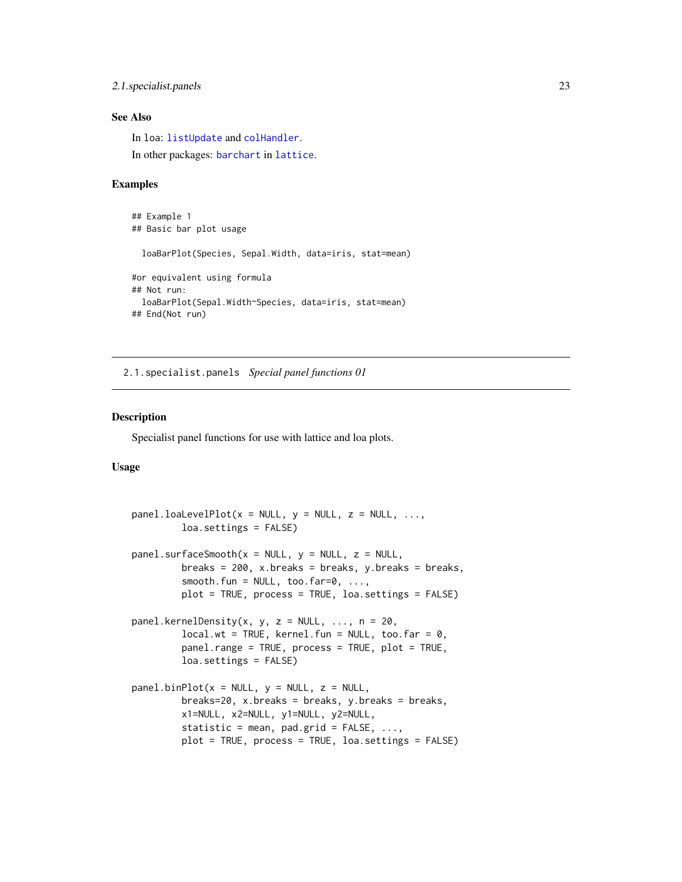### See Also

In loa: `listUpdate` and `colHandler`.

In other packages: `barchart` in `lattice`.

### Examples

```
## Example 1
## Basic bar plot usage

  loaBarPlot(Species, Sepal.Width, data=iris, stat=mean)

#or equivalent using formula
## Not run:
  loaBarPlot(Sepal.Width~Species, data=iris, stat=mean)
## End(Not run)
```

---

## 2.1.specialist.panels *Special panel functions 01*

---

### Description

Specialist panel functions for use with lattice and loa plots.

### Usage

```
panel.loaLevelPlot(x = NULL, y = NULL, z = NULL, ...,
         loa.settings = FALSE)

panel.surfaceSmooth(x = NULL, y = NULL, z = NULL,
         breaks = 200, x.breaks = breaks, y.breaks = breaks,
         smooth.fun = NULL, too.far=0, ...,
         plot = TRUE, process = TRUE, loa.settings = FALSE)

panel.kernelDensity(x, y, z = NULL, ..., n = 20,
         local.wt = TRUE, kernel.fun = NULL, too.far = 0,
         panel.range = TRUE, process = TRUE, plot = TRUE,
         loa.settings = FALSE)

panel.binPlot(x = NULL, y = NULL, z = NULL,
         breaks=20, x.breaks = breaks, y.breaks = breaks,
         x1=NULL, x2=NULL, y1=NULL, y2=NULL,
         statistic = mean, pad.grid = FALSE, ...,
         plot = TRUE, process = TRUE, loa.settings = FALSE)
```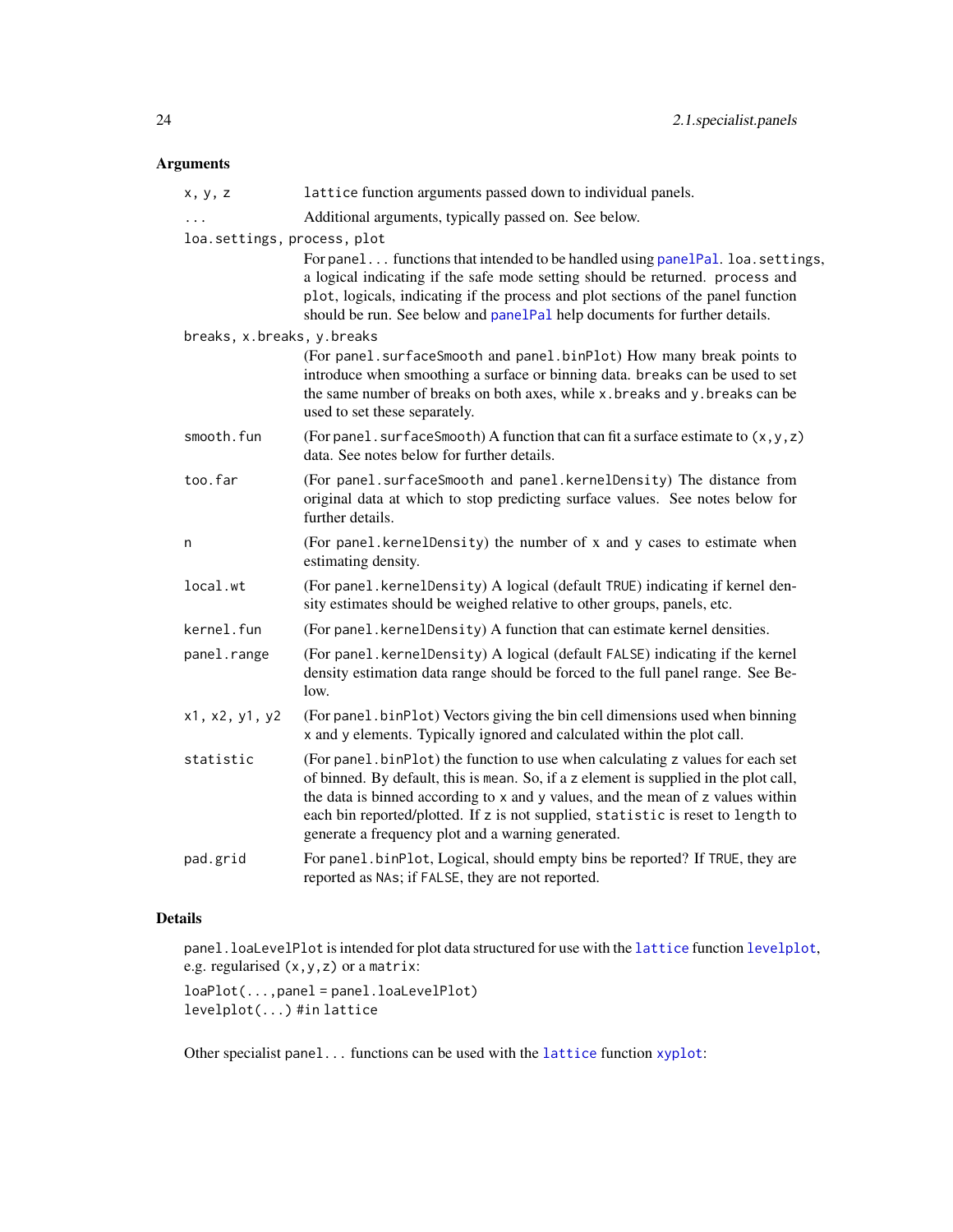## Arguments

`x, y, z` — `lattice` function arguments passed down to individual panels.

`...` — Additional arguments, typically passed on. See below.

`loa.settings, process, plot` — For `panel...` functions that intended to be handled using `panelPal`. `loa.settings`, a logical indicating if the safe mode setting should be returned. `process` and `plot`, logicals, indicating if the process and plot sections of the panel function should be run. See below and `panelPal` help documents for further details.

`breaks, x.breaks, y.breaks` — (For `panel.surfaceSmooth` and `panel.binPlot`) How many break points to introduce when smoothing a surface or binning data. `breaks` can be used to set the same number of breaks on both axes, while `x.breaks` and `y.breaks` can be used to set these separately.

`smooth.fun` — (For `panel.surfaceSmooth`) A function that can fit a surface estimate to `(x,y,z)` data. See notes below for further details.

`too.far` — (For `panel.surfaceSmooth` and `panel.kernelDensity`) The distance from original data at which to stop predicting surface values. See notes below for further details.

`n` — (For `panel.kernelDensity`) the number of `x` and `y` cases to estimate when estimating density.

`local.wt` — (For `panel.kernelDensity`) A logical (default `TRUE`) indicating if kernel density estimates should be weighed relative to other groups, panels, etc.

`kernel.fun` — (For `panel.kernelDensity`) A function that can estimate kernel densities.

`panel.range` — (For `panel.kernelDensity`) A logical (default `FALSE`) indicating if the kernel density estimation data range should be forced to the full panel range. See Below.

`x1, x2, y1, y2` — (For `panel.binPlot`) Vectors giving the bin cell dimensions used when binning `x` and `y` elements. Typically ignored and calculated within the plot call.

`statistic` — (For `panel.binPlot`) the function to use when calculating `z` values for each set of binned. By default, this is `mean`. So, if a `z` element is supplied in the plot call, the data is binned according to `x` and `y` values, and the mean of `z` values within each bin reported/plotted. If `z` is not supplied, `statistic` is reset to `length` to generate a frequency plot and a warning generated.

`pad.grid` — For `panel.binPlot`, Logical, should empty bins be reported? If `TRUE`, they are reported as `NA`s; if `FALSE`, they are not reported.

## Details

`panel.loaLevelPlot` is intended for plot data structured for use with the `lattice` function `levelplot`, e.g. regularised `(x,y,z)` or a `matrix`:

```
loaPlot(...,panel = panel.loaLevelPlot)
levelplot(...) #in lattice
```

Other specialist `panel...` functions can be used with the `lattice` function `xyplot`: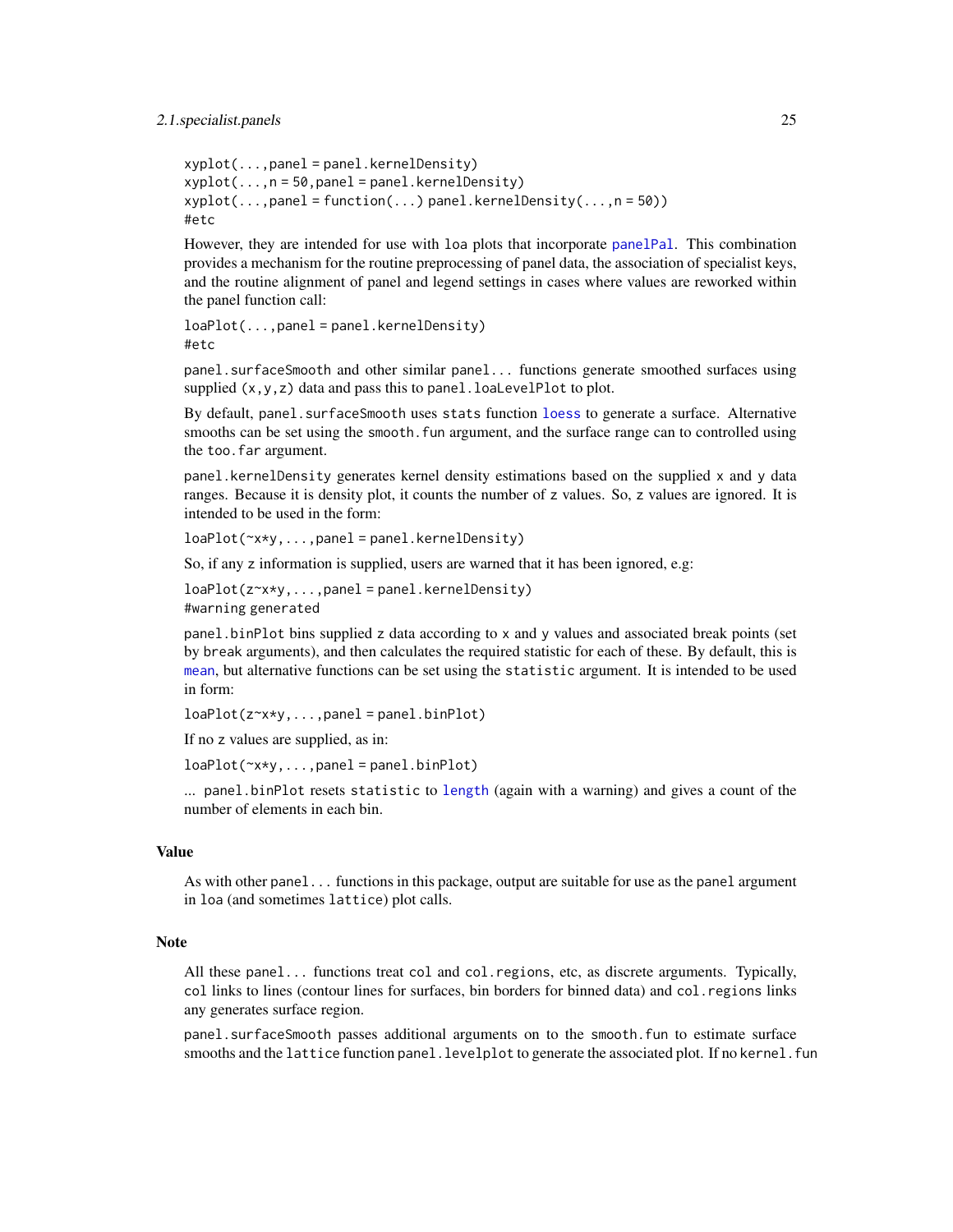```
xyplot(...,panel = panel.kernelDensity)
xyplot(...,n = 50,panel = panel.kernelDensity)
xyplot(...,panel = function(...) panel.kernelDensity(...,n = 50))
#etc
```

However, they are intended for use with `loa` plots that incorporate `panelPal`. This combination provides a mechanism for the routine preprocessing of panel data, the association of specialist keys, and the routine alignment of panel and legend settings in cases where values are reworked within the panel function call:

```
loaPlot(...,panel = panel.kernelDensity)
#etc
```

`panel.surfaceSmooth` and other similar `panel...` functions generate smoothed surfaces using supplied `(x,y,z)` data and pass this to `panel.loaLevelPlot` to plot.

By default, `panel.surfaceSmooth` uses `stats` function `loess` to generate a surface. Alternative smooths can be set using the `smooth.fun` argument, and the surface range can to controlled using the `too.far` argument.

`panel.kernelDensity` generates kernel density estimations based on the supplied `x` and `y` data ranges. Because it is density plot, it counts the number of `z` values. So, `z` values are ignored. It is intended to be used in the form:

```
loaPlot(~x*y,...,panel = panel.kernelDensity)
```

So, if any `z` information is supplied, users are warned that it has been ignored, e.g:

```
loaPlot(z~x*y,...,panel = panel.kernelDensity)
#warning generated
```

`panel.binPlot` bins supplied `z` data according to `x` and `y` values and associated break points (set by `break` arguments), and then calculates the required statistic for each of these. By default, this is `mean`, but alternative functions can be set using the `statistic` argument. It is intended to be used in form:

```
loaPlot(z~x*y,...,panel = panel.binPlot)
```

If no `z` values are supplied, as in:

```
loaPlot(~x*y,...,panel = panel.binPlot)
```

... `panel.binPlot` resets `statistic` to `length` (again with a warning) and gives a count of the number of elements in each bin.

### Value

As with other `panel...` functions in this package, output are suitable for use as the `panel` argument in `loa` (and sometimes `lattice`) plot calls.

### Note

All these `panel...` functions treat `col` and `col.regions`, etc, as discrete arguments. Typically, `col` links to lines (contour lines for surfaces, bin borders for binned data) and `col.regions` links any generates surface region.

`panel.surfaceSmooth` passes additional arguments on to the `smooth.fun` to estimate surface smooths and the `lattice` function `panel.levelplot` to generate the associated plot. If no `kernel.fun`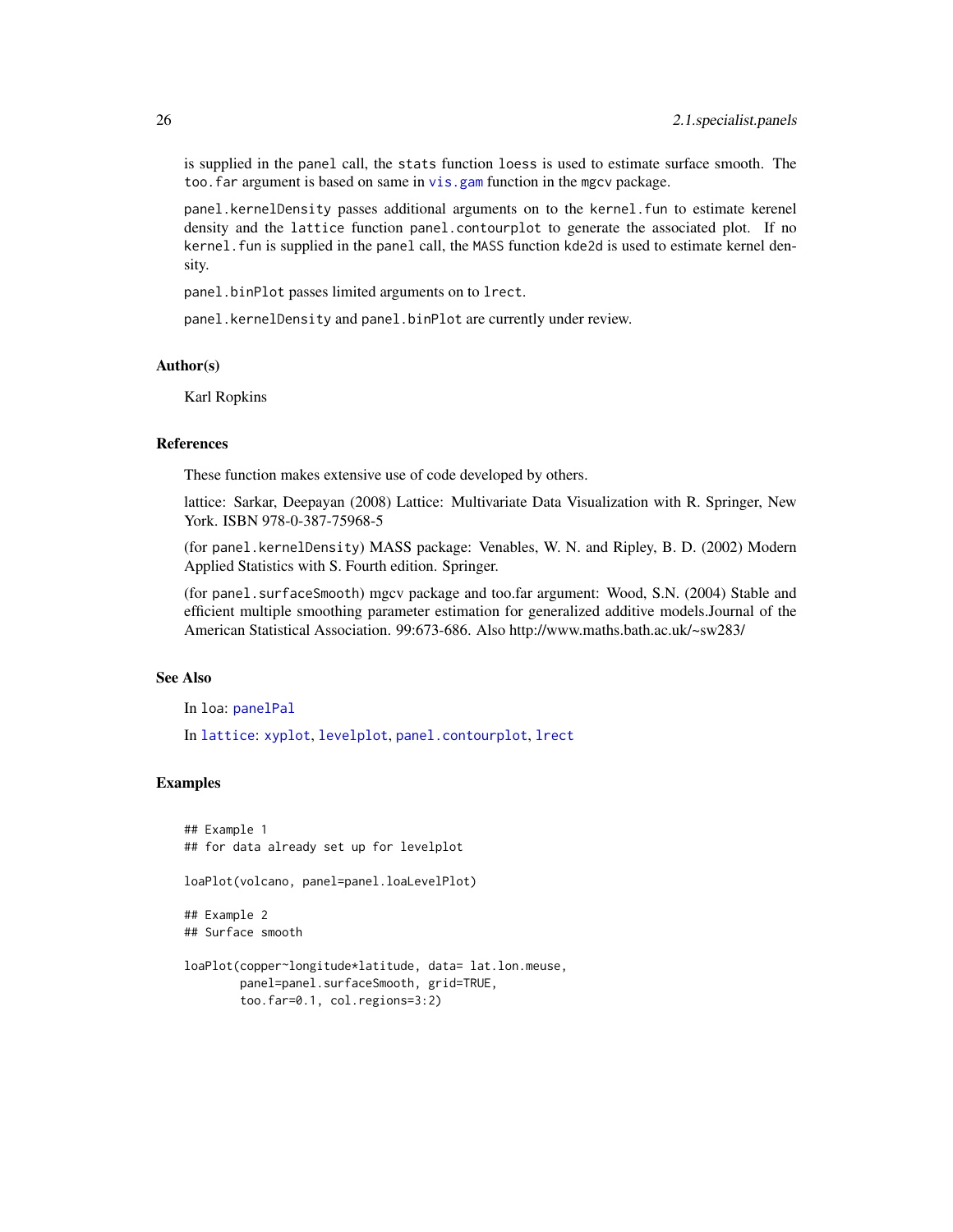is supplied in the panel call, the stats function loess is used to estimate surface smooth. The too.far argument is based on same in vis.gam function in the mgcv package.

panel.kernelDensity passes additional arguments on to the kernel.fun to estimate kerenel density and the lattice function panel.contourplot to generate the associated plot. If no kernel.fun is supplied in the panel call, the MASS function kde2d is used to estimate kernel density.

panel.binPlot passes limited arguments on to lrect.

panel.kernelDensity and panel.binPlot are currently under review.

### Author(s)

Karl Ropkins

### References

These function makes extensive use of code developed by others.

lattice: Sarkar, Deepayan (2008) Lattice: Multivariate Data Visualization with R. Springer, New York. ISBN 978-0-387-75968-5

(for panel.kernelDensity) MASS package: Venables, W. N. and Ripley, B. D. (2002) Modern Applied Statistics with S. Fourth edition. Springer.

(for panel.surfaceSmooth) mgcv package and too.far argument: Wood, S.N. (2004) Stable and efficient multiple smoothing parameter estimation for generalized additive models.Journal of the American Statistical Association. 99:673-686. Also http://www.maths.bath.ac.uk/~sw283/

### See Also

In loa: panelPal

In lattice: xyplot, levelplot, panel.contourplot, lrect

### Examples

```
## Example 1
## for data already set up for levelplot

loaPlot(volcano, panel=panel.loaLevelPlot)

## Example 2
## Surface smooth

loaPlot(copper~longitude*latitude, data= lat.lon.meuse,
        panel=panel.surfaceSmooth, grid=TRUE,
        too.far=0.1, col.regions=3:2)
```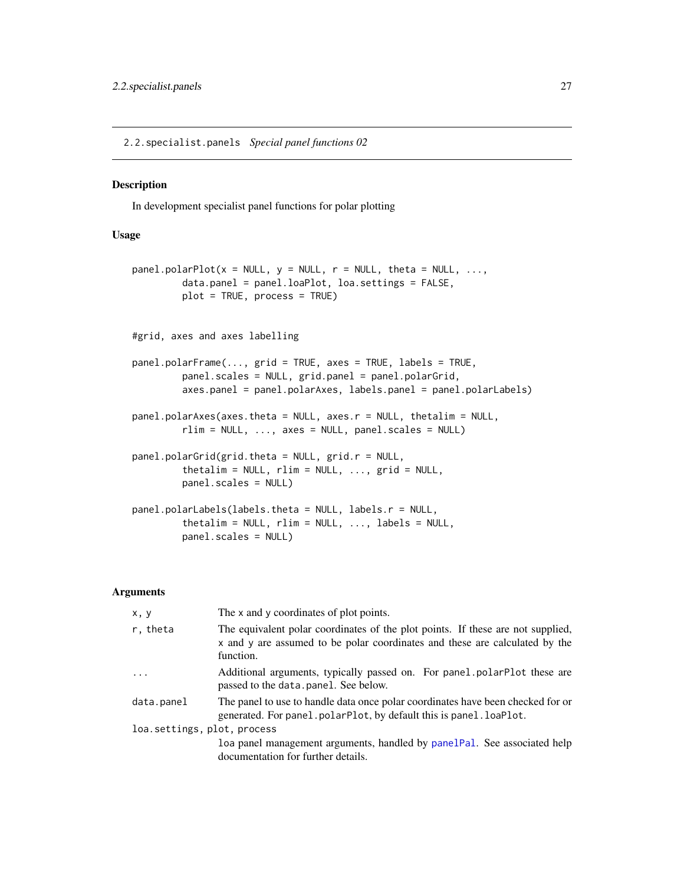## 2.2.specialist.panels *Special panel functions 02*

### Description

In development specialist panel functions for polar plotting

### Usage

```
panel.polarPlot(x = NULL, y = NULL, r = NULL, theta = NULL, ...,
         data.panel = panel.loaPlot, loa.settings = FALSE,
         plot = TRUE, process = TRUE)


#grid, axes and axes labelling

panel.polarFrame(..., grid = TRUE, axes = TRUE, labels = TRUE,
         panel.scales = NULL, grid.panel = panel.polarGrid,
         axes.panel = panel.polarAxes, labels.panel = panel.polarLabels)

panel.polarAxes(axes.theta = NULL, axes.r = NULL, thetalim = NULL,
         rlim = NULL, ..., axes = NULL, panel.scales = NULL)

panel.polarGrid(grid.theta = NULL, grid.r = NULL,
         thetalim = NULL, rlim = NULL, ..., grid = NULL,
         panel.scales = NULL)

panel.polarLabels(labels.theta = NULL, labels.r = NULL,
         thetalim = NULL, rlim = NULL, ..., labels = NULL,
         panel.scales = NULL)
```

### Arguments

| | |
|---|---|
| `x, y` | The x and y coordinates of plot points. |
| `r, theta` | The equivalent polar coordinates of the plot points. If these are not supplied, x and y are assumed to be polar coordinates and these are calculated by the function. |
| `...` | Additional arguments, typically passed on. For `panel.polarPlot` these are passed to the `data.panel`. See below. |
| `data.panel` | The panel to use to handle data once polar coordinates have been checked for or generated. For `panel.polarPlot`, by default this is `panel.loaPlot`. |
| `loa.settings, plot, process` | `loa` panel management arguments, handled by `panelPal`. See associated help documentation for further details. |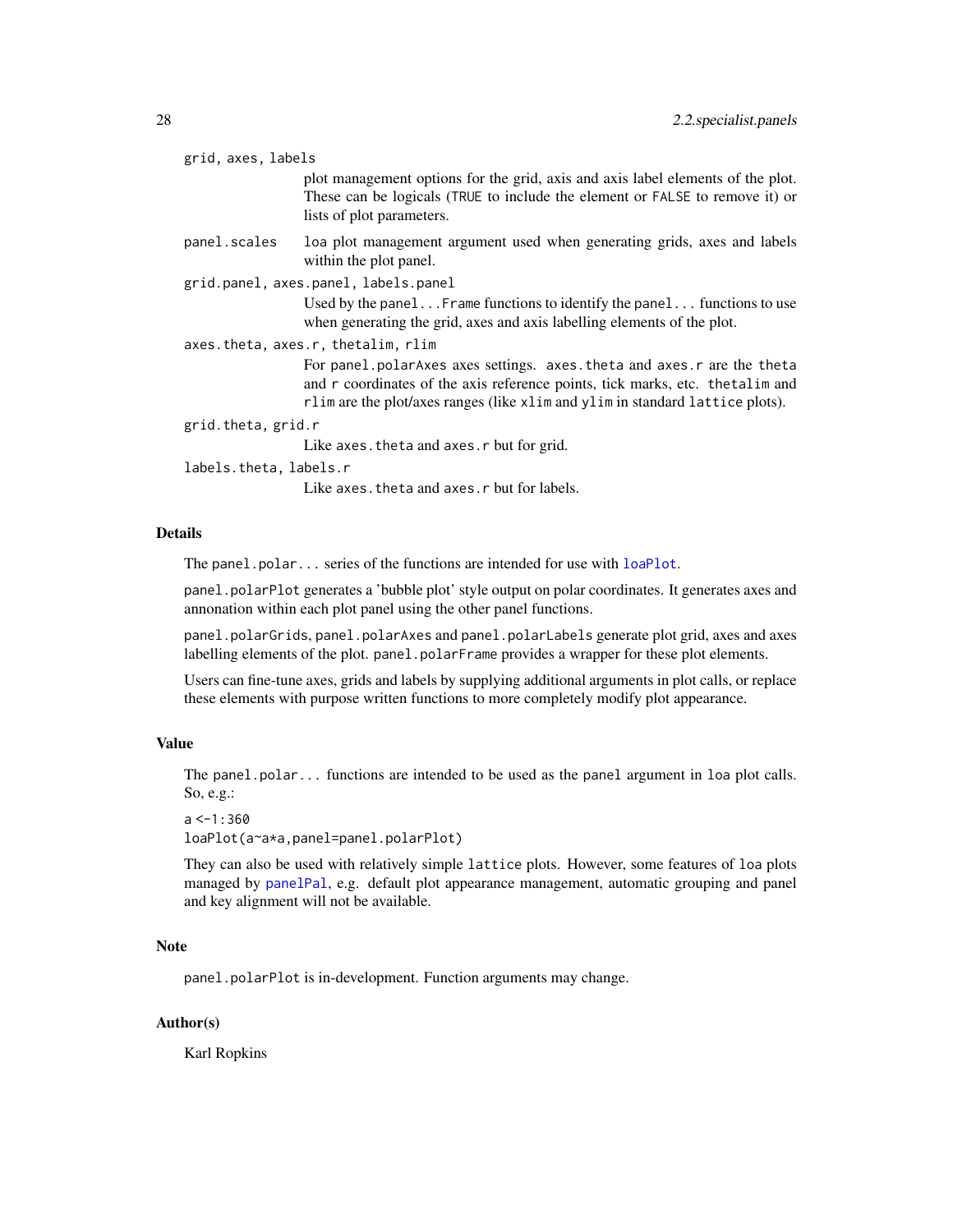`grid, axes, labels`
: plot management options for the grid, axis and axis label elements of the plot. These can be logicals (`TRUE` to include the element or `FALSE` to remove it) or lists of plot parameters.

`panel.scales`
: `loa` plot management argument used when generating grids, axes and labels within the plot panel.

`grid.panel, axes.panel, labels.panel`
: Used by the `panel...Frame` functions to identify the `panel...` functions to use when generating the grid, axes and axis labelling elements of the plot.

`axes.theta, axes.r, thetalim, rlim`
: For `panel.polarAxes` axes settings. `axes.theta` and `axes.r` are the `theta` and `r` coordinates of the axis reference points, tick marks, etc. `thetalim` and `rlim` are the plot/axes ranges (like `xlim` and `ylim` in standard `lattice` plots).

`grid.theta, grid.r`
: Like `axes.theta` and `axes.r` but for grid.

`labels.theta, labels.r`
: Like `axes.theta` and `axes.r` but for labels.

### Details

The `panel.polar...` series of the functions are intended for use with `loaPlot`.

`panel.polarPlot` generates a 'bubble plot' style output on polar coordinates. It generates axes and annonation within each plot panel using the other panel functions.

`panel.polarGrids`, `panel.polarAxes` and `panel.polarLabels` generate plot grid, axes and axes labelling elements of the plot. `panel.polarFrame` provides a wrapper for these plot elements.

Users can fine-tune axes, grids and labels by supplying additional arguments in plot calls, or replace these elements with purpose written functions to more completely modify plot appearance.

### Value

The `panel.polar...` functions are intended to be used as the `panel` argument in `loa` plot calls. So, e.g.:

```
a <-1:360
loaPlot(a~a*a,panel=panel.polarPlot)
```

They can also be used with relatively simple `lattice` plots. However, some features of `loa` plots managed by `panelPal`, e.g. default plot appearance management, automatic grouping and panel and key alignment will not be available.

### Note

`panel.polarPlot` is in-development. Function arguments may change.

### Author(s)

Karl Ropkins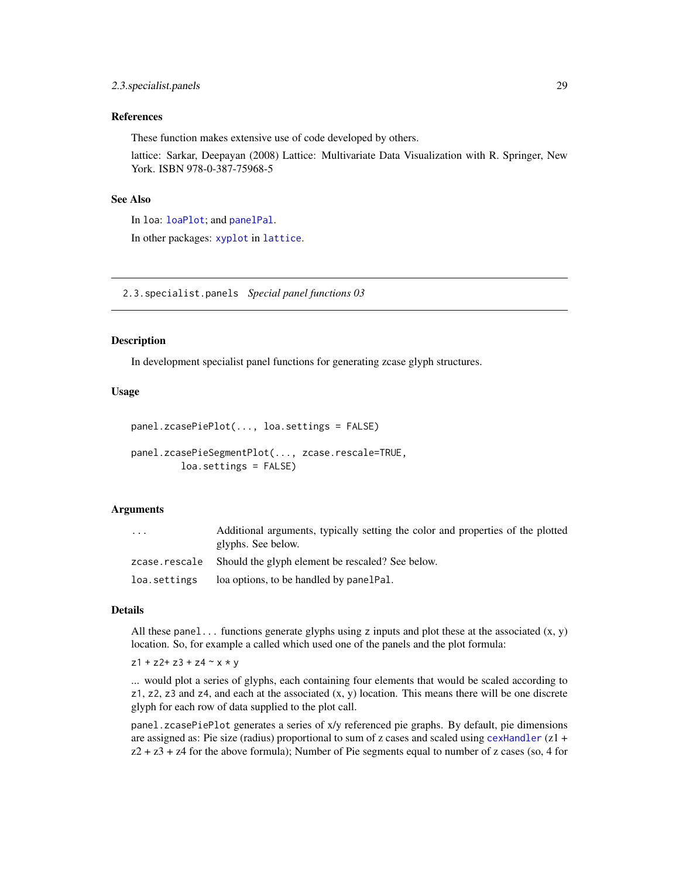### References

These function makes extensive use of code developed by others.

lattice: Sarkar, Deepayan (2008) Lattice: Multivariate Data Visualization with R. Springer, New York. ISBN 978-0-387-75968-5

### See Also

In loa: loaPlot; and panelPal.

In other packages: xyplot in lattice.

---

## 2.3.specialist.panels *Special panel functions 03*

### Description

In development specialist panel functions for generating zcase glyph structures.

### Usage

```
panel.zcasePiePlot(..., loa.settings = FALSE)

panel.zcasePieSegmentPlot(..., zcase.rescale=TRUE,
          loa.settings = FALSE)
```

### Arguments

| | |
|---|---|
| ... | Additional arguments, typically setting the color and properties of the plotted glyphs. See below. |
| zcase.rescale | Should the glyph element be rescaled? See below. |
| loa.settings | loa options, to be handled by panelPal. |

### Details

All these panel... functions generate glyphs using z inputs and plot these at the associated (x, y) location. So, for example a called which used one of the panels and the plot formula:

z1 + z2+ z3 + z4 ~ x * y

... would plot a series of glyphs, each containing four elements that would be scaled according to z1, z2, z3 and z4, and each at the associated (x, y) location. This means there will be one discrete glyph for each row of data supplied to the plot call.

panel.zcasePiePlot generates a series of x/y referenced pie graphs. By default, pie dimensions are assigned as: Pie size (radius) proportional to sum of z cases and scaled using cexHandler (z1 + z2 + z3 + z4 for the above formula); Number of Pie segments equal to number of z cases (so, 4 for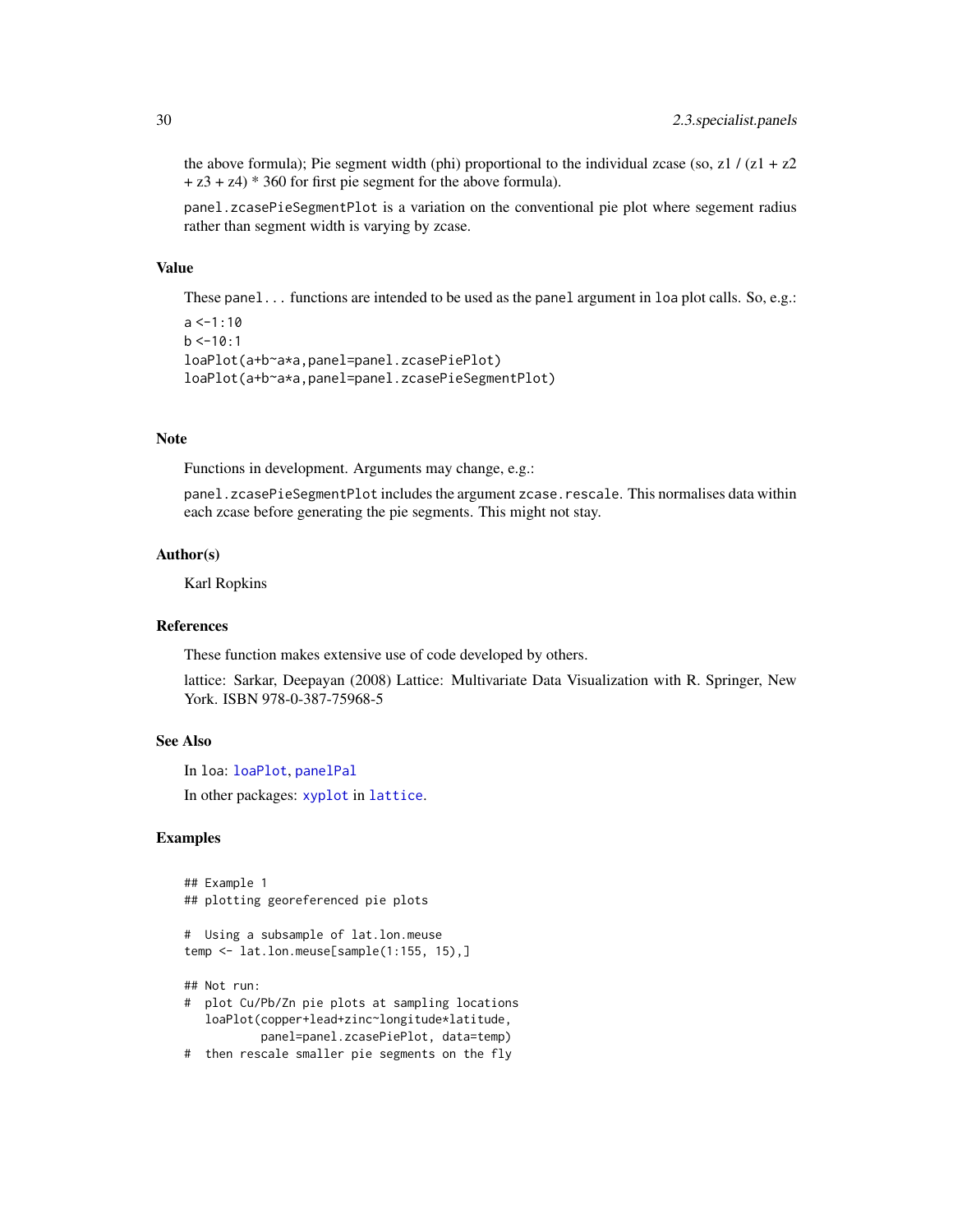the above formula); Pie segment width (phi) proportional to the individual zcase (so, z1 / (z1 + z2 + z3 + z4) * 360 for first pie segment for the above formula).

`panel.zcasePieSegmentPlot` is a variation on the conventional pie plot where segement radius rather than segment width is varying by zcase.

### Value

These `panel...` functions are intended to be used as the `panel` argument in `loa` plot calls. So, e.g.:

```
a <-1:10
b <-10:1
loaPlot(a+b~a*a,panel=panel.zcasePiePlot)
loaPlot(a+b~a*a,panel=panel.zcasePieSegmentPlot)
```

### Note

Functions in development. Arguments may change, e.g.:

`panel.zcasePieSegmentPlot` includes the argument `zcase.rescale`. This normalises data within each zcase before generating the pie segments. This might not stay.

### Author(s)

Karl Ropkins

### References

These function makes extensive use of code developed by others.

lattice: Sarkar, Deepayan (2008) Lattice: Multivariate Data Visualization with R. Springer, New York. ISBN 978-0-387-75968-5

### See Also

In `loa`: `loaPlot`, `panelPal`

In other packages: `xyplot` in `lattice`.

### Examples

```
## Example 1
## plotting georeferenced pie plots

#  Using a subsample of lat.lon.meuse
temp <- lat.lon.meuse[sample(1:155, 15),]

## Not run:
#  plot Cu/Pb/Zn pie plots at sampling locations
   loaPlot(copper+lead+zinc~longitude*latitude,
           panel=panel.zcasePiePlot, data=temp)
#  then rescale smaller pie segments on the fly
```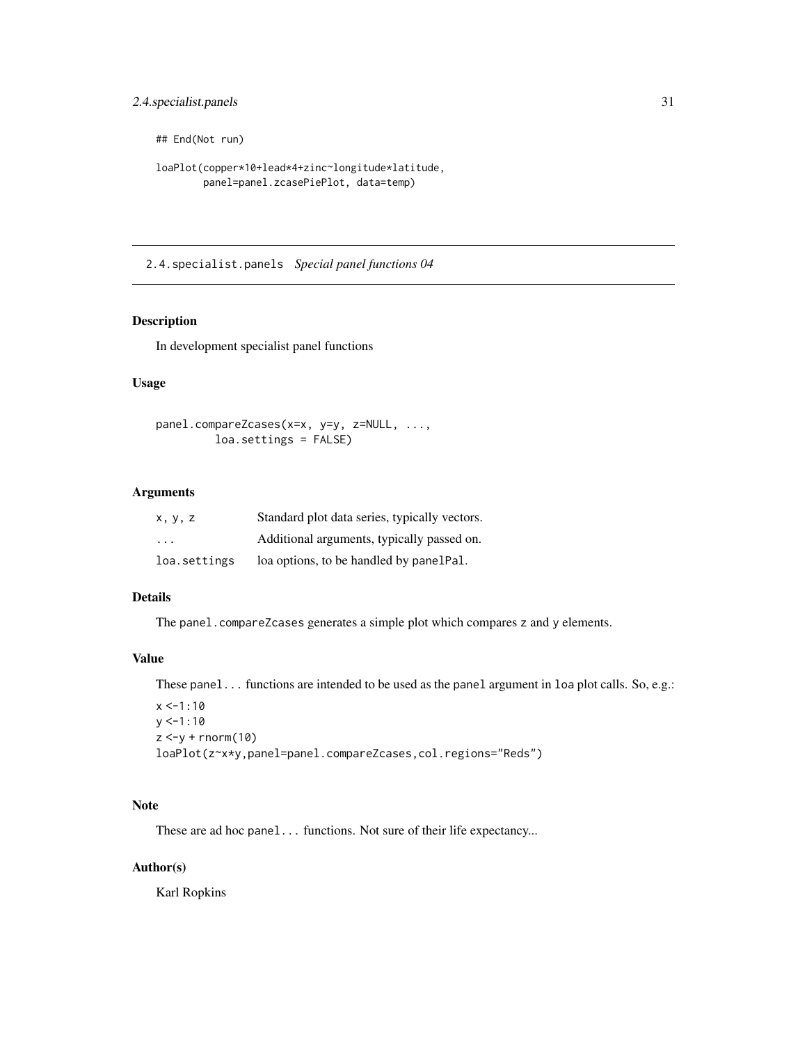```
## End(Not run)

loaPlot(copper*10+lead*4+zinc~longitude*latitude,
        panel=panel.zcasePiePlot, data=temp)
```

---

## 2.4.specialist.panels *Special panel functions 04*

### Description

In development specialist panel functions

### Usage

```
panel.compareZcases(x=x, y=y, z=NULL, ...,
         loa.settings = FALSE)
```

### Arguments

| | |
|---|---|
| `x, y, z` | Standard plot data series, typically vectors. |
| `...` | Additional arguments, typically passed on. |
| `loa.settings` | loa options, to be handled by `panelPal`. |

### Details

The `panel.compareZcases` generates a simple plot which compares `z` and `y` elements.

### Value

These `panel...` functions are intended to be used as the `panel` argument in `loa` plot calls. So, e.g.:

```
x <-1:10
y <-1:10
z <-y + rnorm(10)
loaPlot(z~x*y,panel=panel.compareZcases,col.regions="Reds")
```

### Note

These are ad hoc `panel...` functions. Not sure of their life expectancy...

### Author(s)

Karl Ropkins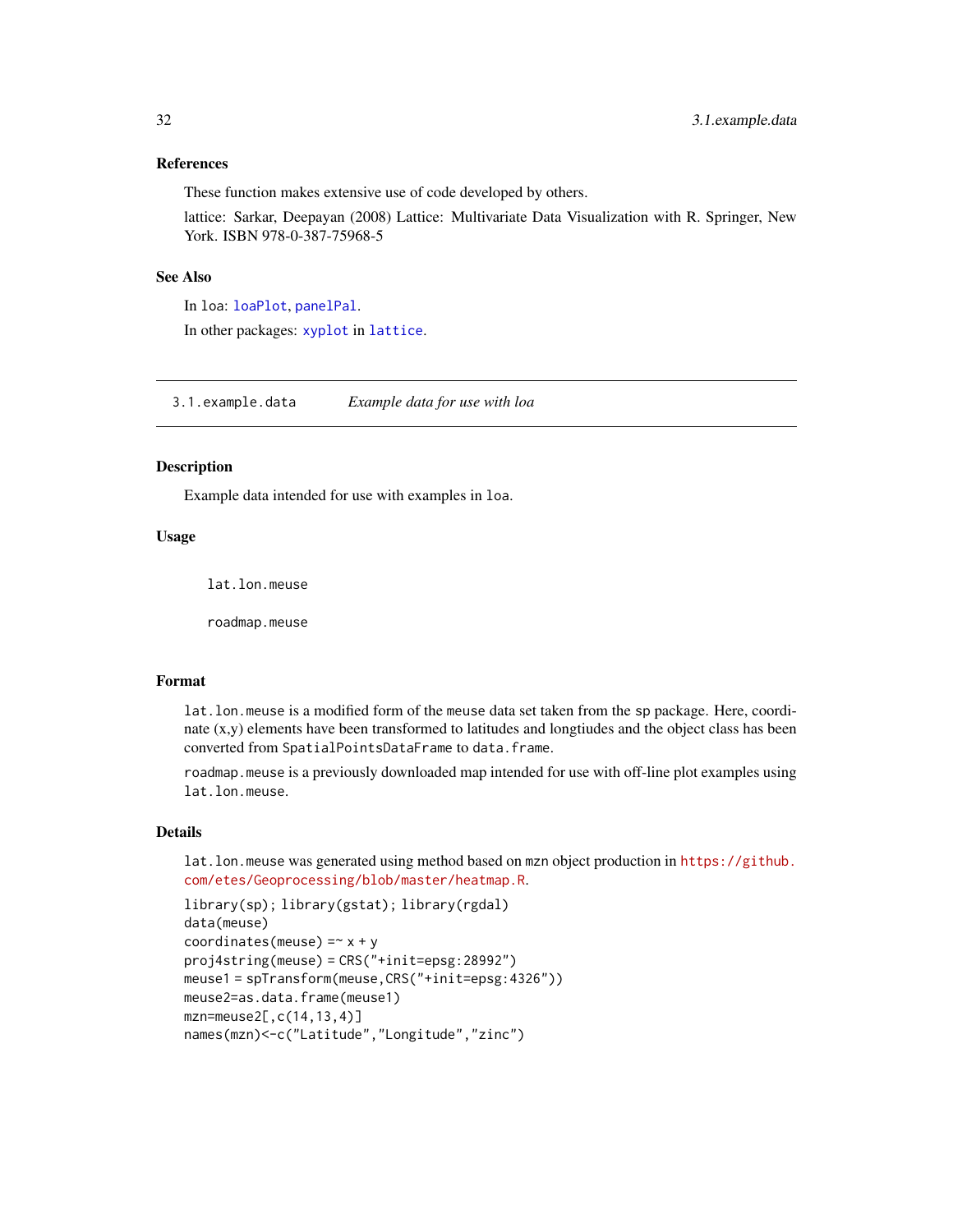### References

These function makes extensive use of code developed by others.

lattice: Sarkar, Deepayan (2008) Lattice: Multivariate Data Visualization with R. Springer, New York. ISBN 978-0-387-75968-5

### See Also

In loa: loaPlot, panelPal.

In other packages: xyplot in lattice.

---

## 3.1.example.data    *Example data for use with loa*

### Description

Example data intended for use with examples in loa.

### Usage

```
lat.lon.meuse

roadmap.meuse
```

### Format

lat.lon.meuse is a modified form of the meuse data set taken from the sp package. Here, coordinate (x,y) elements have been transformed to latitudes and longtiudes and the object class has been converted from SpatialPointsDataFrame to data.frame.

roadmap.meuse is a previously downloaded map intended for use with off-line plot examples using lat.lon.meuse.

### Details

lat.lon.meuse was generated using method based on mzn object production in https://github.com/etes/Geoprocessing/blob/master/heatmap.R.

```
library(sp); library(gstat); library(rgdal)
data(meuse)
coordinates(meuse) =~ x + y
proj4string(meuse) = CRS("+init=epsg:28992")
meuse1 = spTransform(meuse,CRS("+init=epsg:4326"))
meuse2=as.data.frame(meuse1)
mzn=meuse2[,c(14,13,4)]
names(mzn)<-c("Latitude","Longitude","zinc")
```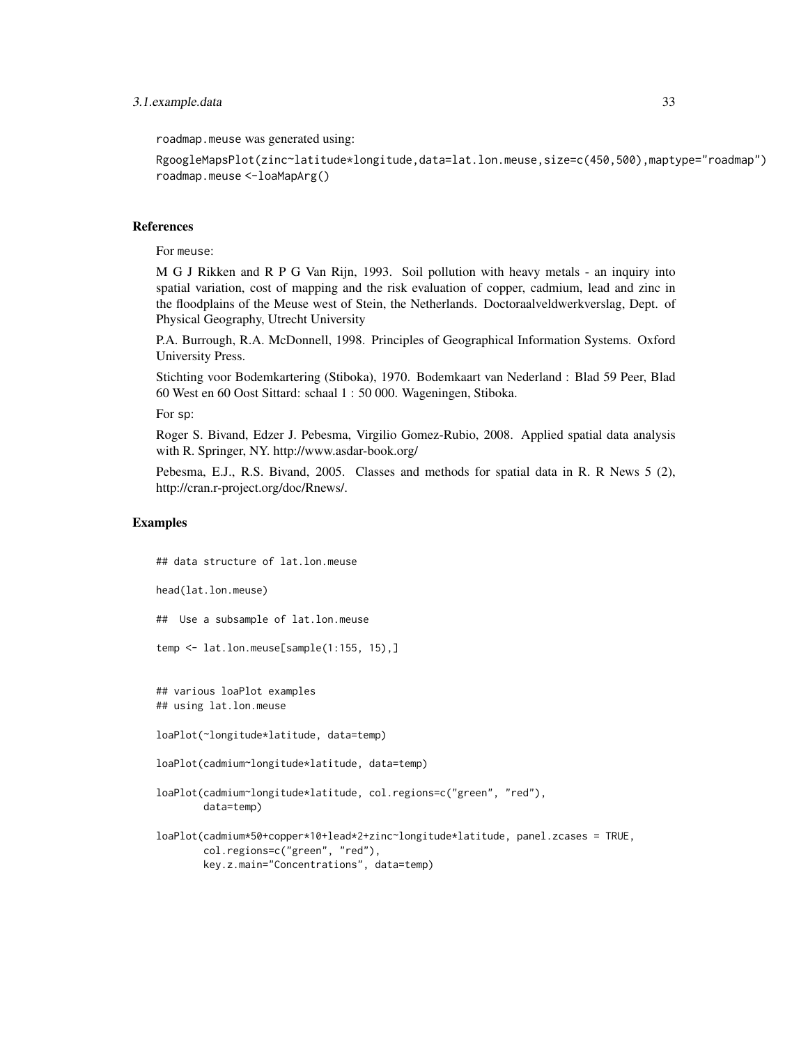roadmap.meuse was generated using:

```
RgoogleMapsPlot(zinc~latitude*longitude,data=lat.lon.meuse,size=c(450,500),maptype="roadmap")
roadmap.meuse <-loaMapArg()
```

## References

For meuse:

M G J Rikken and R P G Van Rijn, 1993. Soil pollution with heavy metals - an inquiry into spatial variation, cost of mapping and the risk evaluation of copper, cadmium, lead and zinc in the floodplains of the Meuse west of Stein, the Netherlands. Doctoraalveldwerkverslag, Dept. of Physical Geography, Utrecht University

P.A. Burrough, R.A. McDonnell, 1998. Principles of Geographical Information Systems. Oxford University Press.

Stichting voor Bodemkartering (Stiboka), 1970. Bodemkaart van Nederland : Blad 59 Peer, Blad 60 West en 60 Oost Sittard: schaal 1 : 50 000. Wageningen, Stiboka.

For sp:

Roger S. Bivand, Edzer J. Pebesma, Virgilio Gomez-Rubio, 2008. Applied spatial data analysis with R. Springer, NY. http://www.asdar-book.org/

Pebesma, E.J., R.S. Bivand, 2005. Classes and methods for spatial data in R. R News 5 (2), http://cran.r-project.org/doc/Rnews/.

## Examples

```
## data structure of lat.lon.meuse

head(lat.lon.meuse)

##  Use a subsample of lat.lon.meuse

temp <- lat.lon.meuse[sample(1:155, 15),]


## various loaPlot examples
## using lat.lon.meuse

loaPlot(~longitude*latitude, data=temp)

loaPlot(cadmium~longitude*latitude, data=temp)

loaPlot(cadmium~longitude*latitude, col.regions=c("green", "red"),
        data=temp)

loaPlot(cadmium*50+copper*10+lead*2+zinc~longitude*latitude, panel.zcases = TRUE,
        col.regions=c("green", "red"),
        key.z.main="Concentrations", data=temp)
```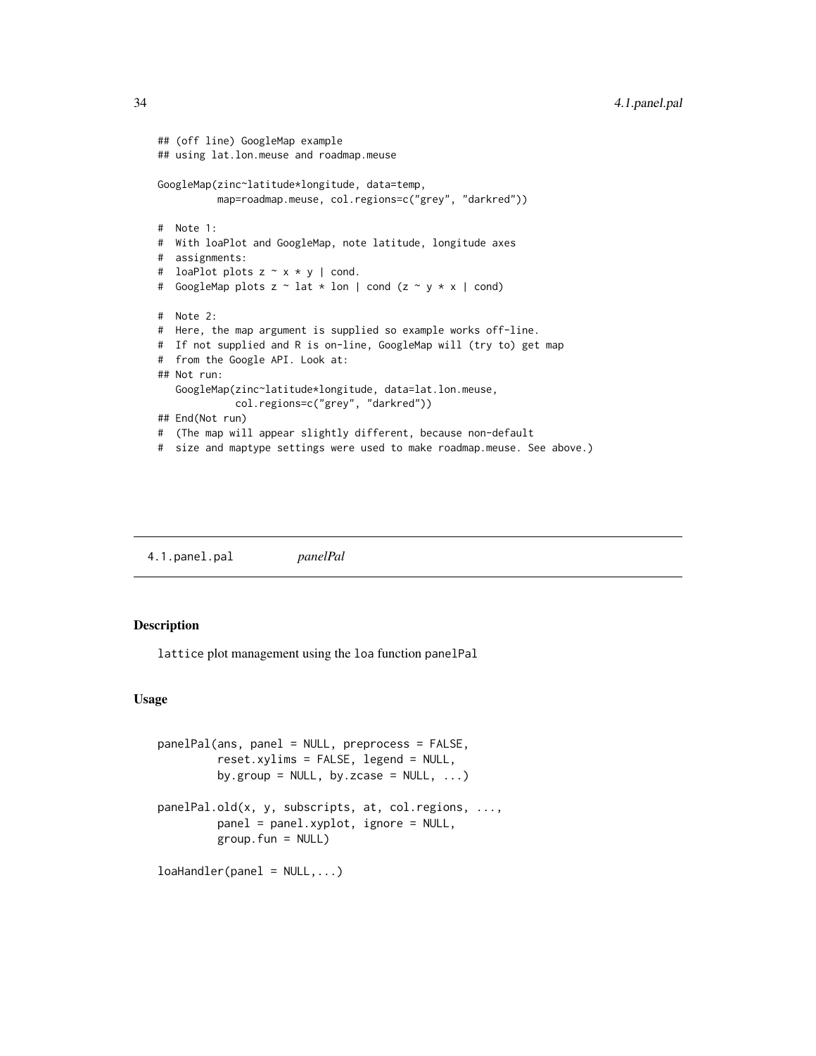```
## (off line) GoogleMap example
## using lat.lon.meuse and roadmap.meuse

GoogleMap(zinc~latitude*longitude, data=temp,
         map=roadmap.meuse, col.regions=c("grey", "darkred"))

#  Note 1:
#  With loaPlot and GoogleMap, note latitude, longitude axes
#  assignments:
#  loaPlot plots z ~ x * y | cond.
#  GoogleMap plots z ~ lat * lon | cond (z ~ y * x | cond)

#  Note 2:
#  Here, the map argument is supplied so example works off-line.
#  If not supplied and R is on-line, GoogleMap will (try to) get map
#  from the Google API. Look at:
## Not run:
   GoogleMap(zinc~latitude*longitude, data=lat.lon.meuse,
            col.regions=c("grey", "darkred"))
## End(Not run)
#  (The map will appear slightly different, because non-default
#  size and maptype settings were used to make roadmap.meuse. See above.)
```

---

## 4.1.panel.pal &nbsp;&nbsp;&nbsp; *panelPal*

---

### Description

`lattice` plot management using the `loa` function `panelPal`

### Usage

```
panelPal(ans, panel = NULL, preprocess = FALSE,
         reset.xylims = FALSE, legend = NULL,
         by.group = NULL, by.zcase = NULL, ...)

panelPal.old(x, y, subscripts, at, col.regions, ...,
         panel = panel.xyplot, ignore = NULL,
         group.fun = NULL)

loaHandler(panel = NULL,...)
```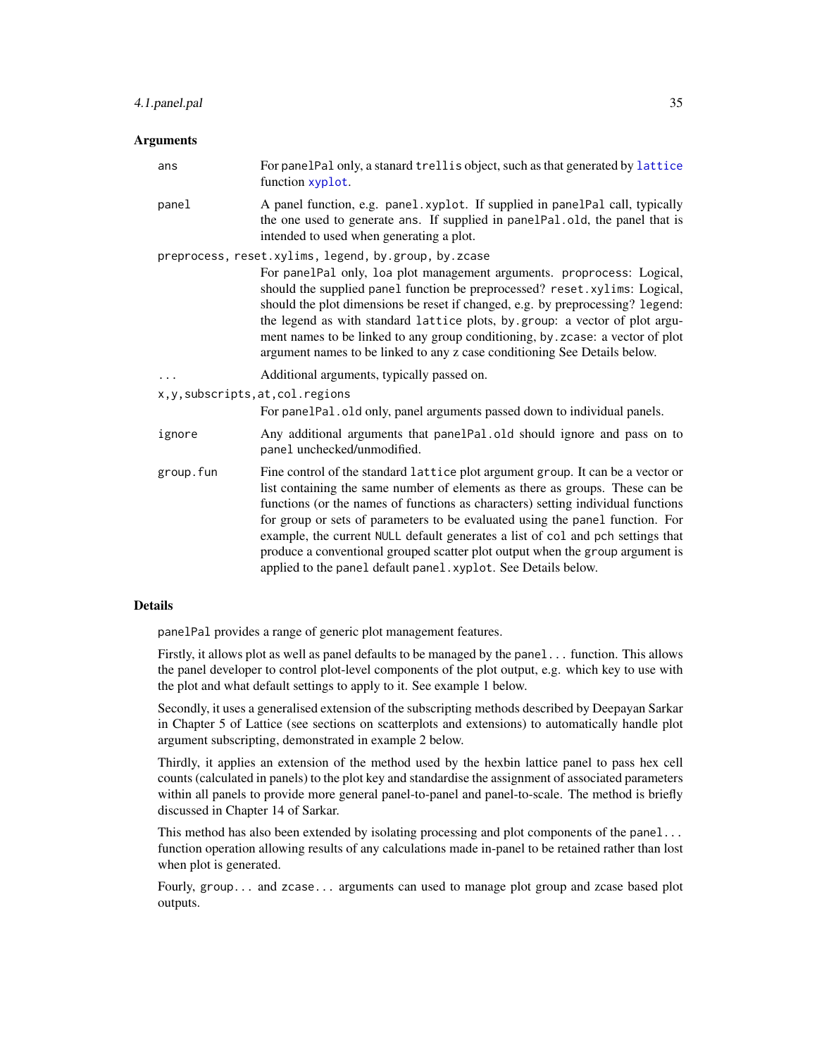### Arguments

**ans** — For `panelPal` only, a stanard `trellis` object, such as that generated by `lattice` function `xyplot`.

**panel** — A panel function, e.g. `panel.xyplot`. If supplied in `panelPal` call, typically the one used to generate `ans`. If supplied in `panelPal.old`, the panel that is intended to used when generating a plot.

**preprocess, reset.xylims, legend, by.group, by.zcase** — For `panelPal` only, `loa` plot management arguments. `proprocess`: Logical, should the supplied `panel` function be preprocessed? `reset.xylims`: Logical, should the plot dimensions be reset if changed, e.g. by preprocessing? `legend`: the legend as with standard `lattice` plots, `by.group`: a vector of plot argument names to be linked to any group conditioning, `by.zcase`: a vector of plot argument names to be linked to any z case conditioning See Details below.

**...** — Additional arguments, typically passed on.

**x,y,subscripts,at,col.regions** — For `panelPal.old` only, panel arguments passed down to individual panels.

**ignore** — Any additional arguments that `panelPal.old` should ignore and pass on to `panel` unchecked/unmodified.

**group.fun** — Fine control of the standard `lattice` plot argument `group`. It can be a vector or list containing the same number of elements as there as groups. These can be functions (or the names of functions as characters) setting individual functions for group or sets of parameters to be evaluated using the `panel` function. For example, the current `NULL` default generates a list of `col` and `pch` settings that produce a conventional grouped scatter plot output when the `group` argument is applied to the `panel` default `panel.xyplot`. See Details below.

### Details

`panelPal` provides a range of generic plot management features.

Firstly, it allows plot as well as panel defaults to be managed by the `panel...` function. This allows the panel developer to control plot-level components of the plot output, e.g. which key to use with the plot and what default settings to apply to it. See example 1 below.

Secondly, it uses a generalised extension of the subscripting methods described by Deepayan Sarkar in Chapter 5 of Lattice (see sections on scatterplots and extensions) to automatically handle plot argument subscripting, demonstrated in example 2 below.

Thirdly, it applies an extension of the method used by the hexbin lattice panel to pass hex cell counts (calculated in panels) to the plot key and standardise the assignment of associated parameters within all panels to provide more general panel-to-panel and panel-to-scale. The method is briefly discussed in Chapter 14 of Sarkar.

This method has also been extended by isolating processing and plot components of the `panel...` function operation allowing results of any calculations made in-panel to be retained rather than lost when plot is generated.

Fourly, `group...` and `zcase...` arguments can used to manage plot group and zcase based plot outputs.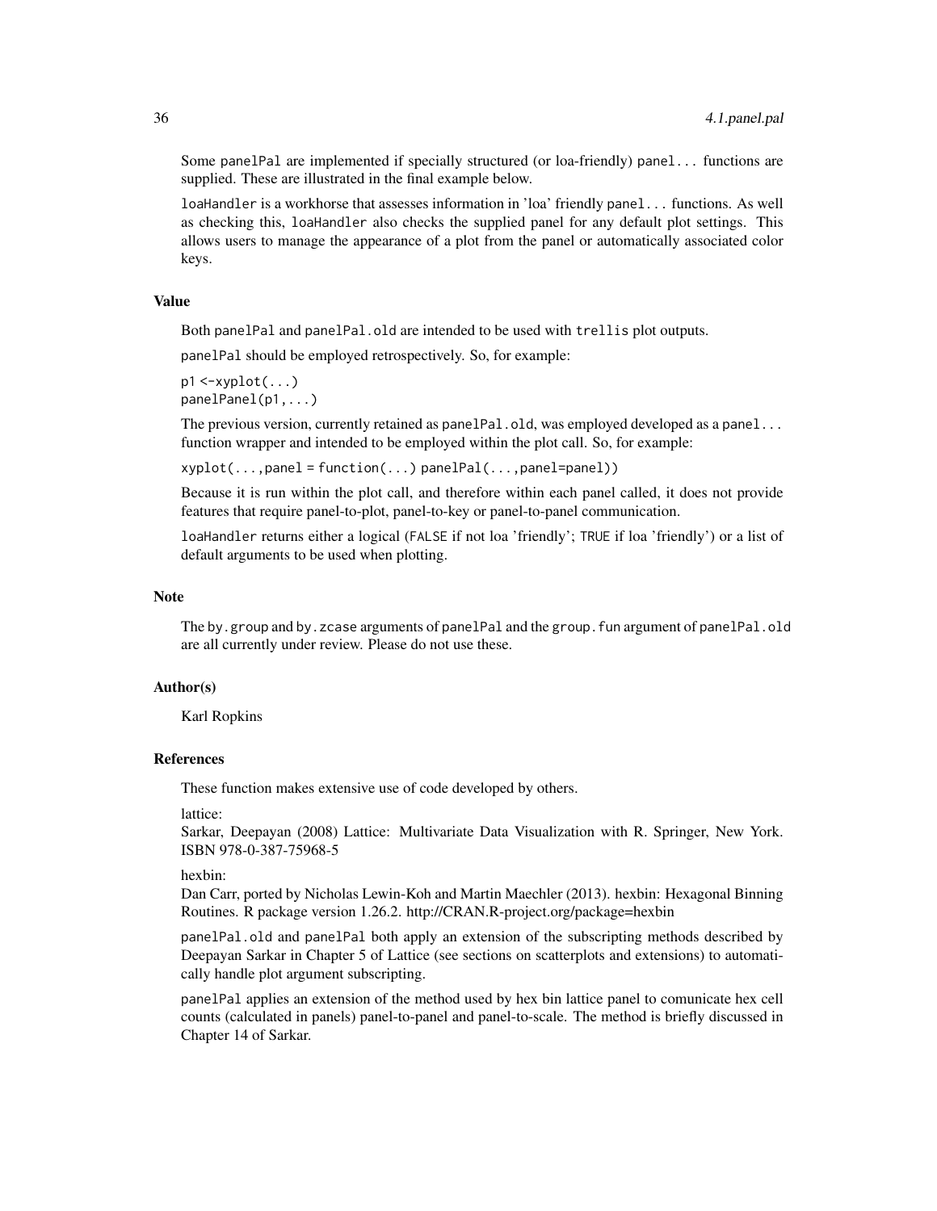Some panelPal are implemented if specially structured (or loa-friendly) panel... functions are supplied. These are illustrated in the final example below.

loaHandler is a workhorse that assesses information in 'loa' friendly panel... functions. As well as checking this, loaHandler also checks the supplied panel for any default plot settings. This allows users to manage the appearance of a plot from the panel or automatically associated color keys.

### Value

Both panelPal and panelPal.old are intended to be used with trellis plot outputs.

panelPal should be employed retrospectively. So, for example:

```
p1 <-xyplot(...)
panelPanel(p1,...)
```

The previous version, currently retained as panelPal.old, was employed developed as a panel... function wrapper and intended to be employed within the plot call. So, for example:

```
xyplot(...,panel = function(...) panelPal(...,panel=panel))
```

Because it is run within the plot call, and therefore within each panel called, it does not provide features that require panel-to-plot, panel-to-key or panel-to-panel communication.

loaHandler returns either a logical (FALSE if not loa 'friendly'; TRUE if loa 'friendly') or a list of default arguments to be used when plotting.

### Note

The by.group and by.zcase arguments of panelPal and the group.fun argument of panelPal.old are all currently under review. Please do not use these.

### Author(s)

Karl Ropkins

### References

These function makes extensive use of code developed by others.

lattice:
Sarkar, Deepayan (2008) Lattice: Multivariate Data Visualization with R. Springer, New York. ISBN 978-0-387-75968-5

hexbin:
Dan Carr, ported by Nicholas Lewin-Koh and Martin Maechler (2013). hexbin: Hexagonal Binning Routines. R package version 1.26.2. http://CRAN.R-project.org/package=hexbin

panelPal.old and panelPal both apply an extension of the subscripting methods described by Deepayan Sarkar in Chapter 5 of Lattice (see sections on scatterplots and extensions) to automatically handle plot argument subscripting.

panelPal applies an extension of the method used by hex bin lattice panel to comunicate hex cell counts (calculated in panels) panel-to-panel and panel-to-scale. The method is briefly discussed in Chapter 14 of Sarkar.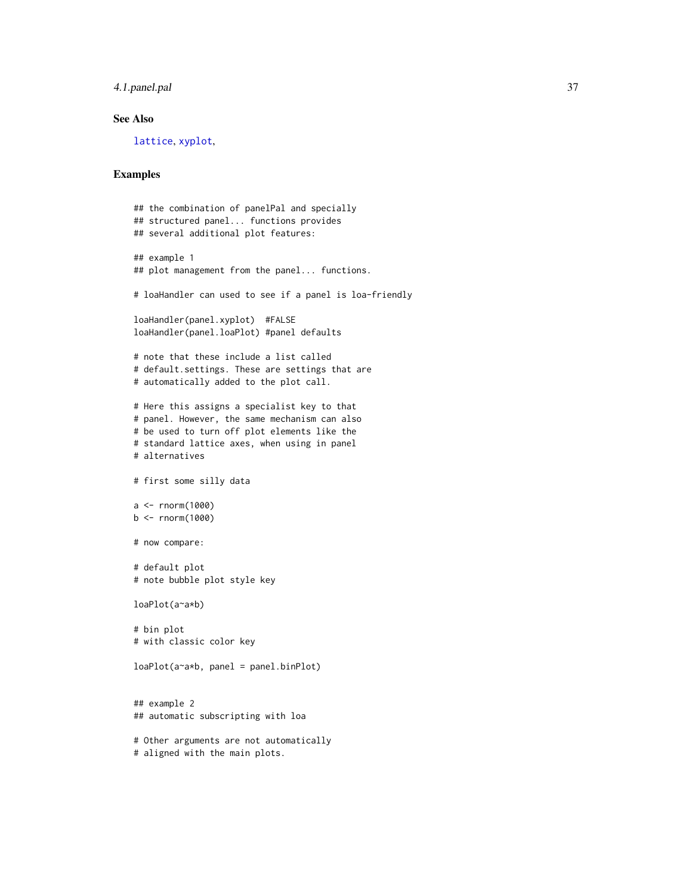## See Also

lattice, xyplot,

## Examples

```
## the combination of panelPal and specially
## structured panel... functions provides
## several additional plot features:

## example 1
## plot management from the panel... functions.

# loaHandler can used to see if a panel is loa-friendly

loaHandler(panel.xyplot)  #FALSE
loaHandler(panel.loaPlot) #panel defaults

# note that these include a list called
# default.settings. These are settings that are
# automatically added to the plot call.

# Here this assigns a specialist key to that
# panel. However, the same mechanism can also
# be used to turn off plot elements like the
# standard lattice axes, when using in panel
# alternatives

# first some silly data

a <- rnorm(1000)
b <- rnorm(1000)

# now compare:

# default plot
# note bubble plot style key

loaPlot(a~a*b)

# bin plot
# with classic color key

loaPlot(a~a*b, panel = panel.binPlot)


## example 2
## automatic subscripting with loa

# Other arguments are not automatically
# aligned with the main plots.
```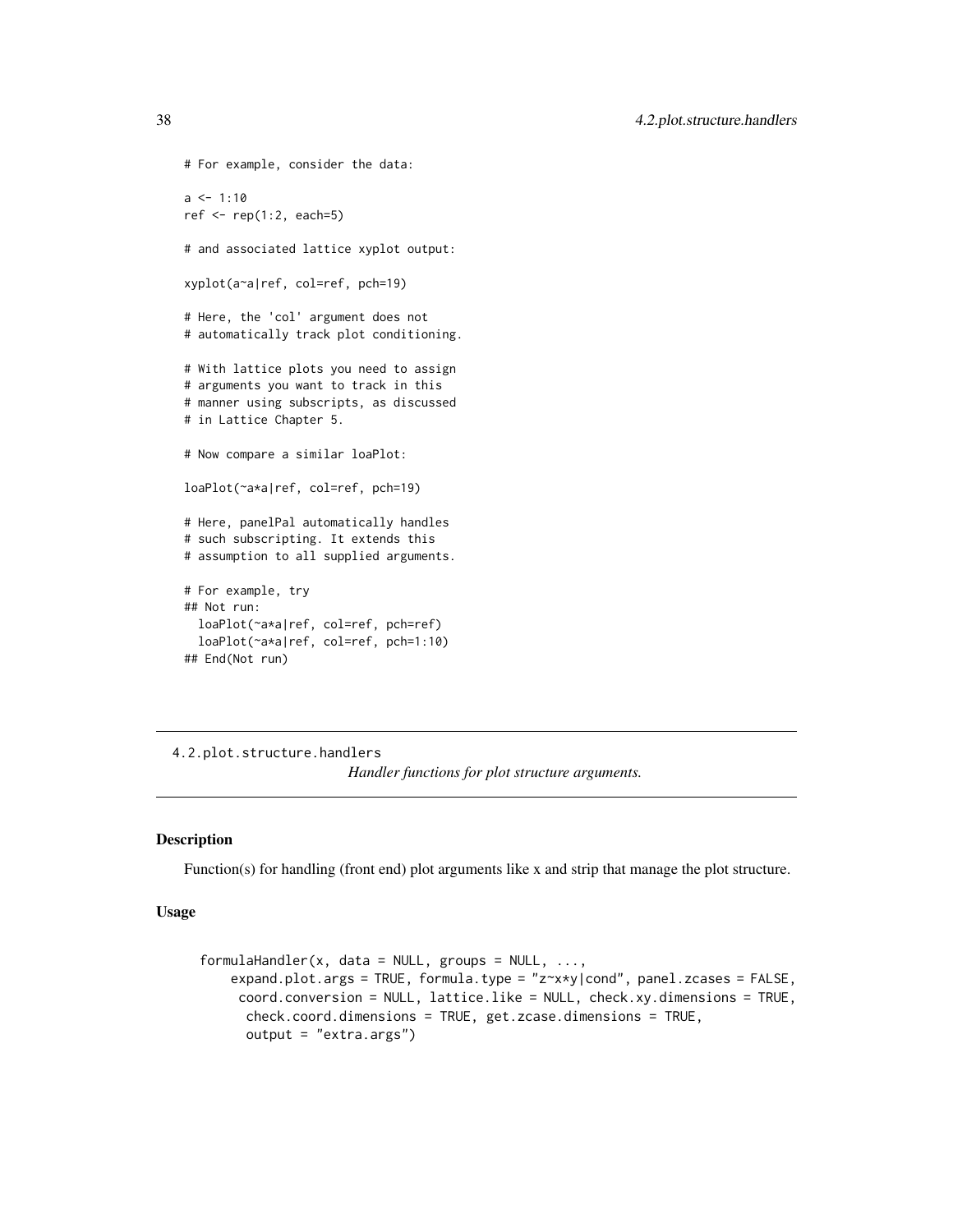```
# For example, consider the data:

a <- 1:10
ref <- rep(1:2, each=5)

# and associated lattice xyplot output:

xyplot(a~a|ref, col=ref, pch=19)

# Here, the 'col' argument does not
# automatically track plot conditioning.

# With lattice plots you need to assign
# arguments you want to track in this
# manner using subscripts, as discussed
# in Lattice Chapter 5.

# Now compare a similar loaPlot:

loaPlot(~a*a|ref, col=ref, pch=19)

# Here, panelPal automatically handles
# such subscripting. It extends this
# assumption to all supplied arguments.

# For example, try
## Not run:
  loaPlot(~a*a|ref, col=ref, pch=ref)
  loaPlot(~a*a|ref, col=ref, pch=1:10)
## End(Not run)
```

---

## 4.2.plot.structure.handlers

*Handler functions for plot structure arguments.*

---

### Description

Function(s) for handling (front end) plot arguments like x and strip that manage the plot structure.

### Usage

```
formulaHandler(x, data = NULL, groups = NULL, ...,
    expand.plot.args = TRUE, formula.type = "z~x*y|cond", panel.zcases = FALSE,
     coord.conversion = NULL, lattice.like = NULL, check.xy.dimensions = TRUE,
      check.coord.dimensions = TRUE, get.zcase.dimensions = TRUE,
      output = "extra.args")
```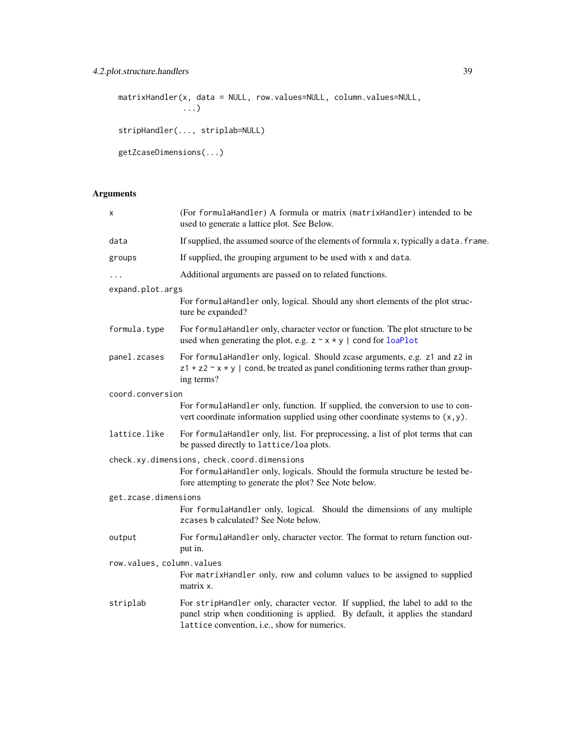```
matrixHandler(x, data = NULL, row.values=NULL, column.values=NULL,
              ...)

stripHandler(..., striplab=NULL)

getZcaseDimensions(...)
```

## Arguments

| | |
|---|---|
| x | (For formulaHandler) A formula or matrix (matrixHandler) intended to be used to generate a lattice plot. See Below. |
| data | If supplied, the assumed source of the elements of formula x, typically a data.frame. |
| groups | If supplied, the grouping argument to be used with x and data. |
| ... | Additional arguments are passed on to related functions. |
| expand.plot.args | For formulaHandler only, logical. Should any short elements of the plot structure be expanded? |
| formula.type | For formulaHandler only, character vector or function. The plot structure to be used when generating the plot, e.g. z ~ x * y \| cond for loaPlot |
| panel.zcases | For formulaHandler only, logical. Should zcase arguments, e.g. z1 and z2 in z1 + z2 ~ x * y \| cond, be treated as panel conditioning terms rather than grouping terms? |
| coord.conversion | For formulaHandler only, function. If supplied, the conversion to use to convert coordinate information supplied using other coordinate systems to (x, y). |
| lattice.like | For formulaHandler only, list. For preprocessing, a list of plot terms that can be passed directly to lattice/loa plots. |
| check.xy.dimensions, check.coord.dimensions | For formulaHandler only, logicals. Should the formula structure be tested before attempting to generate the plot? See Note below. |
| get.zcase.dimensions | For formulaHandler only, logical. Should the dimensions of any multiple zcases b calculated? See Note below. |
| output | For formulaHandler only, character vector. The format to return function output in. |
| row.values, column.values | For matrixHandler only, row and column values to be assigned to supplied matrix x. |
| striplab | For stripHandler only, character vector. If supplied, the label to add to the panel strip when conditioning is applied. By default, it applies the standard lattice convention, i.e., show for numerics. |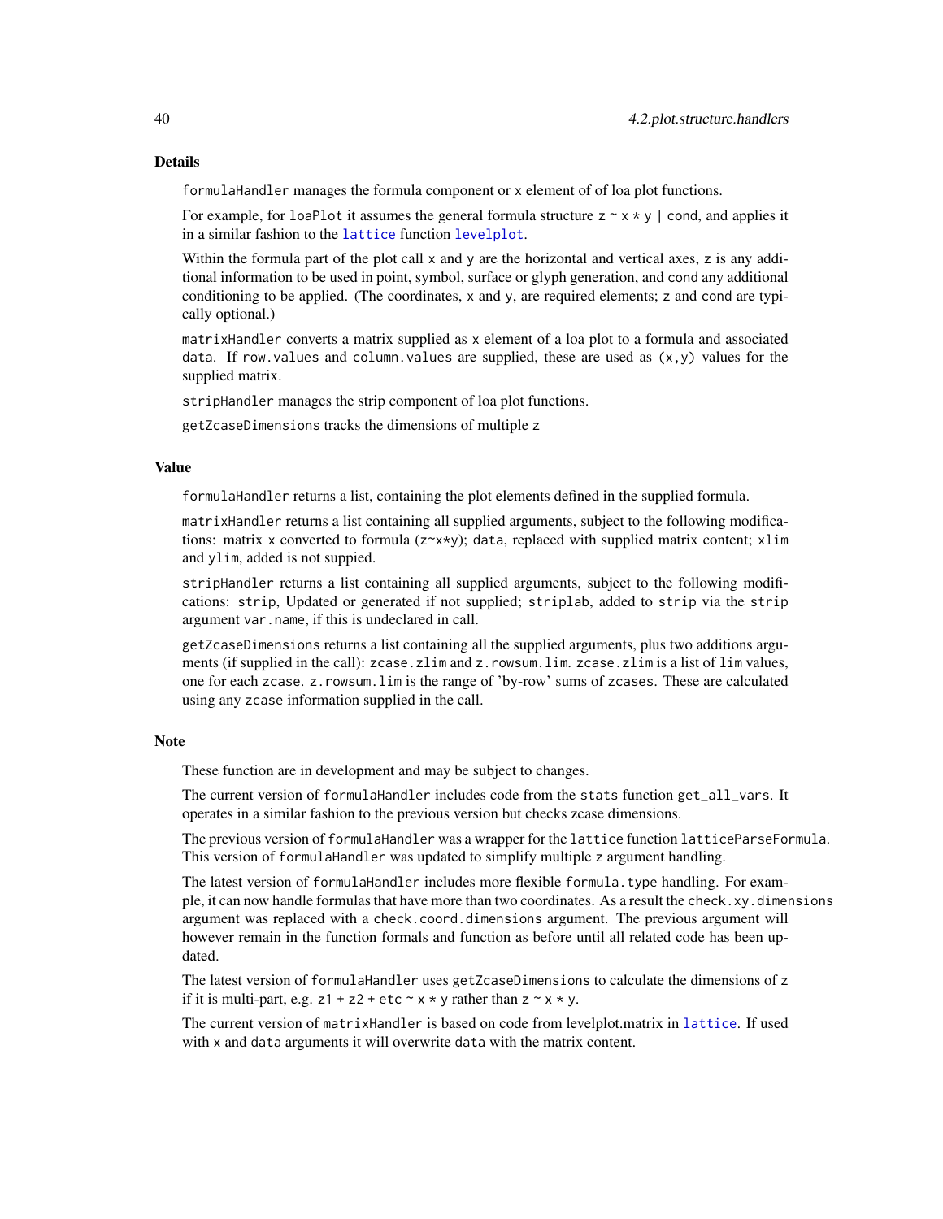## Details

formulaHandler manages the formula component or x element of of loa plot functions.

For example, for loaPlot it assumes the general formula structure z ~ x * y | cond, and applies it in a similar fashion to the lattice function levelplot.

Within the formula part of the plot call x and y are the horizontal and vertical axes, z is any additional information to be used in point, symbol, surface or glyph generation, and cond any additional conditioning to be applied. (The coordinates, x and y, are required elements; z and cond are typically optional.)

matrixHandler converts a matrix supplied as x element of a loa plot to a formula and associated data. If row.values and column.values are supplied, these are used as (x,y) values for the supplied matrix.

stripHandler manages the strip component of loa plot functions.

getZcaseDimensions tracks the dimensions of multiple z

## Value

formulaHandler returns a list, containing the plot elements defined in the supplied formula.

matrixHandler returns a list containing all supplied arguments, subject to the following modifications: matrix x converted to formula (z~x*y); data, replaced with supplied matrix content; xlim and ylim, added is not suppied.

stripHandler returns a list containing all supplied arguments, subject to the following modifications: strip, Updated or generated if not supplied; striplab, added to strip via the strip argument var.name, if this is undeclared in call.

getZcaseDimensions returns a list containing all the supplied arguments, plus two additions arguments (if supplied in the call): zcase.zlim and z.rowsum.lim. zcase.zlim is a list of lim values, one for each zcase. z.rowsum.lim is the range of 'by-row' sums of zcases. These are calculated using any zcase information supplied in the call.

## Note

These function are in development and may be subject to changes.

The current version of formulaHandler includes code from the stats function get_all_vars. It operates in a similar fashion to the previous version but checks zcase dimensions.

The previous version of formulaHandler was a wrapper for the lattice function latticeParseFormula. This version of formulaHandler was updated to simplify multiple z argument handling.

The latest version of formulaHandler includes more flexible formula.type handling. For example, it can now handle formulas that have more than two coordinates. As a result the check.xy.dimensions argument was replaced with a check.coord.dimensions argument. The previous argument will however remain in the function formals and function as before until all related code has been updated.

The latest version of formulaHandler uses getZcaseDimensions to calculate the dimensions of z if it is multi-part, e.g. z1 + z2 + etc ~ x * y rather than z ~ x * y.

The current version of matrixHandler is based on code from levelplot.matrix in lattice. If used with x and data arguments it will overwrite data with the matrix content.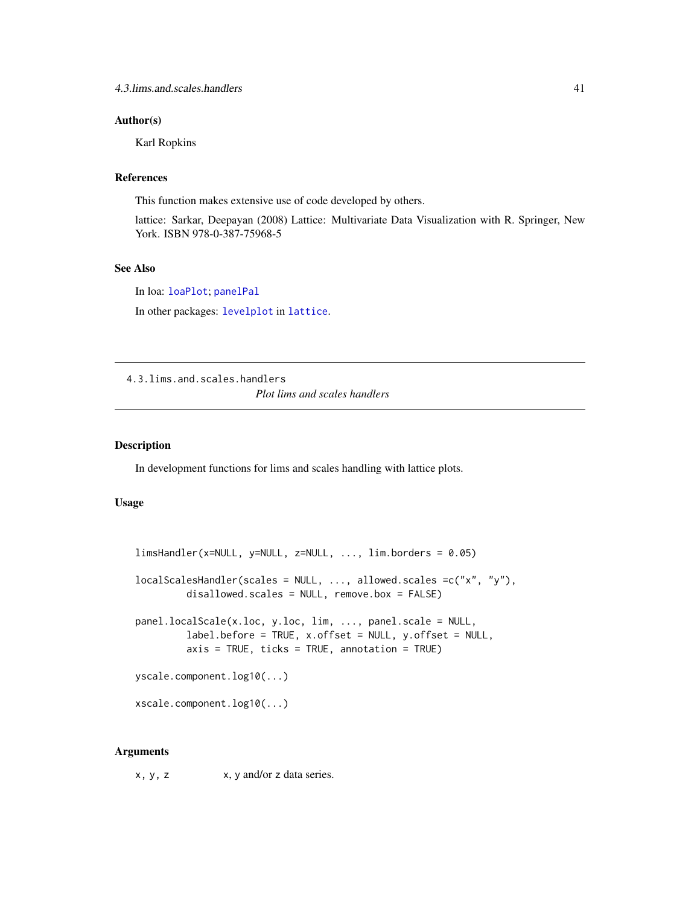### Author(s)

Karl Ropkins

### References

This function makes extensive use of code developed by others.

lattice: Sarkar, Deepayan (2008) Lattice: Multivariate Data Visualization with R. Springer, New York. ISBN 978-0-387-75968-5

### See Also

In loa: `loaPlot`; `panelPal`

In other packages: `levelplot` in `lattice`.

---

## 4.3.lims.and.scales.handlers

*Plot lims and scales handlers*

---

### Description

In development functions for lims and scales handling with lattice plots.

### Usage

```
limsHandler(x=NULL, y=NULL, z=NULL, ..., lim.borders = 0.05)

localScalesHandler(scales = NULL, ..., allowed.scales =c("x", "y"),
         disallowed.scales = NULL, remove.box = FALSE)

panel.localScale(x.loc, y.loc, lim, ..., panel.scale = NULL,
         label.before = TRUE, x.offset = NULL, y.offset = NULL,
         axis = TRUE, ticks = TRUE, annotation = TRUE)

yscale.component.log10(...)

xscale.component.log10(...)
```

### Arguments

| | |
|---|---|
| `x, y, z` | x, y and/or z data series. |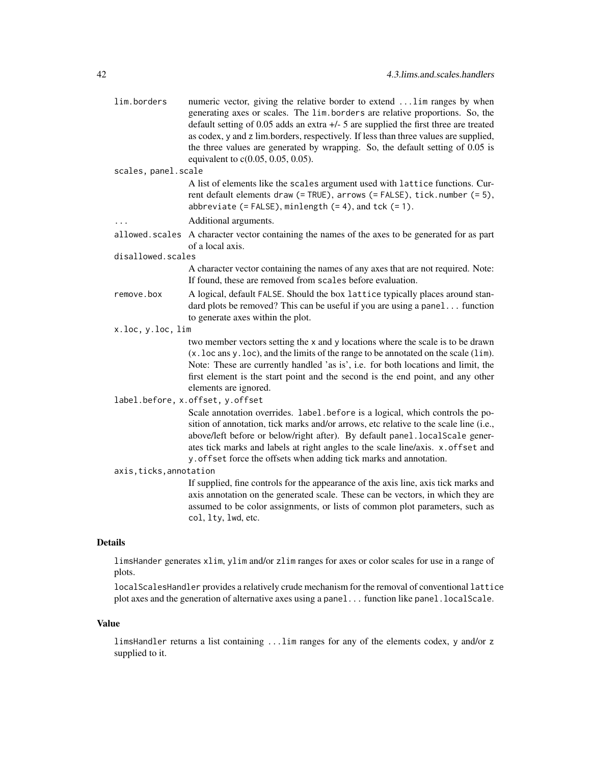lim.borders
: numeric vector, giving the relative border to extend ...lim ranges by when generating axes or scales. The lim.borders are relative proportions. So, the default setting of 0.05 adds an extra +/- 5 are supplied the first three are treated as codex, y and z lim.borders, respectively. If less than three values are supplied, the three values are generated by wrapping. So, the default setting of 0.05 is equivalent to c(0.05, 0.05, 0.05).

scales, panel.scale
: A list of elements like the scales argument used with lattice functions. Current default elements draw (= TRUE), arrows (= FALSE), tick.number (= 5), abbreviate (= FALSE), minlength (= 4), and tck (= 1).

...
: Additional arguments.

allowed.scales
: A character vector containing the names of the axes to be generated for as part of a local axis.

disallowed.scales
: A character vector containing the names of any axes that are not required. Note: If found, these are removed from scales before evaluation.

remove.box
: A logical, default FALSE. Should the box lattice typically places around standard plots be removed? This can be useful if you are using a panel... function to generate axes within the plot.

x.loc, y.loc, lim
: two member vectors setting the x and y locations where the scale is to be drawn (x.loc ans y.loc), and the limits of the range to be annotated on the scale (lim). Note: These are currently handled 'as is', i.e. for both locations and limit, the first element is the start point and the second is the end point, and any other elements are ignored.

label.before, x.offset, y.offset
: Scale annotation overrides. label.before is a logical, which controls the position of annotation, tick marks and/or arrows, etc relative to the scale line (i.e., above/left before or below/right after). By default panel.localScale generates tick marks and labels at right angles to the scale line/axis. x.offset and y.offset force the offsets when adding tick marks and annotation.

axis,ticks,annotation
: If supplied, fine controls for the appearance of the axis line, axis tick marks and axis annotation on the generated scale. These can be vectors, in which they are assumed to be color assignments, or lists of common plot parameters, such as col, lty, lwd, etc.

## Details

limsHander generates xlim, ylim and/or zlim ranges for axes or color scales for use in a range of plots.

localScalesHandler provides a relatively crude mechanism for the removal of conventional lattice plot axes and the generation of alternative axes using a panel... function like panel.localScale.

## Value

limsHandler returns a list containing ...lim ranges for any of the elements codex, y and/or z supplied to it.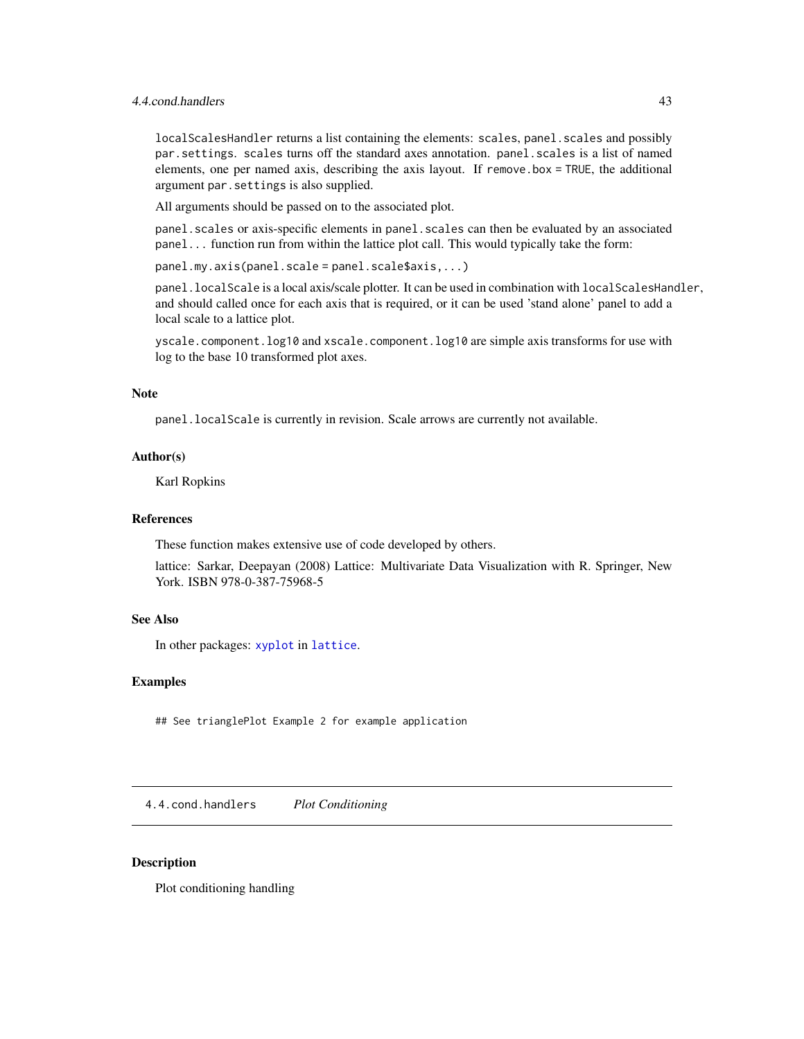`localScalesHandler` returns a list containing the elements: `scales`, `panel.scales` and possibly `par.settings`. `scales` turns off the standard axes annotation. `panel.scales` is a list of named elements, one per named axis, describing the axis layout. If `remove.box = TRUE`, the additional argument `par.settings` is also supplied.

All arguments should be passed on to the associated plot.

`panel.scales` or axis-specific elements in `panel.scales` can then be evaluated by an associated `panel...` function run from within the lattice plot call. This would typically take the form:

`panel.my.axis(panel.scale = panel.scale$axis, ...)`

`panel.localScale` is a local axis/scale plotter. It can be used in combination with `localScalesHandler`, and should called once for each axis that is required, or it can be used 'stand alone' panel to add a local scale to a lattice plot.

`yscale.component.log10` and `xscale.component.log10` are simple axis transforms for use with log to the base 10 transformed plot axes.

### Note

`panel.localScale` is currently in revision. Scale arrows are currently not available.

### Author(s)

Karl Ropkins

### References

These function makes extensive use of code developed by others.

lattice: Sarkar, Deepayan (2008) Lattice: Multivariate Data Visualization with R. Springer, New York. ISBN 978-0-387-75968-5

### See Also

In other packages: `xyplot` in `lattice`.

### Examples

```
## See trianglePlot Example 2 for example application
```

---

## `4.4.cond.handlers` *Plot Conditioning*

---

### Description

Plot conditioning handling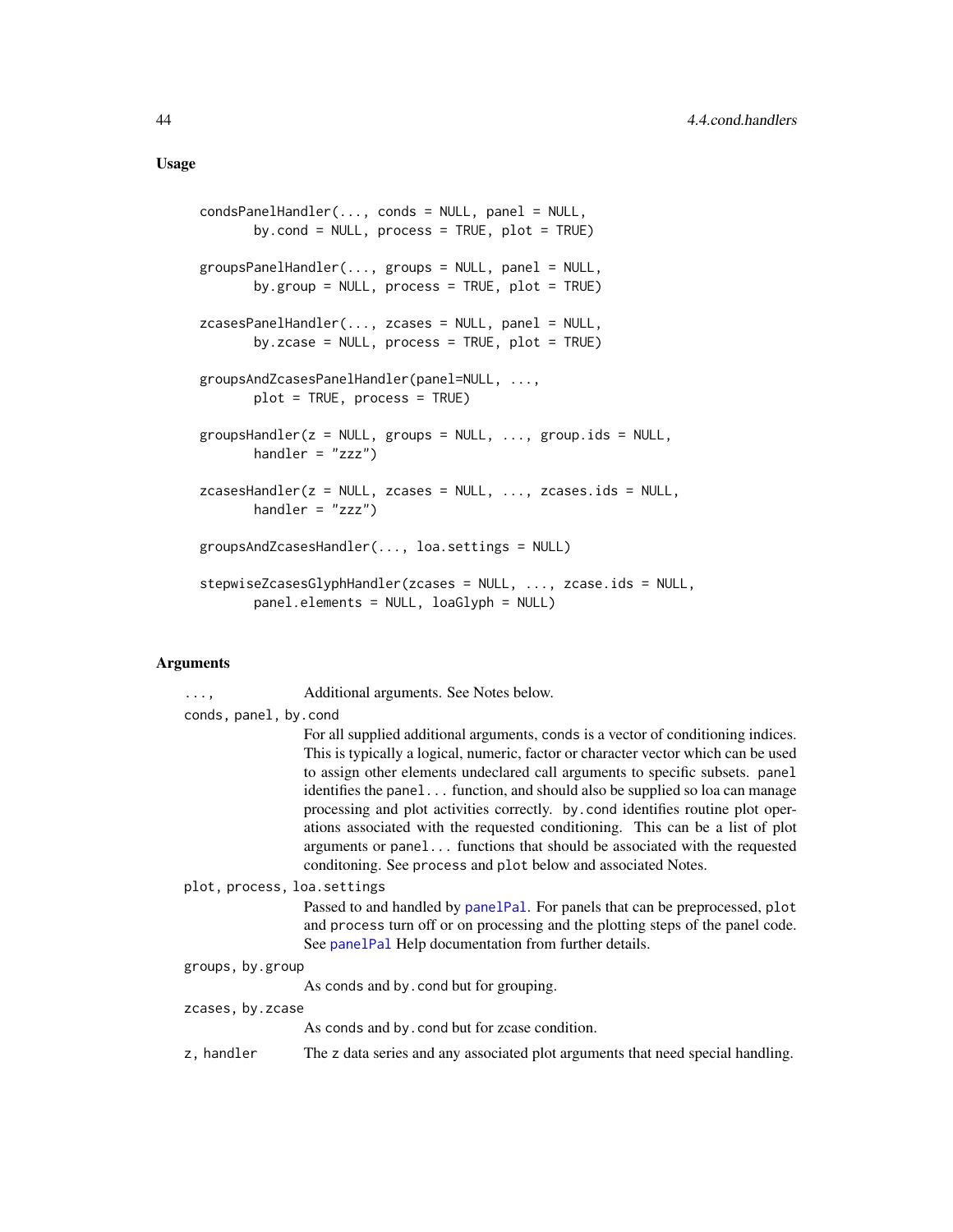## Usage

```
condsPanelHandler(..., conds = NULL, panel = NULL,
       by.cond = NULL, process = TRUE, plot = TRUE)

groupsPanelHandler(..., groups = NULL, panel = NULL,
       by.group = NULL, process = TRUE, plot = TRUE)

zcasesPanelHandler(..., zcases = NULL, panel = NULL,
       by.zcase = NULL, process = TRUE, plot = TRUE)

groupsAndZcasesPanelHandler(panel=NULL, ...,
       plot = TRUE, process = TRUE)

groupsHandler(z = NULL, groups = NULL, ..., group.ids = NULL,
       handler = "zzz")

zcasesHandler(z = NULL, zcases = NULL, ..., zcases.ids = NULL,
       handler = "zzz")

groupsAndZcasesHandler(..., loa.settings = NULL)

stepwiseZcasesGlyphHandler(zcases = NULL, ..., zcase.ids = NULL,
       panel.elements = NULL, loaGlyph = NULL)
```

## Arguments

`...,` Additional arguments. See Notes below.

`conds, panel, by.cond`
: For all supplied additional arguments, `conds` is a vector of conditioning indices. This is typically a logical, numeric, factor or character vector which can be used to assign other elements undeclared call arguments to specific subsets. `panel` identifies the `panel...` function, and should also be supplied so loa can manage processing and plot activities correctly. `by.cond` identifies routine plot operations associated with the requested conditioning. This can be a list of plot arguments or `panel...` functions that should be associated with the requested conditoning. See `process` and `plot` below and associated Notes.

`plot, process, loa.settings`
: Passed to and handled by `panelPal`. For panels that can be preprocessed, `plot` and `process` turn off or on processing and the plotting steps of the panel code. See `panelPal` Help documentation from further details.

`groups, by.group`
: As `conds` and `by.cond` but for grouping.

`zcases, by.zcase`
: As `conds` and `by.cond` but for zcase condition.

`z, handler` The z data series and any associated plot arguments that need special handling.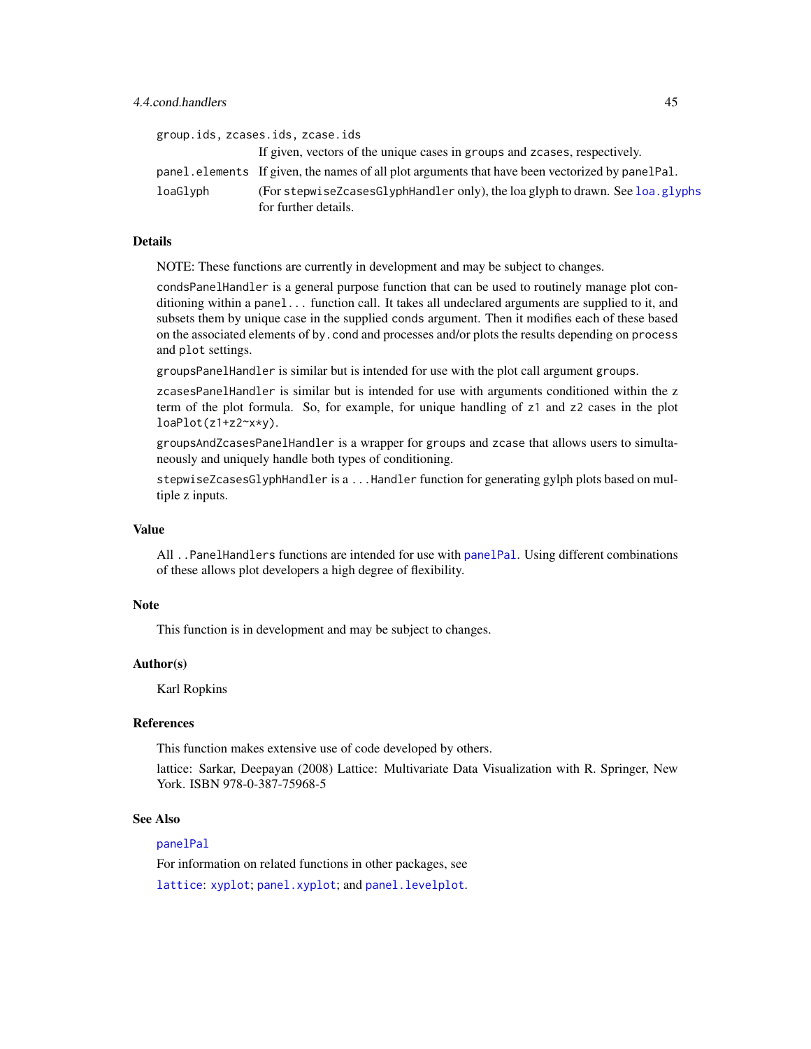group.ids, zcases.ids, zcase.ids
: If given, vectors of the unique cases in groups and zcases, respectively.

panel.elements
: If given, the names of all plot arguments that have been vectorized by panelPal.

loaGlyph
: (For stepwiseZcasesGlyphHandler only), the loa glyph to drawn. See loa.glyphs for further details.

### Details

NOTE: These functions are currently in development and may be subject to changes.

condsPanelHandler is a general purpose function that can be used to routinely manage plot conditioning within a panel... function call. It takes all undeclared arguments are supplied to it, and subsets them by unique case in the supplied conds argument. Then it modifies each of these based on the associated elements of by.cond and processes and/or plots the results depending on process and plot settings.

groupsPanelHandler is similar but is intended for use with the plot call argument groups.

zcasesPanelHandler is similar but is intended for use with arguments conditioned within the z term of the plot formula. So, for example, for unique handling of z1 and z2 cases in the plot loaPlot(z1+z2~x*y).

groupsAndZcasesPanelHandler is a wrapper for groups and zcase that allows users to simultaneously and uniquely handle both types of conditioning.

stepwiseZcasesGlyphHandler is a ...Handler function for generating gylph plots based on multiple z inputs.

### Value

All ..PanelHandlers functions are intended for use with panelPal. Using different combinations of these allows plot developers a high degree of flexibility.

### Note

This function is in development and may be subject to changes.

### Author(s)

Karl Ropkins

### References

This function makes extensive use of code developed by others.

lattice: Sarkar, Deepayan (2008) Lattice: Multivariate Data Visualization with R. Springer, New York. ISBN 978-0-387-75968-5

### See Also

panelPal

For information on related functions in other packages, see

lattice: xyplot; panel.xyplot; and panel.levelplot.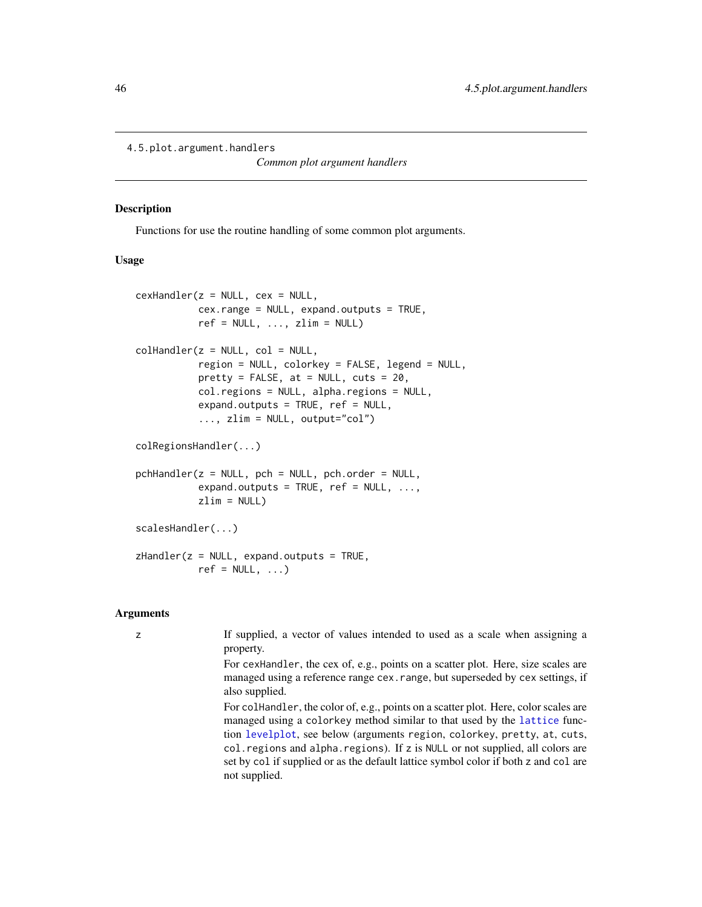4.5.plot.argument.handlers

*Common plot argument handlers*

### Description

Functions for use the routine handling of some common plot arguments.

### Usage

```
cexHandler(z = NULL, cex = NULL,
           cex.range = NULL, expand.outputs = TRUE,
           ref = NULL, ..., zlim = NULL)

colHandler(z = NULL, col = NULL,
           region = NULL, colorkey = FALSE, legend = NULL,
           pretty = FALSE, at = NULL, cuts = 20,
           col.regions = NULL, alpha.regions = NULL,
           expand.outputs = TRUE, ref = NULL,
           ..., zlim = NULL, output="col")

colRegionsHandler(...)

pchHandler(z = NULL, pch = NULL, pch.order = NULL,
           expand.outputs = TRUE, ref = NULL, ...,
           zlim = NULL)

scalesHandler(...)

zHandler(z = NULL, expand.outputs = TRUE,
           ref = NULL, ...)
```

### Arguments

`z` If supplied, a vector of values intended to used as a scale when assigning a property.

For `cexHandler`, the cex of, e.g., points on a scatter plot. Here, size scales are managed using a reference range `cex.range`, but superseded by `cex` settings, if also supplied.

For `colHandler`, the color of, e.g., points on a scatter plot. Here, color scales are managed using a `colorkey` method similar to that used by the `lattice` function `levelplot`, see below (arguments `region`, `colorkey`, `pretty`, `at`, `cuts`, `col.regions` and `alpha.regions`). If `z` is `NULL` or not supplied, all colors are set by `col` if supplied or as the default lattice symbol color if both `z` and `col` are not supplied.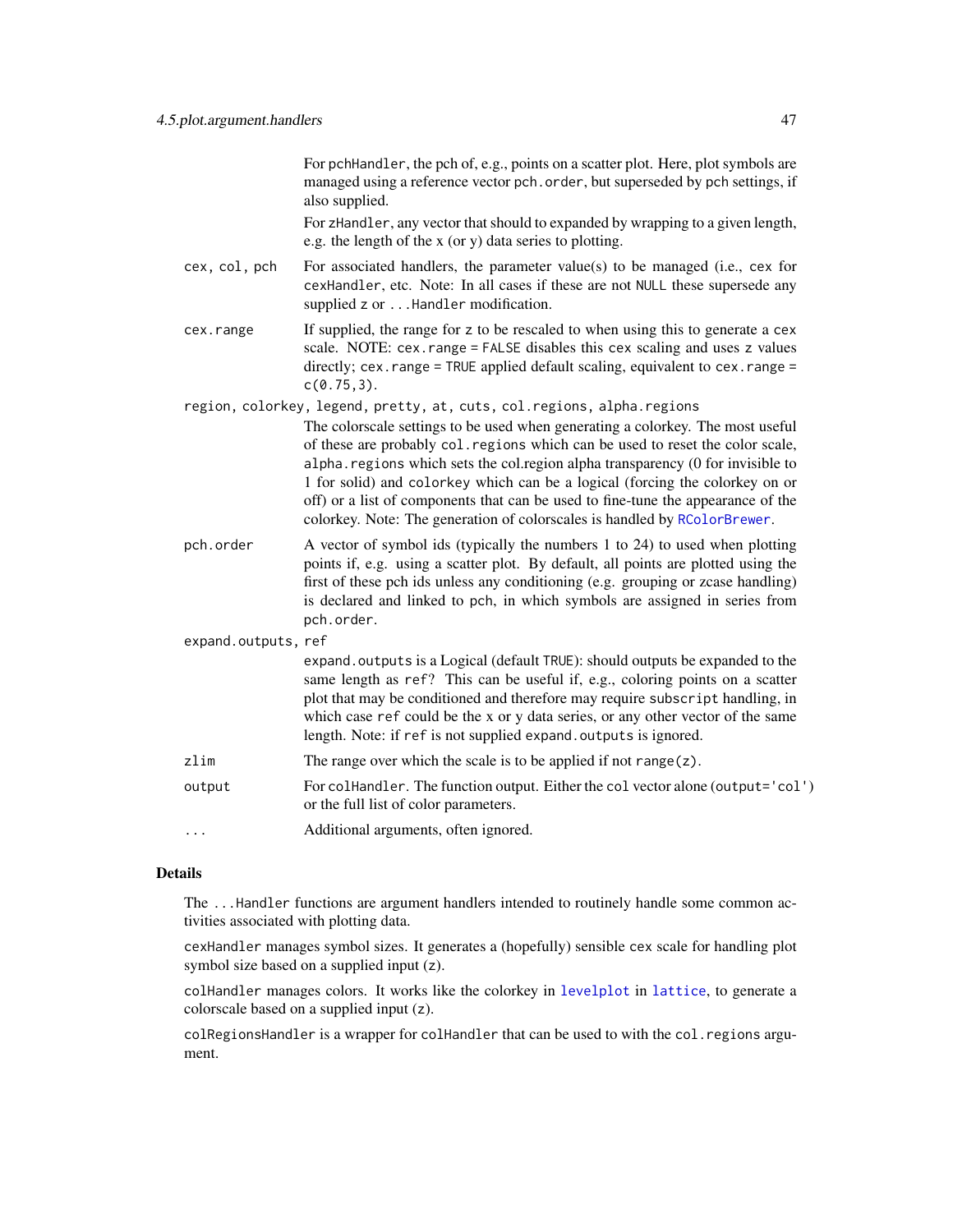For pchHandler, the pch of, e.g., points on a scatter plot. Here, plot symbols are managed using a reference vector pch.order, but superseded by pch settings, if also supplied.

For zHandler, any vector that should to expanded by wrapping to a given length, e.g. the length of the x (or y) data series to plotting.

cex, col, pch
: For associated handlers, the parameter value(s) to be managed (i.e., cex for cexHandler, etc. Note: In all cases if these are not NULL these supersede any supplied z or ...Handler modification.

cex.range
: If supplied, the range for z to be rescaled to when using this to generate a cex scale. NOTE: cex.range = FALSE disables this cex scaling and uses z values directly; cex.range = TRUE applied default scaling, equivalent to cex.range = c(0.75,3).

region, colorkey, legend, pretty, at, cuts, col.regions, alpha.regions
: The colorscale settings to be used when generating a colorkey. The most useful of these are probably col.regions which can be used to reset the color scale, alpha.regions which sets the col.region alpha transparency (0 for invisible to 1 for solid) and colorkey which can be a logical (forcing the colorkey on or off) or a list of components that can be used to fine-tune the appearance of the colorkey. Note: The generation of colorscales is handled by RColorBrewer.

pch.order
: A vector of symbol ids (typically the numbers 1 to 24) to used when plotting points if, e.g. using a scatter plot. By default, all points are plotted using the first of these pch ids unless any conditioning (e.g. grouping or zcase handling) is declared and linked to pch, in which symbols are assigned in series from pch.order.

expand.outputs, ref
: expand.outputs is a Logical (default TRUE): should outputs be expanded to the same length as ref? This can be useful if, e.g., coloring points on a scatter plot that may be conditioned and therefore may require subscript handling, in which case ref could be the x or y data series, or any other vector of the same length. Note: if ref is not supplied expand.outputs is ignored.

zlim
: The range over which the scale is to be applied if not range(z).

output
: For colHandler. The function output. Either the col vector alone (output='col') or the full list of color parameters.

...
: Additional arguments, often ignored.

## Details

The ...Handler functions are argument handlers intended to routinely handle some common activities associated with plotting data.

cexHandler manages symbol sizes. It generates a (hopefully) sensible cex scale for handling plot symbol size based on a supplied input (z).

colHandler manages colors. It works like the colorkey in levelplot in lattice, to generate a colorscale based on a supplied input (z).

colRegionsHandler is a wrapper for colHandler that can be used to with the col.regions argument.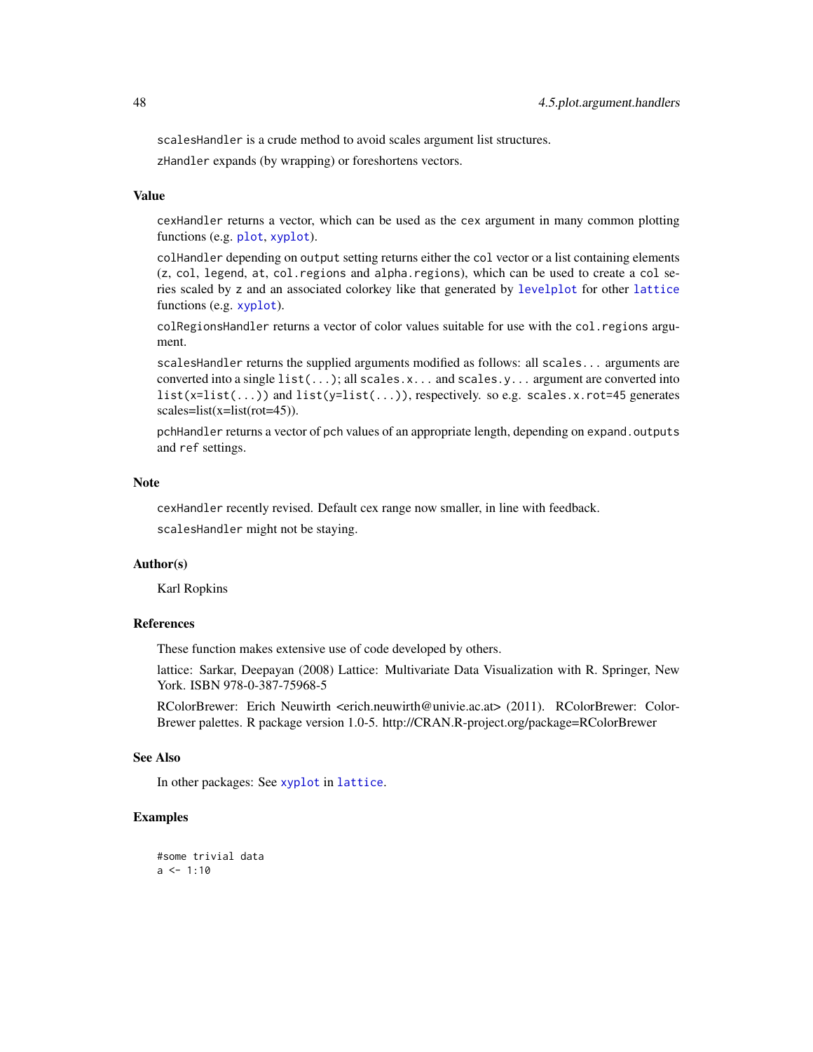`scalesHandler` is a crude method to avoid scales argument list structures.

`zHandler` expands (by wrapping) or foreshortens vectors.

### Value

`cexHandler` returns a vector, which can be used as the `cex` argument in many common plotting functions (e.g. `plot`, `xyplot`).

`colHandler` depending on `output` setting returns either the `col` vector or a list containing elements (`z`, `col`, `legend`, `at`, `col.regions` and `alpha.regions`), which can be used to create a `col` series scaled by `z` and an associated colorkey like that generated by `levelplot` for other `lattice` functions (e.g. `xyplot`).

`colRegionsHandler` returns a vector of color values suitable for use with the `col.regions` argument.

`scalesHandler` returns the supplied arguments modified as follows: all `scales...` arguments are converted into a single `list(...)`; all `scales.x...` and `scales.y...` argument are converted into `list(x=list(...))` and `list(y=list(...))`, respectively. so e.g. `scales.x.rot=45` generates scales=list(x=list(rot=45)).

`pchHandler` returns a vector of `pch` values of an appropriate length, depending on `expand.outputs` and `ref` settings.

### Note

`cexHandler` recently revised. Default cex range now smaller, in line with feedback.

`scalesHandler` might not be staying.

### Author(s)

Karl Ropkins

### References

These function makes extensive use of code developed by others.

lattice: Sarkar, Deepayan (2008) Lattice: Multivariate Data Visualization with R. Springer, New York. ISBN 978-0-387-75968-5

RColorBrewer: Erich Neuwirth <erich.neuwirth@univie.ac.at> (2011). RColorBrewer: ColorBrewer palettes. R package version 1.0-5. http://CRAN.R-project.org/package=RColorBrewer

### See Also

In other packages: See `xyplot` in `lattice`.

### Examples

```
#some trivial data
a <- 1:10
```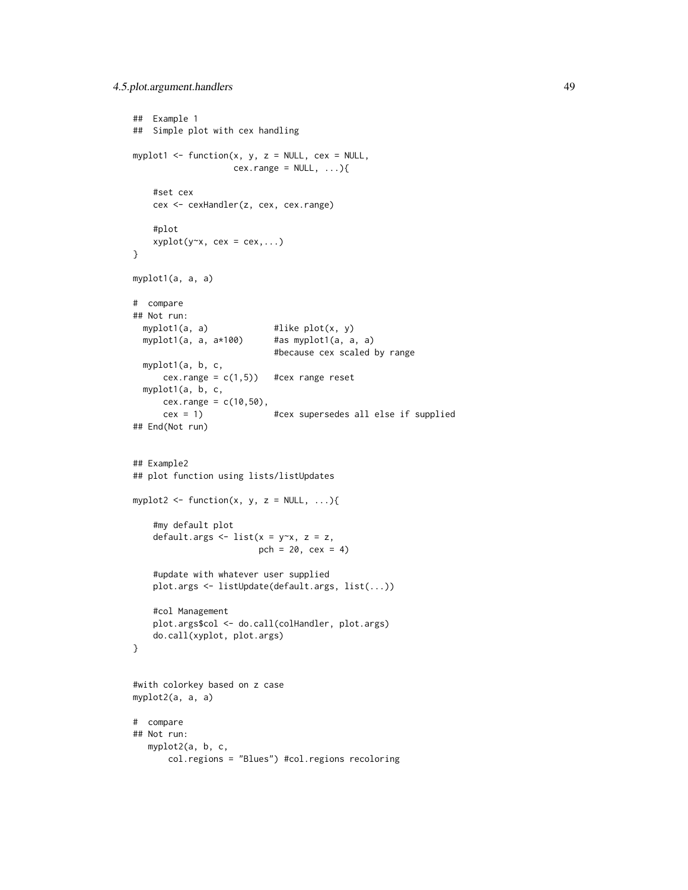```
##  Example 1
##  Simple plot with cex handling

myplot1 <- function(x, y, z = NULL, cex = NULL,
                    cex.range = NULL, ...){

    #set cex
    cex <- cexHandler(z, cex, cex.range)

    #plot
    xyplot(y~x, cex = cex,...)
}

myplot1(a, a, a)

#  compare
## Not run: 
  myplot1(a, a)             #like plot(x, y)
  myplot1(a, a, a*100)      #as myplot1(a, a, a)
                            #because cex scaled by range
  myplot1(a, b, c,
      cex.range = c(1,5))   #cex range reset
  myplot1(a, b, c,
      cex.range = c(10,50),
      cex = 1)              #cex supersedes all else if supplied
## End(Not run)


## Example2
## plot function using lists/listUpdates

myplot2 <- function(x, y, z = NULL, ...){

    #my default plot
    default.args <- list(x = y~x, z = z,
                         pch = 20, cex = 4)

    #update with whatever user supplied
    plot.args <- listUpdate(default.args, list(...))

    #col Management
    plot.args$col <- do.call(colHandler, plot.args)
    do.call(xyplot, plot.args)
}


#with colorkey based on z case
myplot2(a, a, a)

#  compare
## Not run: 
   myplot2(a, b, c,
       col.regions = "Blues") #col.regions recoloring
```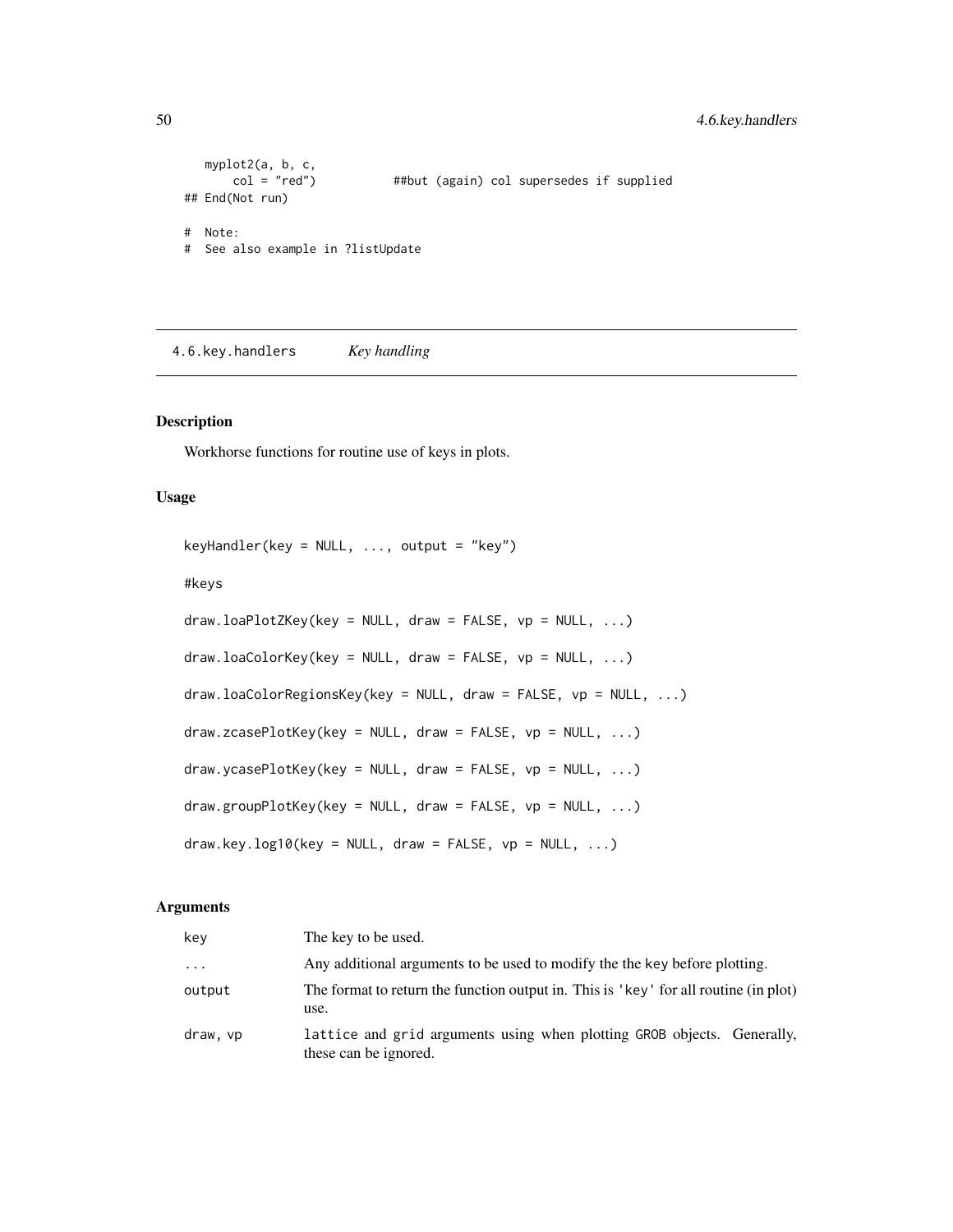```
    myplot2(a, b, c,
        col = "red")            ##but (again) col supersedes if supplied
## End(Not run)

#  Note:
#  See also example in ?listUpdate
```

## 4.6.key.handlers *Key handling*

### Description

Workhorse functions for routine use of keys in plots.

### Usage

```
keyHandler(key = NULL, ..., output = "key")

#keys

draw.loaPlotZKey(key = NULL, draw = FALSE, vp = NULL, ...)

draw.loaColorKey(key = NULL, draw = FALSE, vp = NULL, ...)

draw.loaColorRegionsKey(key = NULL, draw = FALSE, vp = NULL, ...)

draw.zcasePlotKey(key = NULL, draw = FALSE, vp = NULL, ...)

draw.ycasePlotKey(key = NULL, draw = FALSE, vp = NULL, ...)

draw.groupPlotKey(key = NULL, draw = FALSE, vp = NULL, ...)

draw.key.log10(key = NULL, draw = FALSE, vp = NULL, ...)
```

### Arguments

| | |
|---|---|
| key | The key to be used. |
| ... | Any additional arguments to be used to modify the the key before plotting. |
| output | The format to return the function output in. This is 'key' for all routine (in plot) use. |
| draw, vp | lattice and grid arguments using when plotting GROB objects. Generally, these can be ignored. |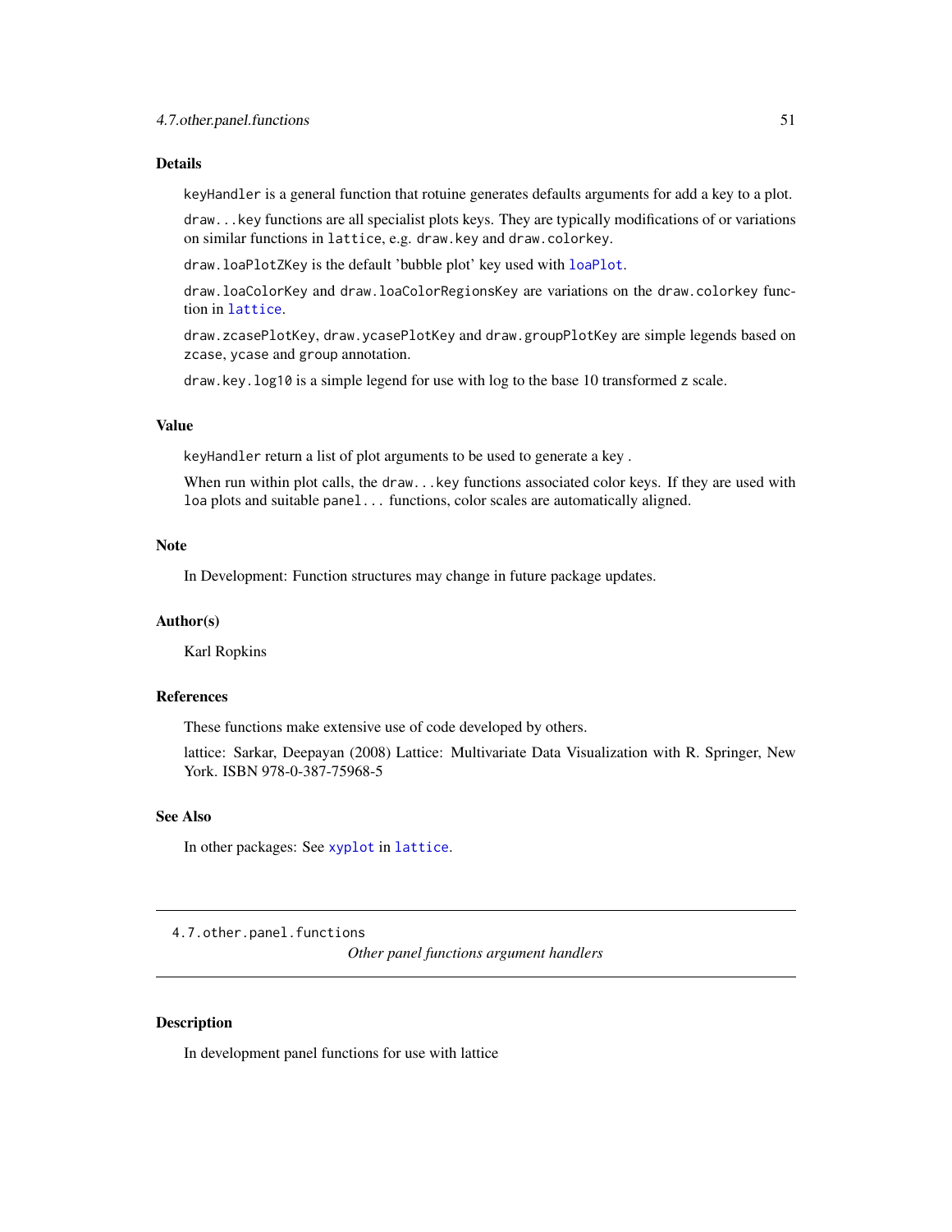## Details

keyHandler is a general function that rotuine generates defaults arguments for add a key to a plot.

draw...key functions are all specialist plots keys. They are typically modifications of or variations on similar functions in lattice, e.g. draw.key and draw.colorkey.

draw.loaPlotZKey is the default 'bubble plot' key used with loaPlot.

draw.loaColorKey and draw.loaColorRegionsKey are variations on the draw.colorkey function in lattice.

draw.zcasePlotKey, draw.ycasePlotKey and draw.groupPlotKey are simple legends based on zcase, ycase and group annotation.

draw.key.log10 is a simple legend for use with log to the base 10 transformed z scale.

## Value

keyHandler return a list of plot arguments to be used to generate a key .

When run within plot calls, the draw...key functions associated color keys. If they are used with loa plots and suitable panel... functions, color scales are automatically aligned.

## Note

In Development: Function structures may change in future package updates.

## Author(s)

Karl Ropkins

## References

These functions make extensive use of code developed by others.

lattice: Sarkar, Deepayan (2008) Lattice: Multivariate Data Visualization with R. Springer, New York. ISBN 978-0-387-75968-5

## See Also

In other packages: See xyplot in lattice.

---

# 4.7.other.panel.functions

*Other panel functions argument handlers*

---

## Description

In development panel functions for use with lattice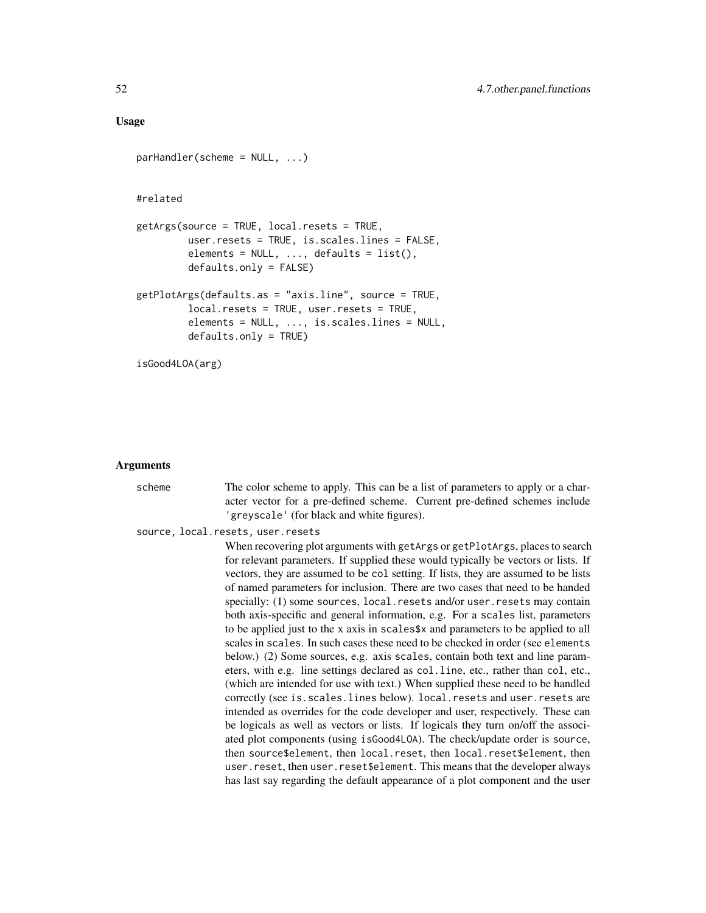## Usage

```
parHandler(scheme = NULL, ...)


#related

getArgs(source = TRUE, local.resets = TRUE,
         user.resets = TRUE, is.scales.lines = FALSE,
         elements = NULL, ..., defaults = list(),
         defaults.only = FALSE)

getPlotArgs(defaults.as = "axis.line", source = TRUE,
         local.resets = TRUE, user.resets = TRUE,
         elements = NULL, ..., is.scales.lines = NULL,
         defaults.only = TRUE)

isGood4LOA(arg)
```

## Arguments

`scheme`
: The color scheme to apply. This can be a list of parameters to apply or a character vector for a pre-defined scheme. Current pre-defined schemes include `'greyscale'` (for black and white figures).

`source, local.resets, user.resets`
: When recovering plot arguments with `getArgs` or `getPlotArgs`, places to search for relevant parameters. If supplied these would typically be vectors or lists. If vectors, they are assumed to be `col` setting. If lists, they are assumed to be lists of named parameters for inclusion. There are two cases that need to be handed specially: (1) some `sources`, `local.resets` and/or `user.resets` may contain both axis-specific and general information, e.g. For a `scales` list, parameters to be applied just to the x axis in `scales$x` and parameters to be applied to all scales in `scales`. In such cases these need to be checked in order (see `elements` below.) (2) Some sources, e.g. axis `scales`, contain both text and line parameters, with e.g. line settings declared as `col.line`, etc., rather than `col`, etc., (which are intended for use with text.) When supplied these need to be handled correctly (see `is.scales.lines` below). `local.resets` and `user.resets` are intended as overrides for the code developer and user, respectively. These can be logicals as well as vectors or lists. If logicals they turn on/off the associated plot components (using `isGood4LOA`). The check/update order is `source`, then `source$element`, then `local.reset`, then `local.reset$element`, then `user.reset`, then `user.reset$element`. This means that the developer always has last say regarding the default appearance of a plot component and the user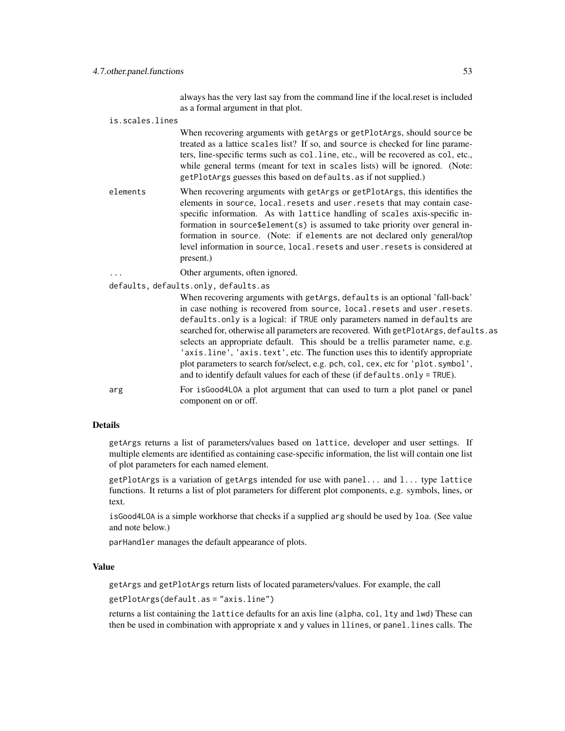always has the very last say from the command line if the local.reset is included as a formal argument in that plot.

`is.scales.lines`
: When recovering arguments with `getArgs` or `getPlotArgs`, should `source` be treated as a lattice `scales` list? If so, and `source` is checked for line parameters, line-specific terms such as `col.line`, etc., will be recovered as `col`, etc., while general terms (meant for text in `scales` lists) will be ignored. (Note: `getPlotArgs` guesses this based on `defaults.as` if not supplied.)

`elements`
: When recovering arguments with `getArgs` or `getPlotArgs`, this identifies the elements in `source`, `local.resets` and `user.resets` that may contain case-specific information. As with `lattice` handling of `scales` axis-specific information in `source$element(s)` is assumed to take priority over general information in `source`. (Note: if `elements` are not declared only general/top level information in `source`, `local.resets` and `user.resets` is considered at present.)

`...`
: Other arguments, often ignored.

`defaults, defaults.only, defaults.as`
: When recovering arguments with `getArgs`, `defaults` is an optional 'fall-back' in case nothing is recovered from `source`, `local.resets` and `user.resets`. `defaults.only` is a logical: if `TRUE` only parameters named in `defaults` are searched for, otherwise all parameters are recovered. With `getPlotArgs`, `defaults.as` selects an appropriate default. This should be a trellis parameter name, e.g. `'axis.line'`, `'axis.text'`, etc. The function uses this to identify appropriate plot parameters to search for/select, e.g. `pch`, `col`, `cex`, etc for `'plot.symbol'`, and to identify default values for each of these (if `defaults.only = TRUE`).

`arg`
: For `isGood4LOA` a plot argument that can used to turn a plot panel or panel component on or off.

## Details

`getArgs` returns a list of parameters/values based on `lattice`, developer and user settings. If multiple elements are identified as containing case-specific information, the list will contain one list of plot parameters for each named element.

`getPlotArgs` is a variation of `getArgs` intended for use with `panel...` and `l...` type `lattice` functions. It returns a list of plot parameters for different plot components, e.g. symbols, lines, or text.

`isGood4LOA` is a simple workhorse that checks if a supplied `arg` should be used by `loa`. (See value and note below.)

`parHandler` manages the default appearance of plots.

## Value

`getArgs` and `getPlotArgs` return lists of located parameters/values. For example, the call

```
getPlotArgs(default.as = "axis.line")
```

returns a list containing the `lattice` defaults for an axis line (`alpha`, `col`, `lty` and `lwd`) These can then be used in combination with appropriate `x` and `y` values in `llines`, or `panel.lines` calls. The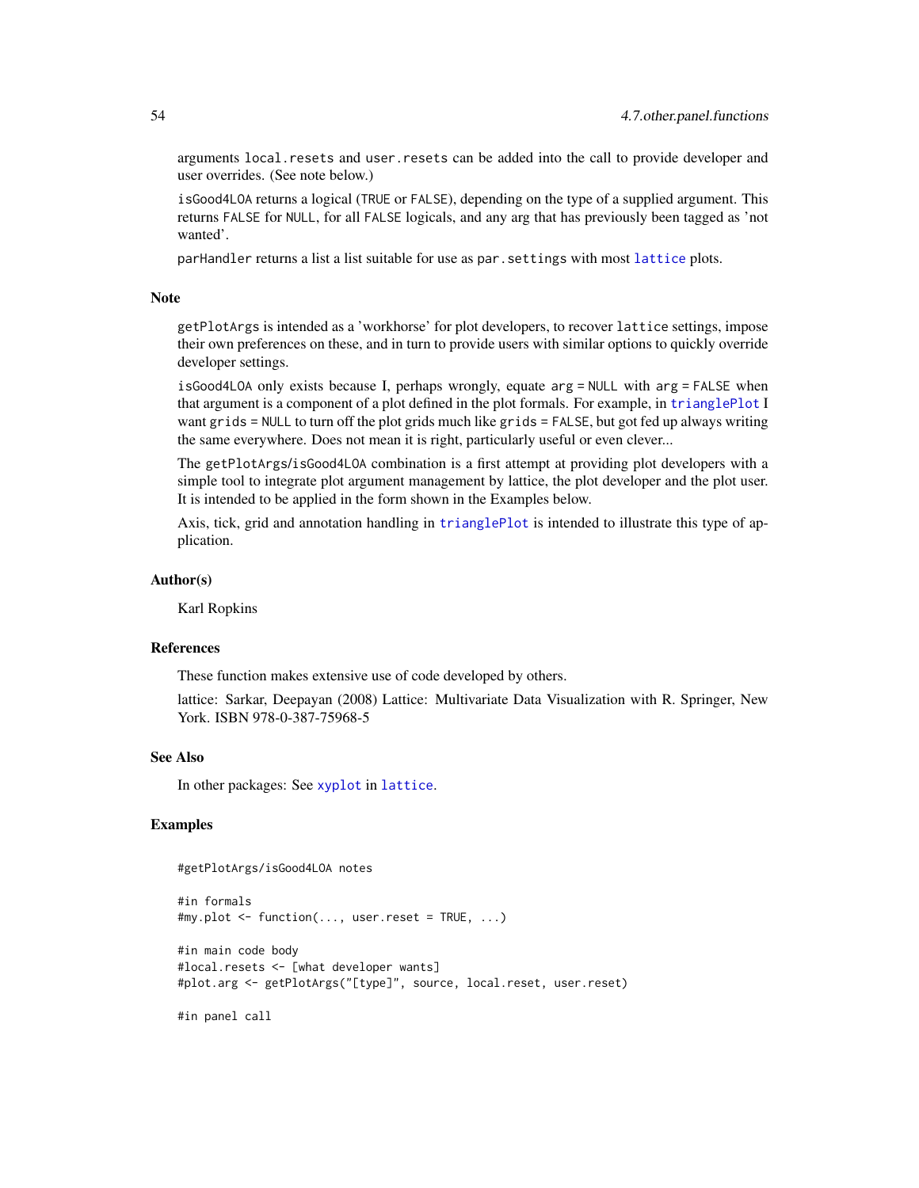arguments `local.resets` and `user.resets` can be added into the call to provide developer and user overrides. (See note below.)

`isGood4LOA` returns a logical (`TRUE` or `FALSE`), depending on the type of a supplied argument. This returns `FALSE` for `NULL`, for all `FALSE` logicals, and any arg that has previously been tagged as 'not wanted'.

`parHandler` returns a list a list suitable for use as `par.settings` with most `lattice` plots.

### Note

`getPlotArgs` is intended as a 'workhorse' for plot developers, to recover `lattice` settings, impose their own preferences on these, and in turn to provide users with similar options to quickly override developer settings.

`isGood4LOA` only exists because I, perhaps wrongly, equate `arg = NULL` with `arg = FALSE` when that argument is a component of a plot defined in the plot formals. For example, in `trianglePlot` I want `grids = NULL` to turn off the plot grids much like `grids = FALSE`, but got fed up always writing the same everywhere. Does not mean it is right, particularly useful or even clever...

The `getPlotArgs`/`isGood4LOA` combination is a first attempt at providing plot developers with a simple tool to integrate plot argument management by lattice, the plot developer and the plot user. It is intended to be applied in the form shown in the Examples below.

Axis, tick, grid and annotation handling in `trianglePlot` is intended to illustrate this type of application.

### Author(s)

Karl Ropkins

### References

These function makes extensive use of code developed by others.

lattice: Sarkar, Deepayan (2008) Lattice: Multivariate Data Visualization with R. Springer, New York. ISBN 978-0-387-75968-5

### See Also

In other packages: See `xyplot` in `lattice`.

### Examples

```
#getPlotArgs/isGood4LOA notes

#in formals
#my.plot <- function(..., user.reset = TRUE, ...)

#in main code body
#local.resets <- [what developer wants]
#plot.arg <- getPlotArgs("[type]", source, local.reset, user.reset)

#in panel call
```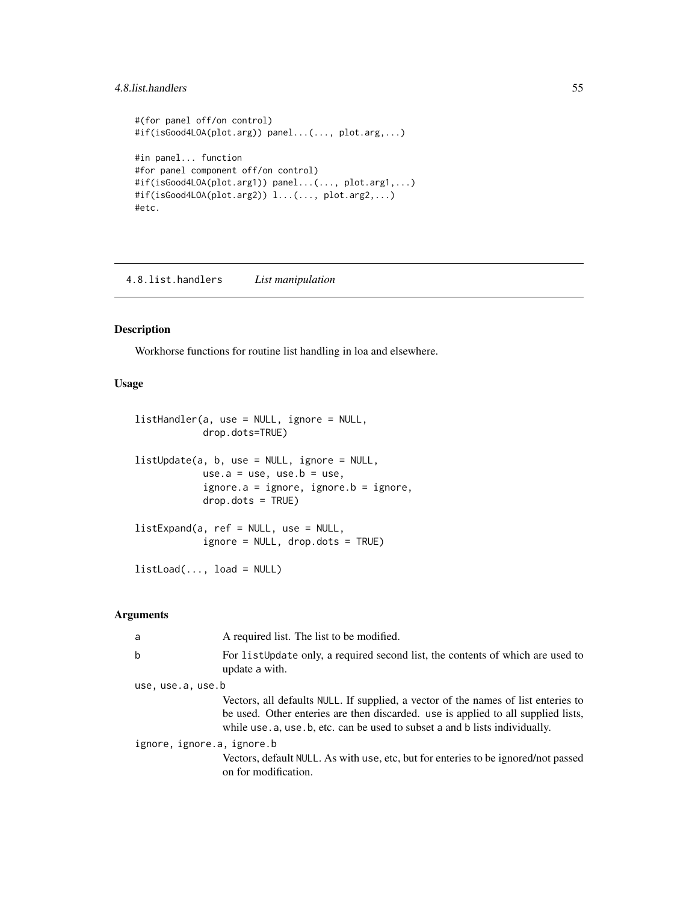```
#(for panel off/on control)
#if(isGood4LOA(plot.arg)) panel...(..., plot.arg,...)

#in panel... function
#for panel component off/on control)
#if(isGood4LOA(plot.arg1)) panel...(..., plot.arg1,...)
#if(isGood4LOA(plot.arg2)) l...(..., plot.arg2,...)
#etc.
```

## 4.8.list.handlers *List manipulation*

### Description

Workhorse functions for routine list handling in loa and elsewhere.

### Usage

```
listHandler(a, use = NULL, ignore = NULL,
            drop.dots=TRUE)

listUpdate(a, b, use = NULL, ignore = NULL,
            use.a = use, use.b = use,
            ignore.a = ignore, ignore.b = ignore,
            drop.dots = TRUE)

listExpand(a, ref = NULL, use = NULL,
            ignore = NULL, drop.dots = TRUE)

listLoad(..., load = NULL)
```

### Arguments

`a` A required list. The list to be modified.

`b` For `listUpdate` only, a required second list, the contents of which are used to update a with.

`use, use.a, use.b`
Vectors, all defaults `NULL`. If supplied, a vector of the names of list enteries to be used. Other enteries are then discarded. `use` is applied to all supplied lists, while `use.a`, `use.b`, etc. can be used to subset `a` and `b` lists individually.

`ignore, ignore.a, ignore.b`
Vectors, default `NULL`. As with `use`, etc, but for enteries to be ignored/not passed on for modification.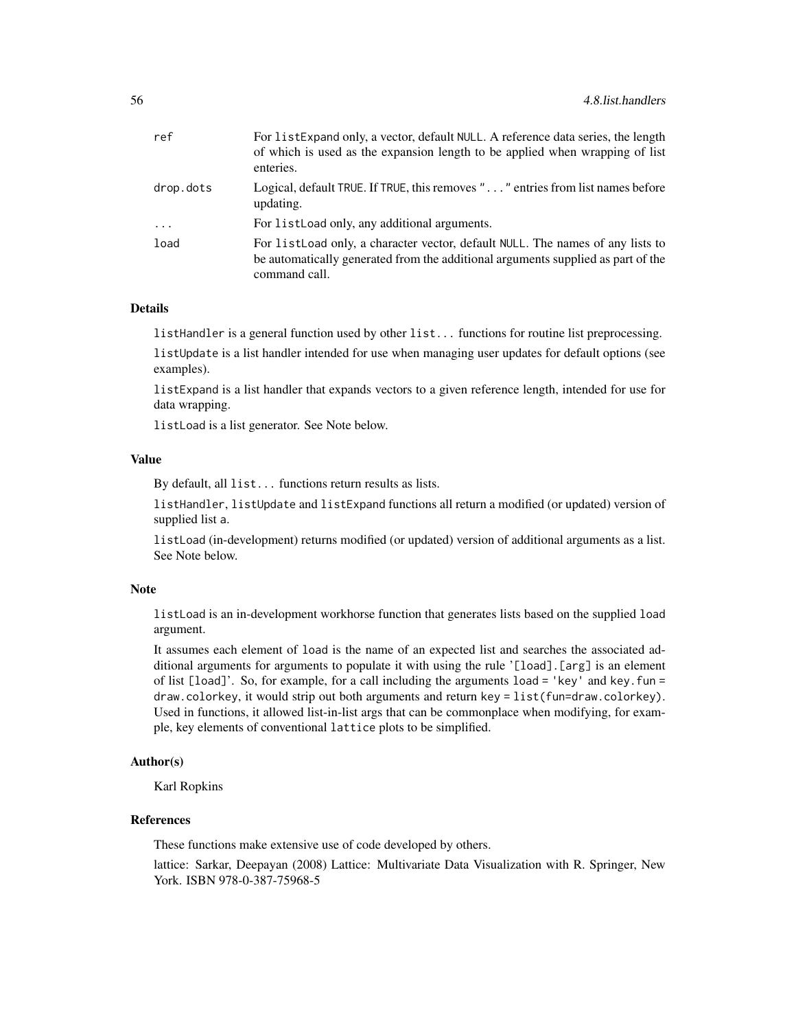| | |
|---|---|
| `ref` | For `listExpand` only, a vector, default `NULL`. A reference data series, the length of which is used as the expansion length to be applied when wrapping of list enteries. |
| `drop.dots` | Logical, default `TRUE`. If `TRUE`, this removes `"..."` entries from list names before updating. |
| `...` | For `listLoad` only, any additional arguments. |
| `load` | For `listLoad` only, a character vector, default `NULL`. The names of any lists to be automatically generated from the additional arguments supplied as part of the command call. |

### Details

`listHandler` is a general function used by other `list...` functions for routine list preprocessing.

`listUpdate` is a list handler intended for use when managing user updates for default options (see examples).

`listExpand` is a list handler that expands vectors to a given reference length, intended for use for data wrapping.

`listLoad` is a list generator. See Note below.

### Value

By default, all `list...` functions return results as lists.

`listHandler`, `listUpdate` and `listExpand` functions all return a modified (or updated) version of supplied list `a`.

`listLoad` (in-development) returns modified (or updated) version of additional arguments as a list. See Note below.

### Note

`listLoad` is an in-development workhorse function that generates lists based on the supplied `load` argument.

It assumes each element of `load` is the name of an expected list and searches the associated additional arguments for arguments to populate it with using the rule '`[load].[arg]` is an element of list `[load]`'. So, for example, for a call including the arguments `load = 'key'` and `key.fun = draw.colorkey`, it would strip out both arguments and return `key = list(fun=draw.colorkey)`. Used in functions, it allowed list-in-list args that can be commonplace when modifying, for example, key elements of conventional `lattice` plots to be simplified.

### Author(s)

Karl Ropkins

### References

These functions make extensive use of code developed by others.

lattice: Sarkar, Deepayan (2008) Lattice: Multivariate Data Visualization with R. Springer, New York. ISBN 978-0-387-75968-5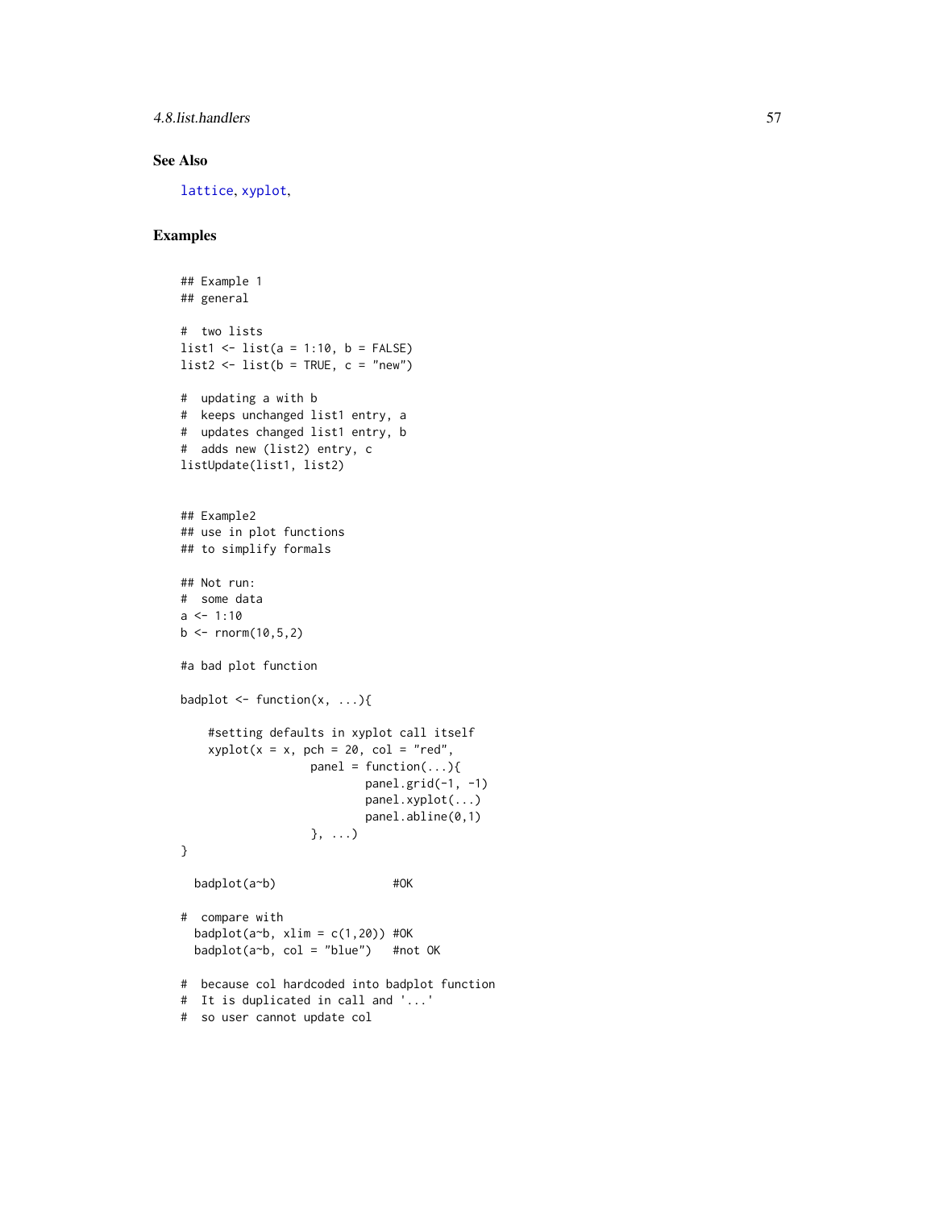## See Also

`lattice`, `xyplot`,

## Examples

```
## Example 1
## general

#  two lists
list1 <- list(a = 1:10, b = FALSE)
list2 <- list(b = TRUE, c = "new")

#  updating a with b
#  keeps unchanged list1 entry, a
#  updates changed list1 entry, b
#  adds new (list2) entry, c
listUpdate(list1, list2)


## Example2
## use in plot functions
## to simplify formals

## Not run:
#  some data
a <- 1:10
b <- rnorm(10,5,2)

#a bad plot function

badplot <- function(x, ...){

    #setting defaults in xyplot call itself
    xyplot(x = x, pch = 20, col = "red",
                   panel = function(...){
                           panel.grid(-1, -1)
                           panel.xyplot(...)
                           panel.abline(0,1)
                   }, ...)
}

  badplot(a~b)                 #OK

#  compare with
  badplot(a~b, xlim = c(1,20)) #OK
  badplot(a~b, col = "blue")   #not OK

#  because col hardcoded into badplot function
#  It is duplicated in call and '...'
#  so user cannot update col
```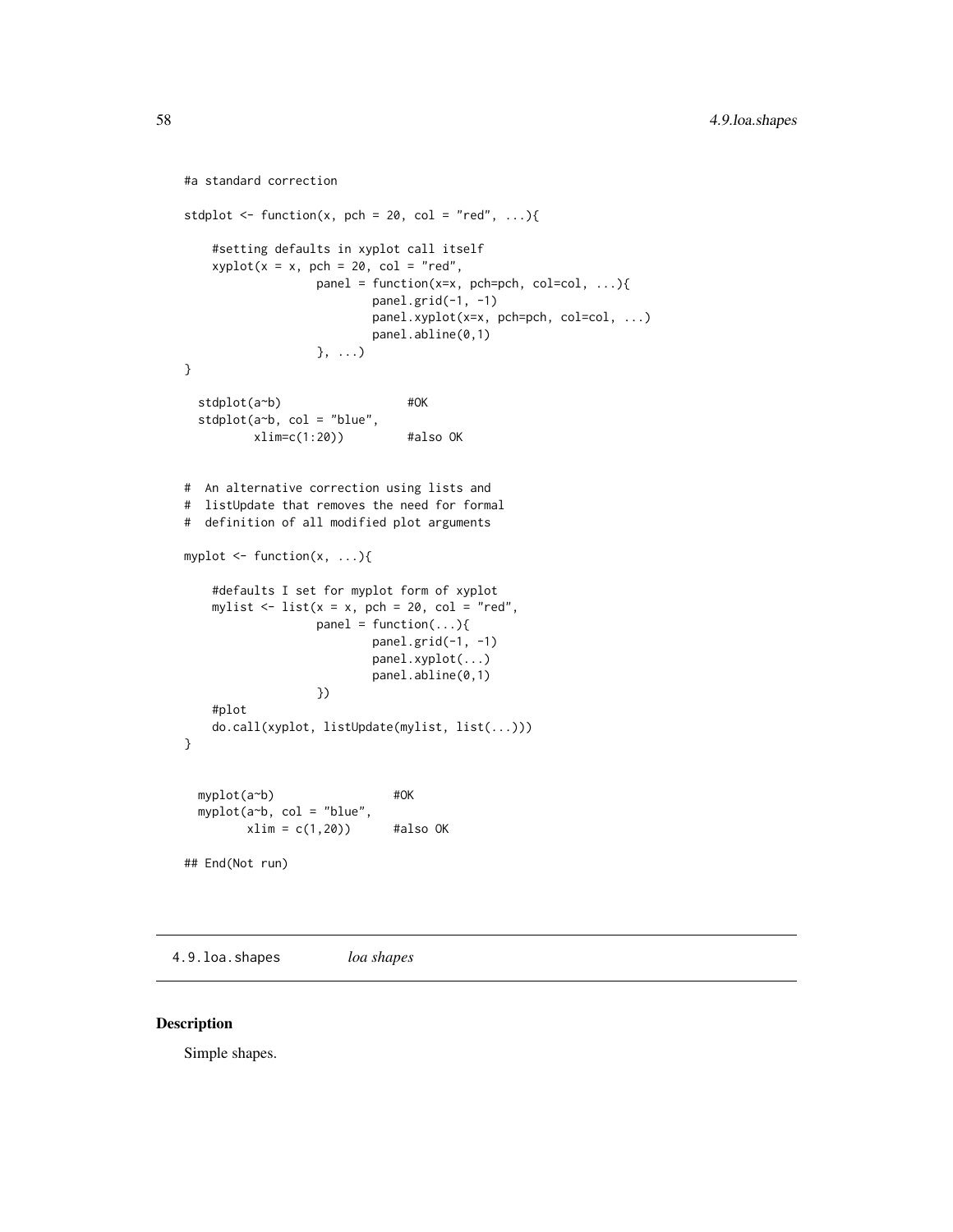```
#a standard correction

stdplot <- function(x, pch = 20, col = "red", ...){

    #setting defaults in xyplot call itself
    xyplot(x = x, pch = 20, col = "red",
                   panel = function(x=x, pch=pch, col=col, ...){
                           panel.grid(-1, -1)
                           panel.xyplot(x=x, pch=pch, col=col, ...)
                           panel.abline(0,1)
                   }, ...)
}

  stdplot(a~b)                  #OK
  stdplot(a~b, col = "blue",
          xlim=c(1:20))         #also OK


#  An alternative correction using lists and
#  listUpdate that removes the need for formal
#  definition of all modified plot arguments

myplot <- function(x, ...){

    #defaults I set for myplot form of xyplot
    mylist <- list(x = x, pch = 20, col = "red",
                   panel = function(...){
                           panel.grid(-1, -1)
                           panel.xyplot(...)
                           panel.abline(0,1)
                   })
    #plot
    do.call(xyplot, listUpdate(mylist, list(...)))
}


  myplot(a~b)                 #OK
  myplot(a~b, col = "blue",
         xlim = c(1,20))      #also OK

## End(Not run)
```

---

## 4.9.loa.shapes *loa shapes*

---

### Description

Simple shapes.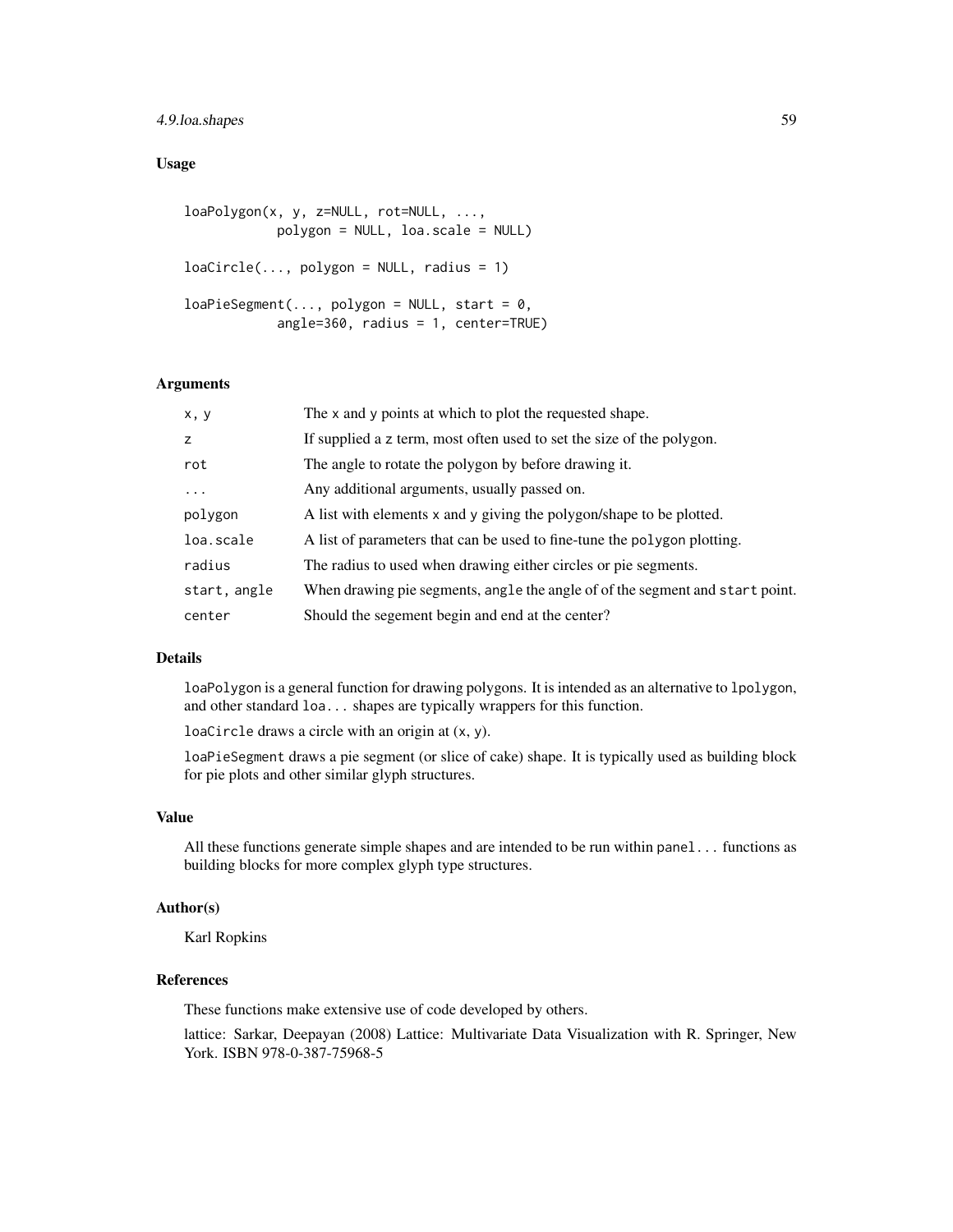## Usage

```
loaPolygon(x, y, z=NULL, rot=NULL, ...,
            polygon = NULL, loa.scale = NULL)

loaCircle(..., polygon = NULL, radius = 1)

loaPieSegment(..., polygon = NULL, start = 0,
            angle=360, radius = 1, center=TRUE)
```

## Arguments

| | |
|---|---|
| `x, y` | The `x` and `y` points at which to plot the requested shape. |
| `z` | If supplied a `z` term, most often used to set the size of the polygon. |
| `rot` | The angle to rotate the polygon by before drawing it. |
| `...` | Any additional arguments, usually passed on. |
| `polygon` | A list with elements `x` and `y` giving the polygon/shape to be plotted. |
| `loa.scale` | A list of parameters that can be used to fine-tune the `polygon` plotting. |
| `radius` | The radius to used when drawing either circles or pie segments. |
| `start, angle` | When drawing pie segments, `angle` the angle of of the segment and `start` point. |
| `center` | Should the segement begin and end at the center? |

## Details

`loaPolygon` is a general function for drawing polygons. It is intended as an alternative to `lpolygon`, and other standard `loa...` shapes are typically wrappers for this function.

`loaCircle` draws a circle with an origin at (`x`, `y`).

`loaPieSegment` draws a pie segment (or slice of cake) shape. It is typically used as building block for pie plots and other similar glyph structures.

## Value

All these functions generate simple shapes and are intended to be run within `panel...` functions as building blocks for more complex glyph type structures.

## Author(s)

Karl Ropkins

## References

These functions make extensive use of code developed by others.

lattice: Sarkar, Deepayan (2008) Lattice: Multivariate Data Visualization with R. Springer, New York. ISBN 978-0-387-75968-5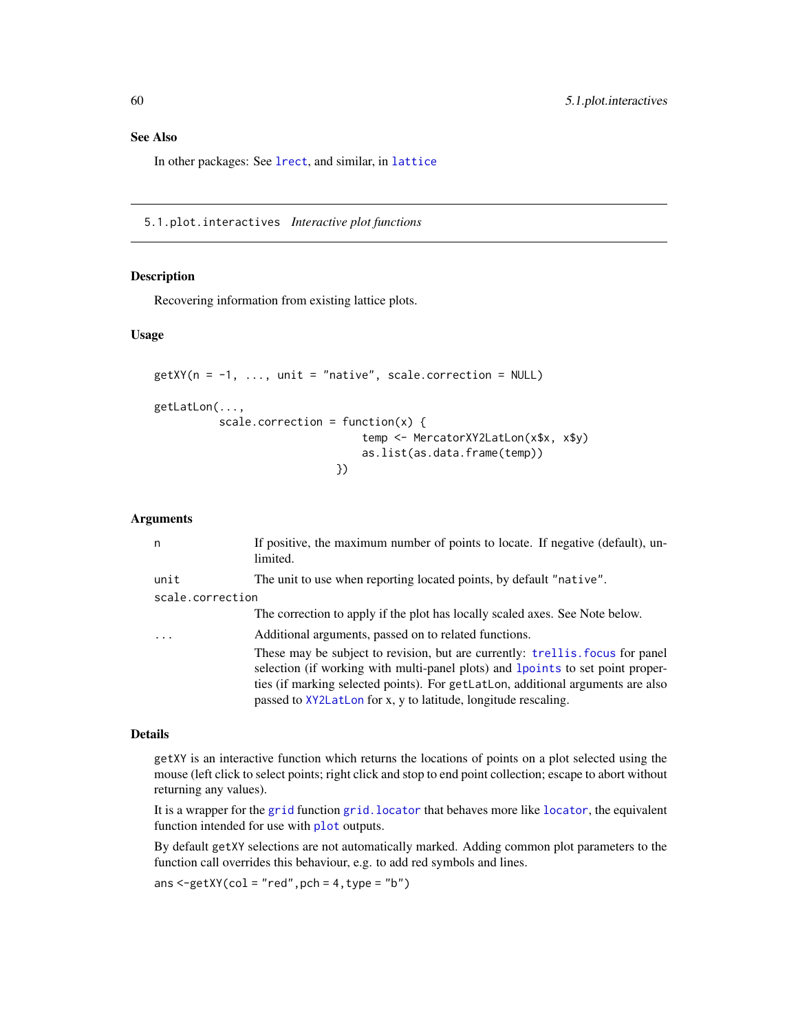## See Also

In other packages: See lrect, and similar, in lattice

---

## 5.1.plot.interactives *Interactive plot functions*

---

### Description

Recovering information from existing lattice plots.

### Usage

```
getXY(n = -1, ..., unit = "native", scale.correction = NULL)

getLatLon(...,
          scale.correction = function(x) {
                              temp <- MercatorXY2LatLon(x$x, x$y)
                              as.list(as.data.frame(temp))
                          })
```

### Arguments

| | |
|---|---|
| n | If positive, the maximum number of points to locate. If negative (default), unlimited. |
| unit | The unit to use when reporting located points, by default "native". |
| scale.correction | The correction to apply if the plot has locally scaled axes. See Note below. |
| ... | Additional arguments, passed on to related functions. These may be subject to revision, but are currently: trellis.focus for panel selection (if working with multi-panel plots) and lpoints to set point properties (if marking selected points). For getLatLon, additional arguments are also passed to XY2LatLon for x, y to latitude, longitude rescaling. |

### Details

getXY is an interactive function which returns the locations of points on a plot selected using the mouse (left click to select points; right click and stop to end point collection; escape to abort without returning any values).

It is a wrapper for the grid function grid.locator that behaves more like locator, the equivalent function intended for use with plot outputs.

By default getXY selections are not automatically marked. Adding common plot parameters to the function call overrides this behaviour, e.g. to add red symbols and lines.

ans <-getXY(col = "red",pch = 4,type = "b")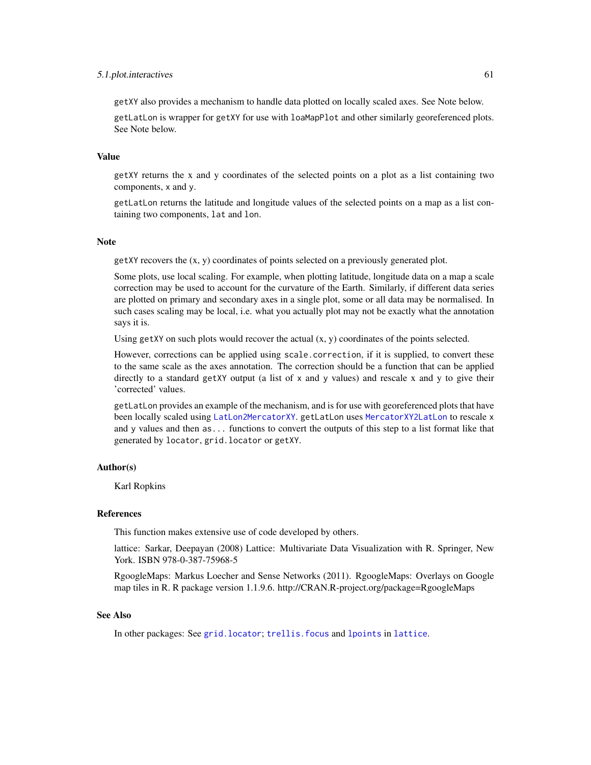getXY also provides a mechanism to handle data plotted on locally scaled axes. See Note below.

getLatLon is wrapper for getXY for use with loaMapPlot and other similarly georeferenced plots. See Note below.

### Value

getXY returns the x and y coordinates of the selected points on a plot as a list containing two components, x and y.

getLatLon returns the latitude and longitude values of the selected points on a map as a list containing two components, lat and lon.

### Note

getXY recovers the (x, y) coordinates of points selected on a previously generated plot.

Some plots, use local scaling. For example, when plotting latitude, longitude data on a map a scale correction may be used to account for the curvature of the Earth. Similarly, if different data series are plotted on primary and secondary axes in a single plot, some or all data may be normalised. In such cases scaling may be local, i.e. what you actually plot may not be exactly what the annotation says it is.

Using getXY on such plots would recover the actual (x, y) coordinates of the points selected.

However, corrections can be applied using scale.correction, if it is supplied, to convert these to the same scale as the axes annotation. The correction should be a function that can be applied directly to a standard getXY output (a list of x and y values) and rescale x and y to give their 'corrected' values.

getLatLon provides an example of the mechanism, and is for use with georeferenced plots that have been locally scaled using LatLon2MercatorXY. getLatLon uses MercatorXY2LatLon to rescale x and y values and then as... functions to convert the outputs of this step to a list format like that generated by locator, grid.locator or getXY.

### Author(s)

Karl Ropkins

### References

This function makes extensive use of code developed by others.

lattice: Sarkar, Deepayan (2008) Lattice: Multivariate Data Visualization with R. Springer, New York. ISBN 978-0-387-75968-5

RgoogleMaps: Markus Loecher and Sense Networks (2011). RgoogleMaps: Overlays on Google map tiles in R. R package version 1.1.9.6. http://CRAN.R-project.org/package=RgoogleMaps

### See Also

In other packages: See grid.locator; trellis.focus and lpoints in lattice.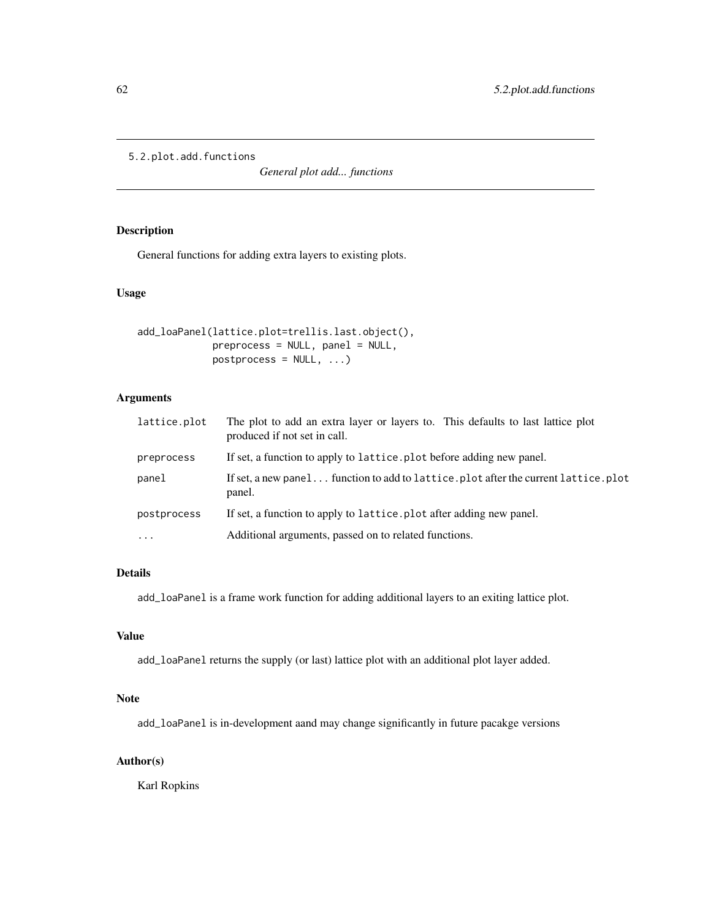5.2.plot.add.functions

*General plot add... functions*

## Description

General functions for adding extra layers to existing plots.

## Usage

```
add_loaPanel(lattice.plot=trellis.last.object(),
             preprocess = NULL, panel = NULL,
             postprocess = NULL, ...)
```

## Arguments

| | |
|---|---|
| `lattice.plot` | The plot to add an extra layer or layers to. This defaults to last lattice plot produced if not set in call. |
| `preprocess` | If set, a function to apply to `lattice.plot` before adding new panel. |
| `panel` | If set, a new `panel...` function to add to `lattice.plot` after the current `lattice.plot` panel. |
| `postprocess` | If set, a function to apply to `lattice.plot` after adding new panel. |
| `...` | Additional arguments, passed on to related functions. |

## Details

`add_loaPanel` is a frame work function for adding additional layers to an exiting lattice plot.

## Value

`add_loaPanel` returns the supply (or last) lattice plot with an additional plot layer added.

## Note

`add_loaPanel` is in-development aand may change significantly in future pacakge versions

## Author(s)

Karl Ropkins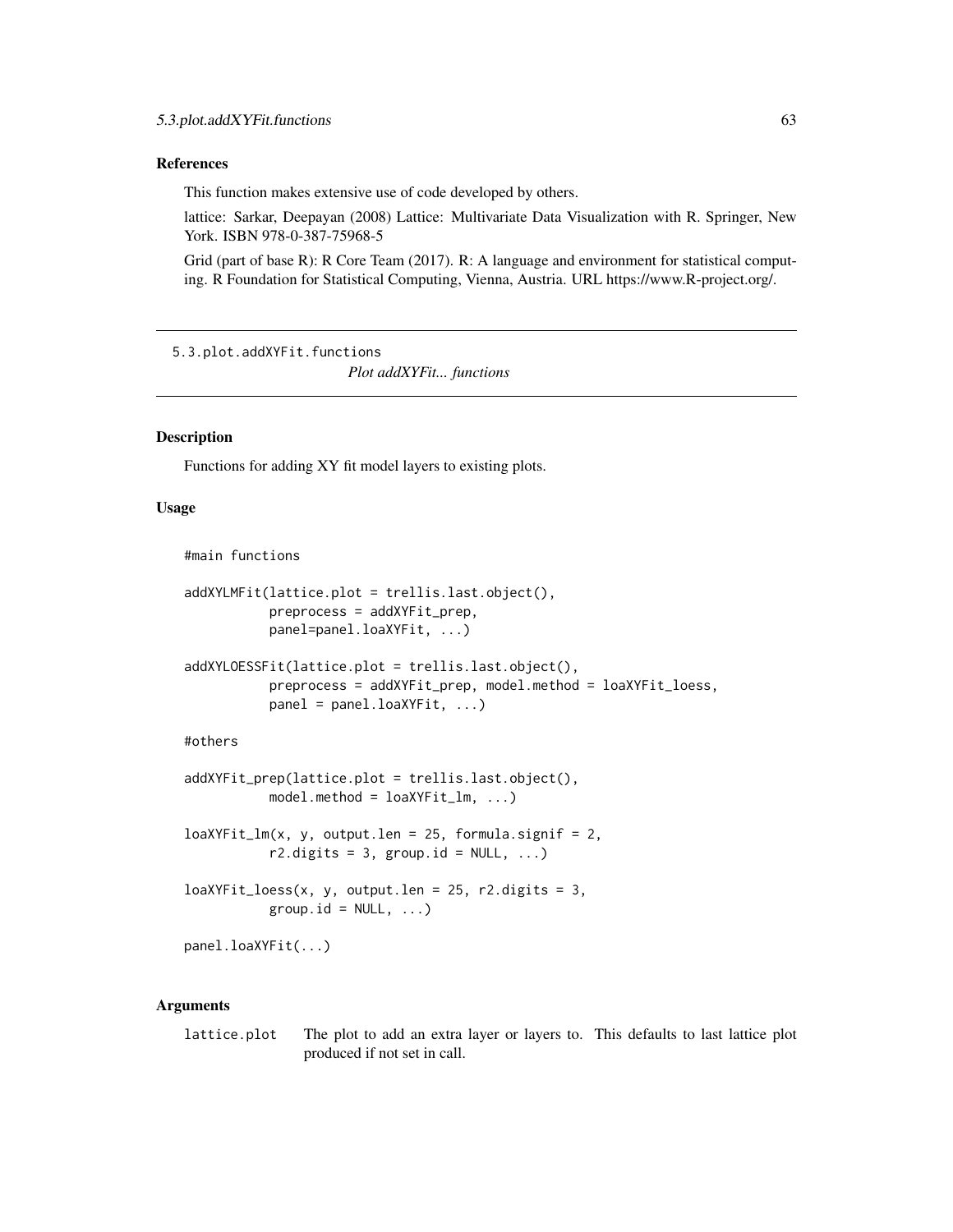### References

This function makes extensive use of code developed by others.

lattice: Sarkar, Deepayan (2008) Lattice: Multivariate Data Visualization with R. Springer, New York. ISBN 978-0-387-75968-5

Grid (part of base R): R Core Team (2017). R: A language and environment for statistical computing. R Foundation for Statistical Computing, Vienna, Austria. URL https://www.R-project.org/.

---

## 5.3.plot.addXYFit.functions

*Plot addXYFit... functions*

---

### Description

Functions for adding XY fit model layers to existing plots.

### Usage

```
#main functions

addXYLMFit(lattice.plot = trellis.last.object(),
           preprocess = addXYFit_prep,
           panel=panel.loaXYFit, ...)

addXYLOESSFit(lattice.plot = trellis.last.object(),
           preprocess = addXYFit_prep, model.method = loaXYFit_loess,
           panel = panel.loaXYFit, ...)

#others

addXYFit_prep(lattice.plot = trellis.last.object(),
           model.method = loaXYFit_lm, ...)

loaXYFit_lm(x, y, output.len = 25, formula.signif = 2,
           r2.digits = 3, group.id = NULL, ...)

loaXYFit_loess(x, y, output.len = 25, r2.digits = 3,
           group.id = NULL, ...)

panel.loaXYFit(...)
```

### Arguments

`lattice.plot` The plot to add an extra layer or layers to. This defaults to last lattice plot produced if not set in call.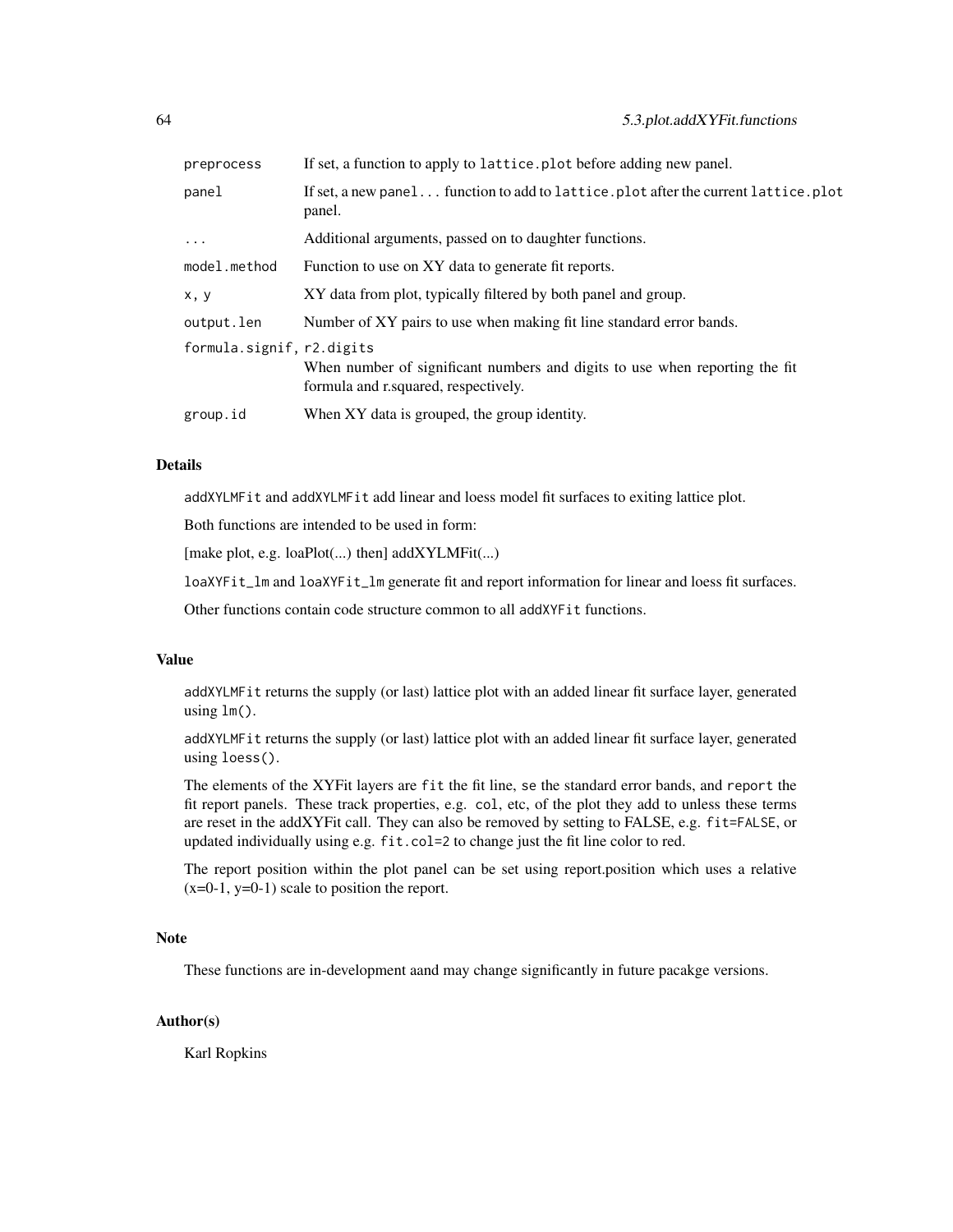| | |
|---|---|
| `preprocess` | If set, a function to apply to `lattice.plot` before adding new panel. |
| `panel` | If set, a new `panel...` function to add to `lattice.plot` after the current `lattice.plot` panel. |
| `...` | Additional arguments, passed on to daughter functions. |
| `model.method` | Function to use on XY data to generate fit reports. |
| `x, y` | XY data from plot, typically filtered by both panel and group. |
| `output.len` | Number of XY pairs to use when making fit line standard error bands. |
| `formula.signif, r2.digits` | When number of significant numbers and digits to use when reporting the fit formula and r.squared, respectively. |
| `group.id` | When XY data is grouped, the group identity. |

### Details

`addXYLMFit` and `addXYLMFit` add linear and loess model fit surfaces to exiting lattice plot.

Both functions are intended to be used in form:

[make plot, e.g. loaPlot(...) then] addXYLMFit(...)

`loaXYFit_lm` and `loaXYFit_lm` generate fit and report information for linear and loess fit surfaces.

Other functions contain code structure common to all `addXYFit` functions.

### Value

`addXYLMFit` returns the supply (or last) lattice plot with an added linear fit surface layer, generated using `lm()`.

`addXYLMFit` returns the supply (or last) lattice plot with an added linear fit surface layer, generated using `loess()`.

The elements of the XYFit layers are `fit` the fit line, `se` the standard error bands, and `report` the fit report panels. These track properties, e.g. `col`, etc, of the plot they add to unless these terms are reset in the addXYFit call. They can also be removed by setting to FALSE, e.g. `fit=FALSE`, or updated individually using e.g. `fit.col=2` to change just the fit line color to red.

The report position within the plot panel can be set using report.position which uses a relative (x=0-1, y=0-1) scale to position the report.

### Note

These functions are in-development aand may change significantly in future pacakge versions.

### Author(s)

Karl Ropkins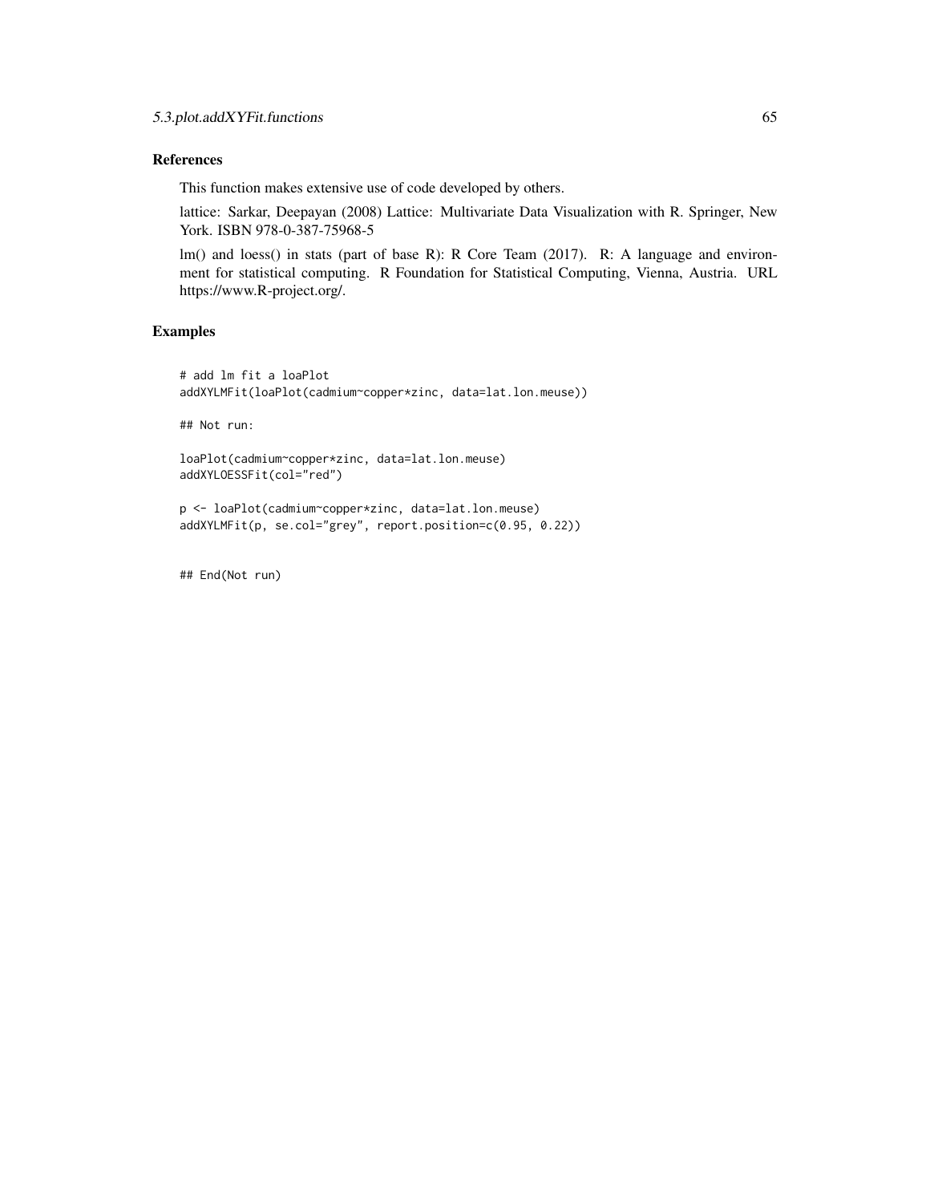### References

This function makes extensive use of code developed by others.

lattice: Sarkar, Deepayan (2008) Lattice: Multivariate Data Visualization with R. Springer, New York. ISBN 978-0-387-75968-5

lm() and loess() in stats (part of base R): R Core Team (2017). R: A language and environment for statistical computing. R Foundation for Statistical Computing, Vienna, Austria. URL https://www.R-project.org/.

### Examples

```
# add lm fit a loaPlot
addXYLMFit(loaPlot(cadmium~copper*zinc, data=lat.lon.meuse))

## Not run:

loaPlot(cadmium~copper*zinc, data=lat.lon.meuse)
addXYLOESSFit(col="red")

p <- loaPlot(cadmium~copper*zinc, data=lat.lon.meuse)
addXYLMFit(p, se.col="grey", report.position=c(0.95, 0.22))


## End(Not run)
```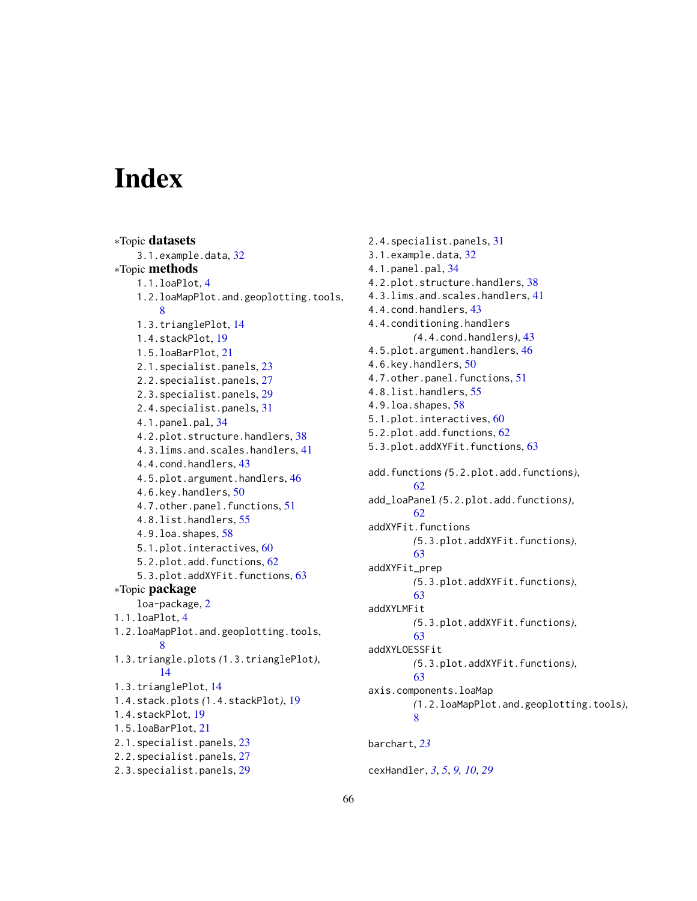# Index

∗Topic **datasets**
  3.1.example.data, 32
∗Topic **methods**
  1.1.loaPlot, 4
  1.2.loaMapPlot.and.geoplotting.tools, 8
  1.3.trianglePlot, 14
  1.4.stackPlot, 19
  1.5.loaBarPlot, 21
  2.1.specialist.panels, 23
  2.2.specialist.panels, 27
  2.3.specialist.panels, 29
  2.4.specialist.panels, 31
  4.1.panel.pal, 34
  4.2.plot.structure.handlers, 38
  4.3.lims.and.scales.handlers, 41
  4.4.cond.handlers, 43
  4.5.plot.argument.handlers, 46
  4.6.key.handlers, 50
  4.7.other.panel.functions, 51
  4.8.list.handlers, 55
  4.9.loa.shapes, 58
  5.1.plot.interactives, 60
  5.2.plot.add.functions, 62
  5.3.plot.addXYFit.functions, 63
∗Topic **package**
  loa-package, 2

1.1.loaPlot, 4
1.2.loaMapPlot.and.geoplotting.tools, 8
1.3.triangle.plots *(*1.3.trianglePlot*)*, 14
1.3.trianglePlot, 14
1.4.stack.plots *(*1.4.stackPlot*)*, 19
1.4.stackPlot, 19
1.5.loaBarPlot, 21
2.1.specialist.panels, 23
2.2.specialist.panels, 27
2.3.specialist.panels, 29
2.4.specialist.panels, 31
3.1.example.data, 32
4.1.panel.pal, 34
4.2.plot.structure.handlers, 38
4.3.lims.and.scales.handlers, 41
4.4.cond.handlers, 43
4.4.conditioning.handlers *(*4.4.cond.handlers*)*, 43
4.5.plot.argument.handlers, 46
4.6.key.handlers, 50
4.7.other.panel.functions, 51
4.8.list.handlers, 55
4.9.loa.shapes, 58
5.1.plot.interactives, 60
5.2.plot.add.functions, 62
5.3.plot.addXYFit.functions, 63

add.functions *(*5.2.plot.add.functions*)*, 62
add_loaPanel *(*5.2.plot.add.functions*)*, 62
addXYFit.functions *(*5.3.plot.addXYFit.functions*)*, 63
addXYFit_prep *(*5.3.plot.addXYFit.functions*)*, 63
addXYLMFit *(*5.3.plot.addXYFit.functions*)*, 63
addXYLOESSFit *(*5.3.plot.addXYFit.functions*)*, 63
axis.components.loaMap *(*1.2.loaMapPlot.and.geoplotting.tools*)*, 8

barchart, *23*

cexHandler, *3*, *5*, *9, 10*, *29*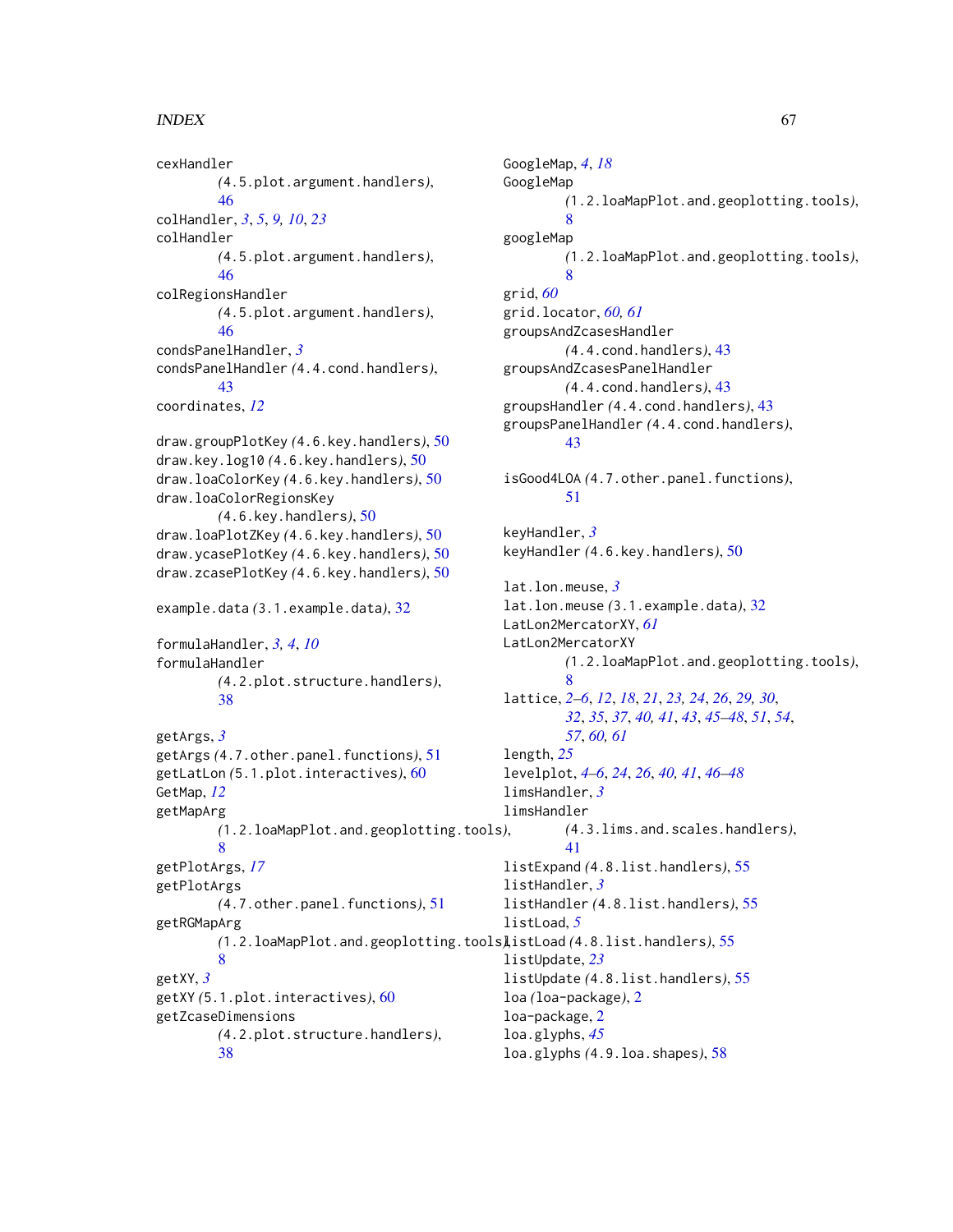cexHandler
(4.5.plot.argument.handlers), 46
colHandler, *3*, *5*, *9*, *10*, *23*
colHandler
(4.5.plot.argument.handlers), 46
colRegionsHandler
(4.5.plot.argument.handlers), 46
condsPanelHandler, *3*
condsPanelHandler (4.4.cond.handlers), 43
coordinates, *12*

draw.groupPlotKey (4.6.key.handlers), 50
draw.key.log10 (4.6.key.handlers), 50
draw.loaColorKey (4.6.key.handlers), 50
draw.loaColorRegionsKey
(4.6.key.handlers), 50
draw.loaPlotZKey (4.6.key.handlers), 50
draw.ycasePlotKey (4.6.key.handlers), 50
draw.zcasePlotKey (4.6.key.handlers), 50

example.data (3.1.example.data), 32

formulaHandler, *3*, *4*, *10*
formulaHandler
(4.2.plot.structure.handlers), 38

getArgs, *3*
getArgs (4.7.other.panel.functions), 51
getLatLon (5.1.plot.interactives), 60
GetMap, *12*
getMapArg
(1.2.loaMapPlot.and.geoplotting.tools), 8
getPlotArgs, *17*
getPlotArgs
(4.7.other.panel.functions), 51
getRGMapArg
(1.2.loaMapPlot.and.geoplotting.tools), 8
getXY, *3*
getXY (5.1.plot.interactives), 60
getZcaseDimensions
(4.2.plot.structure.handlers), 38

GoogleMap, *4*, *18*
GoogleMap
(1.2.loaMapPlot.and.geoplotting.tools), 8
googleMap
(1.2.loaMapPlot.and.geoplotting.tools), 8
grid, *60*
grid.locator, *60*, *61*
groupsAndZcasesHandler
(4.4.cond.handlers), 43
groupsAndZcasesPanelHandler
(4.4.cond.handlers), 43
groupsHandler (4.4.cond.handlers), 43
groupsPanelHandler (4.4.cond.handlers), 43

isGood4LOA (4.7.other.panel.functions), 51

keyHandler, *3*
keyHandler (4.6.key.handlers), 50

lat.lon.meuse, *3*
lat.lon.meuse (3.1.example.data), 32
LatLon2MercatorXY, *61*
LatLon2MercatorXY
(1.2.loaMapPlot.and.geoplotting.tools), 8
lattice, *2–6*, *12*, *18*, *21*, *23*, *24*, *26*, *29*, *30*, *32*, *35*, *37*, *40*, *41*, *43*, *45–48*, *51*, *54*, *57*, *60*, *61*
length, *25*
levelplot, *4–6*, *24*, *26*, *40*, *41*, *46–48*
limsHandler, *3*
limsHandler
(4.3.lims.and.scales.handlers), 41
listExpand (4.8.list.handlers), 55
listHandler, *3*
listHandler (4.8.list.handlers), 55
listLoad, *5*
listLoad (4.8.list.handlers), 55
listUpdate, *23*
listUpdate (4.8.list.handlers), 55
loa (loa-package), 2
loa-package, 2
loa.glyphs, *45*
loa.glyphs (4.9.loa.shapes), 58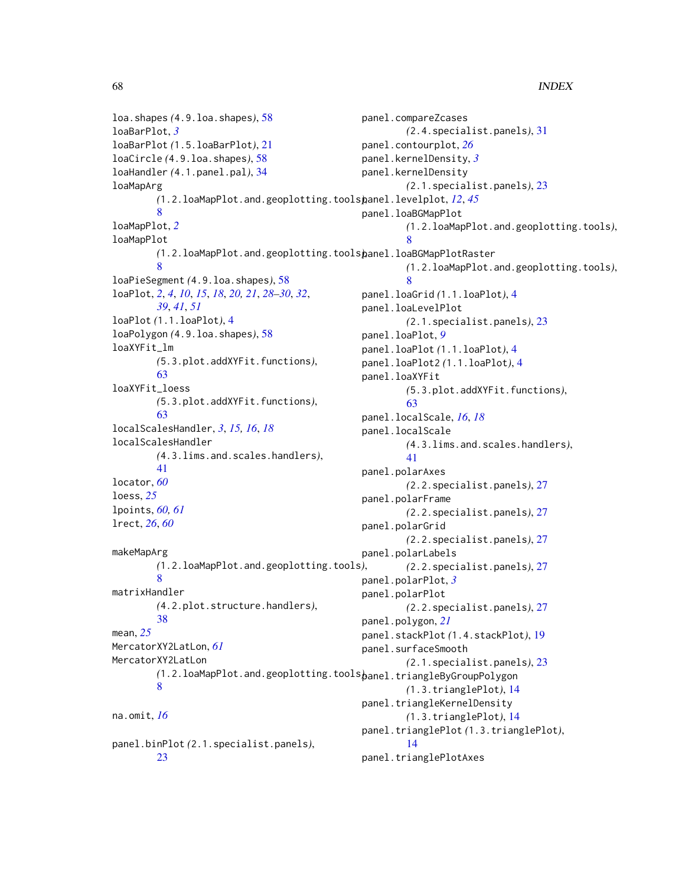loa.shapes *(*4.9.loa.shapes*)*, 58
loaBarPlot, *3*
loaBarPlot *(*1.5.loaBarPlot*)*, 21
loaCircle *(*4.9.loa.shapes*)*, 58
loaHandler *(*4.1.panel.pal*)*, 34
loaMapArg
*(*1.2.loaMapPlot.and.geoplotting.tools*)*, 8
loaMapPlot, *2*
loaMapPlot
*(*1.2.loaMapPlot.and.geoplotting.tools*)*, 8
loaPieSegment *(*4.9.loa.shapes*)*, 58
loaPlot, *2*, *4*, *10*, *15*, *18*, *20, 21*, *28–30*, *32*, *39*, *41*, *51*
loaPlot *(*1.1.loaPlot*)*, 4
loaPolygon *(*4.9.loa.shapes*)*, 58
loaXYFit_lm
*(*5.3.plot.addXYFit.functions*)*, 63
loaXYFit_loess
*(*5.3.plot.addXYFit.functions*)*, 63
localScalesHandler, *3*, *15, 16*, *18*
localScalesHandler
*(*4.3.lims.and.scales.handlers*)*, 41
locator, *60*
loess, *25*
lpoints, *60, 61*
lrect, *26*, *60*

makeMapArg
*(*1.2.loaMapPlot.and.geoplotting.tools*)*, 8
matrixHandler
*(*4.2.plot.structure.handlers*)*, 38
mean, *25*
MercatorXY2LatLon, *61*
MercatorXY2LatLon
*(*1.2.loaMapPlot.and.geoplotting.tools*)*, 8

na.omit, *16*

panel.binPlot *(*2.1.specialist.panels*)*, 23
panel.compareZcases
*(*2.4.specialist.panels*)*, 31
panel.contourplot, *26*
panel.kernelDensity, *3*
panel.kernelDensity
*(*2.1.specialist.panels*)*, 23
panel.levelplot, *12*, *45*
panel.loaBGMapPlot
*(*1.2.loaMapPlot.and.geoplotting.tools*)*, 8
panel.loaBGMapPlotRaster
*(*1.2.loaMapPlot.and.geoplotting.tools*)*, 8
panel.loaGrid *(*1.1.loaPlot*)*, 4
panel.loaLevelPlot
*(*2.1.specialist.panels*)*, 23
panel.loaPlot, *9*
panel.loaPlot *(*1.1.loaPlot*)*, 4
panel.loaPlot2 *(*1.1.loaPlot*)*, 4
panel.loaXYFit
*(*5.3.plot.addXYFit.functions*)*, 63
panel.localScale, *16*, *18*
panel.localScale
*(*4.3.lims.and.scales.handlers*)*, 41
panel.polarAxes
*(*2.2.specialist.panels*)*, 27
panel.polarFrame
*(*2.2.specialist.panels*)*, 27
panel.polarGrid
*(*2.2.specialist.panels*)*, 27
panel.polarLabels
*(*2.2.specialist.panels*)*, 27
panel.polarPlot, *3*
panel.polarPlot
*(*2.2.specialist.panels*)*, 27
panel.polygon, *21*
panel.stackPlot *(*1.4.stackPlot*)*, 19
panel.surfaceSmooth
*(*2.1.specialist.panels*)*, 23
panel.triangleByGroupPolygon
*(*1.3.trianglePlot*)*, 14
panel.triangleKernelDensity
*(*1.3.trianglePlot*)*, 14
panel.trianglePlot *(*1.3.trianglePlot*)*, 14
panel.trianglePlotAxes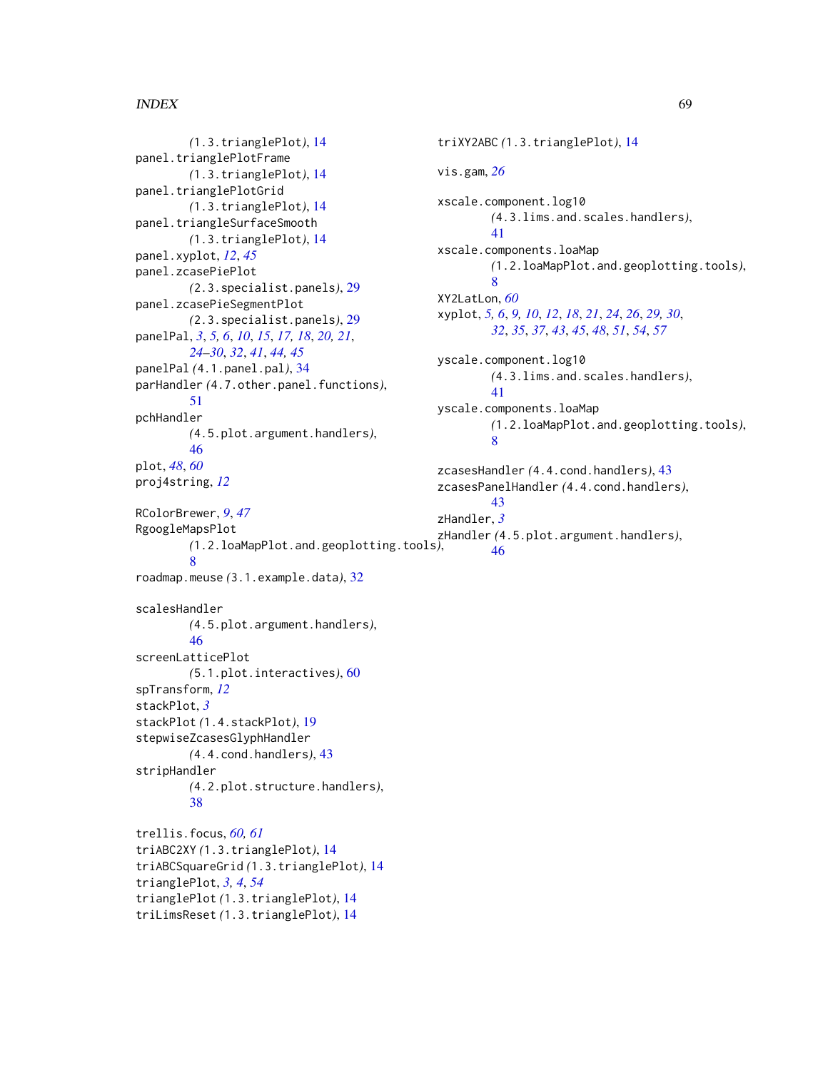(1.3.trianglePlot), 14
panel.trianglePlotFrame
(1.3.trianglePlot), 14
panel.trianglePlotGrid
(1.3.trianglePlot), 14
panel.triangleSurfaceSmooth
(1.3.trianglePlot), 14
panel.xyplot, *12*, *45*
panel.zcasePiePlot
(2.3.specialist.panels), 29
panel.zcasePieSegmentPlot
(2.3.specialist.panels), 29
panelPal, *3*, *5*, *6*, *10*, *15*, *17*, *18*, *20*, *21*,
*24–30*, *32*, *41*, *44*, *45*
panelPal (4.1.panel.pal), 34
parHandler (4.7.other.panel.functions),
51
pchHandler
(4.5.plot.argument.handlers),
46
plot, *48*, *60*
proj4string, *12*

RColorBrewer, *9*, *47*
RgoogleMapsPlot
(1.2.loaMapPlot.and.geoplotting.tools),
8
roadmap.meuse (3.1.example.data), 32

scalesHandler
(4.5.plot.argument.handlers),
46
screenLatticePlot
(5.1.plot.interactives), 60
spTransform, *12*
stackPlot, *3*
stackPlot (1.4.stackPlot), 19
stepwiseZcasesGlyphHandler
(4.4.cond.handlers), 43
stripHandler
(4.2.plot.structure.handlers),
38

trellis.focus, *60*, *61*
triABC2XY (1.3.trianglePlot), 14
triABCSquareGrid (1.3.trianglePlot), 14
trianglePlot, *3*, *4*, *54*
trianglePlot (1.3.trianglePlot), 14
triLimsReset (1.3.trianglePlot), 14
triXY2ABC (1.3.trianglePlot), 14

vis.gam, *26*

xscale.component.log10
(4.3.lims.and.scales.handlers),
41
xscale.components.loaMap
(1.2.loaMapPlot.and.geoplotting.tools),
8
XY2LatLon, *60*
xyplot, *5*, *6*, *9*, *10*, *12*, *18*, *21*, *24*, *26*, *29*, *30*,
*32*, *35*, *37*, *43*, *45*, *48*, *51*, *54*, *57*

yscale.component.log10
(4.3.lims.and.scales.handlers),
41
yscale.components.loaMap
(1.2.loaMapPlot.and.geoplotting.tools),
8

zcasesHandler (4.4.cond.handlers), 43
zcasesPanelHandler (4.4.cond.handlers),
43
zHandler, *3*
zHandler (4.5.plot.argument.handlers),
46